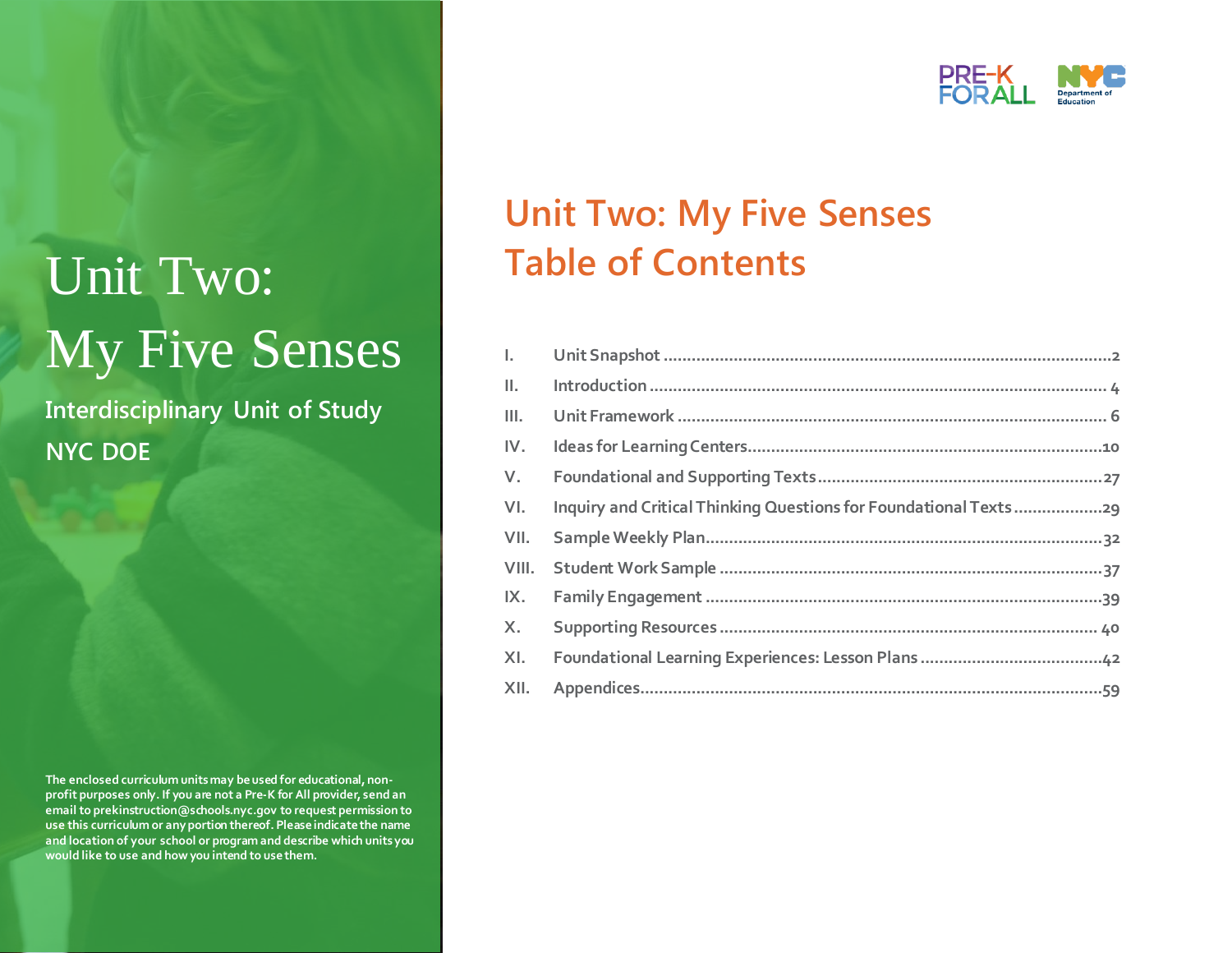# Unit Two: My Five Senses

**Interdisciplinary Unit of Study**

**NYC DOE**

The enclosed curriculum units may be used for educational, non-profit purposes only. If you are not a Pre-K for All provider, send an email to prekinstruction@schools.nyc.gov to request permission to use this curriculum or any portion thereof. Please indicate the name and location of your school or program and describe which units you would like to use and how you intend to use them.

PRE-K FOR ALL

NYC Department of Education

## Unit Two: My Five Senses Table of Contents

I. Unit Snapshot ........ 2
II. Introduction ........ 4
III. Unit Framework ........ 6
IV. Ideas for Learning Centers ........ 10
V. Foundational and Supporting Texts ........ 27
VI. Inquiry and Critical Thinking Questions for Foundational Texts ........ 29
VII. Sample Weekly Plan ........ 32
VIII. Student Work Sample ........ 37
IX. Family Engagement ........ 39
X. Supporting Resources ........ 40
XI. Foundational Learning Experiences: Lesson Plans ........ 42
XII. Appendices ........ 59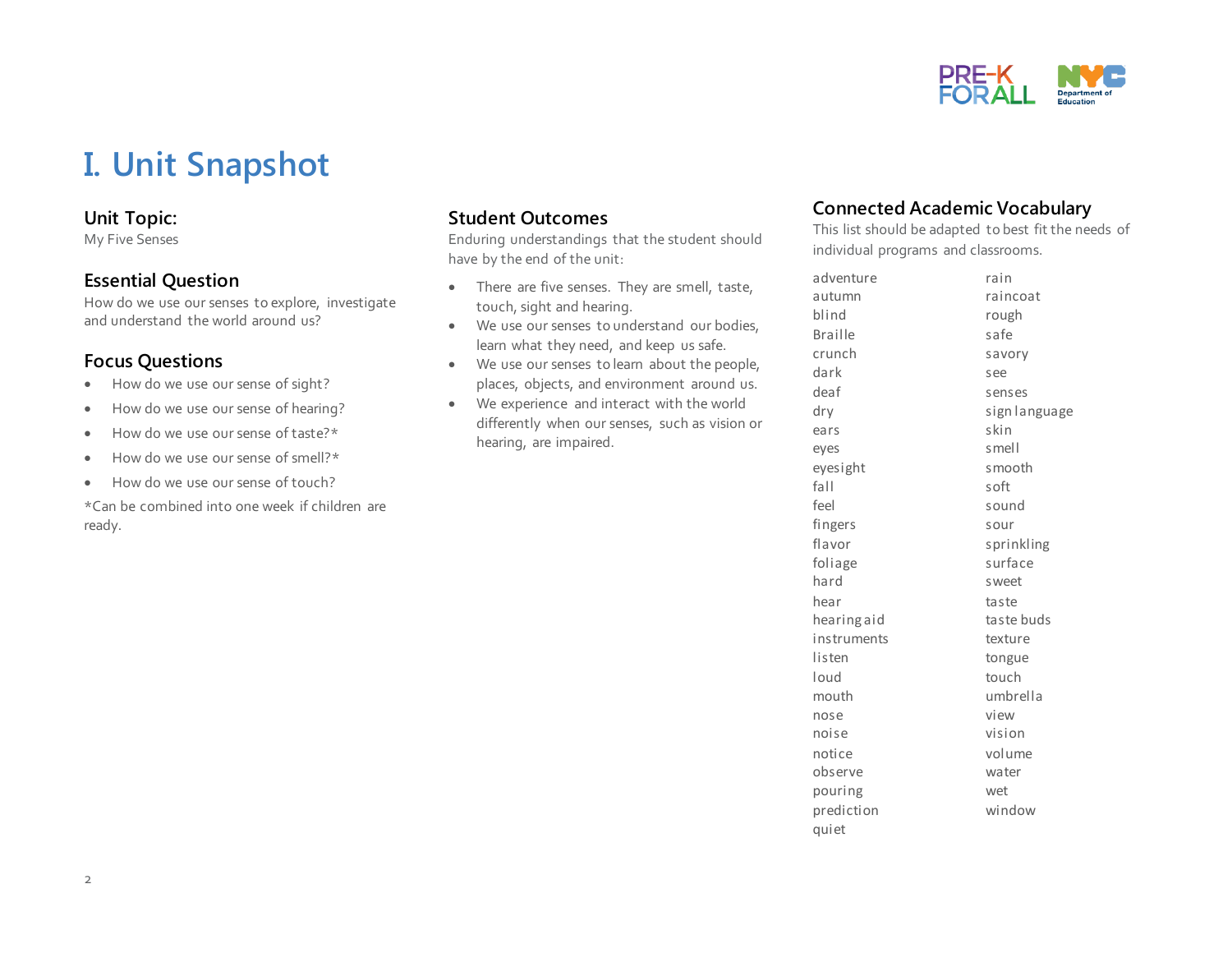# I. Unit Snapshot

## Unit Topic:

My Five Senses

## Essential Question

How do we use our senses to explore, investigate and understand the world around us?

## Focus Questions

- How do we use our sense of sight?
- How do we use our sense of hearing?
- How do we use our sense of taste?*
- How do we use our sense of smell?*
- How do we use our sense of touch?

*Can be combined into one week if children are ready.

## Student Outcomes

Enduring understandings that the student should have by the end of the unit:

- There are five senses. They are smell, taste, touch, sight and hearing.
- We use our senses to understand our bodies, learn what they need, and keep us safe.
- We use our senses to learn about the people, places, objects, and environment around us.
- We experience and interact with the world differently when our senses, such as vision or hearing, are impaired.

## Connected Academic Vocabulary

This list should be adapted to best fit the needs of individual programs and classrooms.

adventure
autumn
blind
Braille
crunch
dark
deaf
dry
ears
eyes
eyesight
fall
feel
fingers
flavor
foliage
hard
hear
hearing aid
instruments
listen
loud
mouth
nose
noise
notice
observe
pouring
prediction
quiet
rain
raincoat
rough
safe
savory
see
senses
sign language
skin
smell
smooth
soft
sound
sour
sprinkling
surface
sweet
taste
taste buds
texture
tongue
touch
umbrella
view
vision
volume
water
wet
window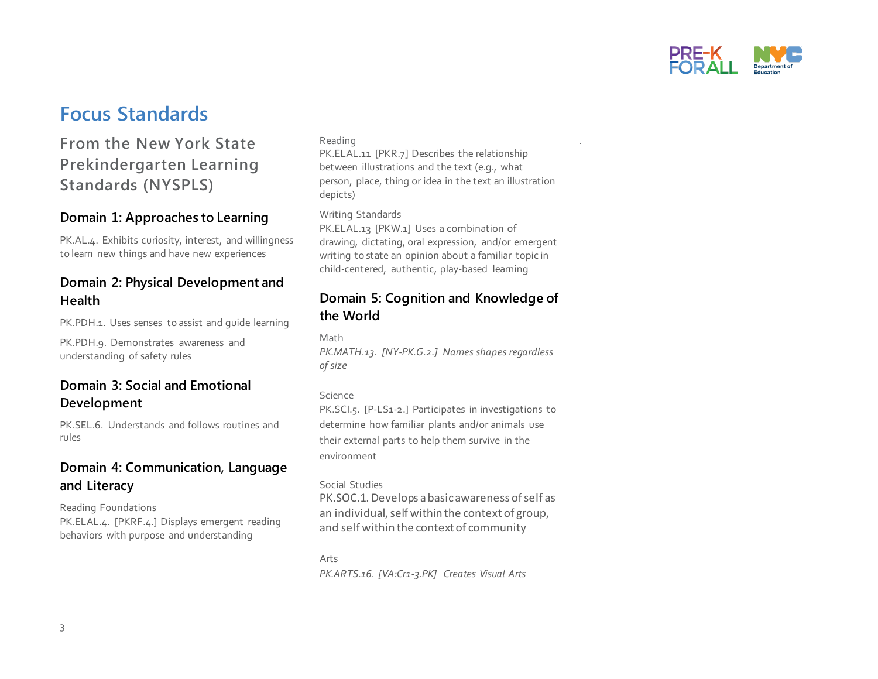# Focus Standards

## From the New York State Prekindergarten Learning Standards (NYSPLS)

### Domain 1: Approaches to Learning

PK.AL.4. Exhibits curiosity, interest, and willingness to learn new things and have new experiences

### Domain 2: Physical Development and Health

PK.PDH.1. Uses senses to assist and guide learning

PK.PDH.9. Demonstrates awareness and understanding of safety rules

### Domain 3: Social and Emotional Development

PK.SEL.6. Understands and follows routines and rules

### Domain 4: Communication, Language and Literacy

Reading Foundations
PK.ELAL.4. [PKRF.4.] Displays emergent reading behaviors with purpose and understanding

Reading
PK.ELAL.11 [PKR.7] Describes the relationship between illustrations and the text (e.g., what person, place, thing or idea in the text an illustration depicts)

Writing Standards
PK.ELAL.13 [PKW.1] Uses a combination of drawing, dictating, oral expression, and/or emergent writing to state an opinion about a familiar topic in child-centered, authentic, play-based learning

### Domain 5: Cognition and Knowledge of the World

Math
*PK.MATH.13. [NY-PK.G.2.] Names shapes regardless of size*

Science
PK.SCI.5. [P-LS1-2.] Participates in investigations to determine how familiar plants and/or animals use their external parts to help them survive in the environment

Social Studies
PK.SOC.1. Develops a basic awareness of self as an individual, self within the context of group, and self within the context of community

Arts
*PK.ARTS.16. [VA:Cr1-3.PK] Creates Visual Arts*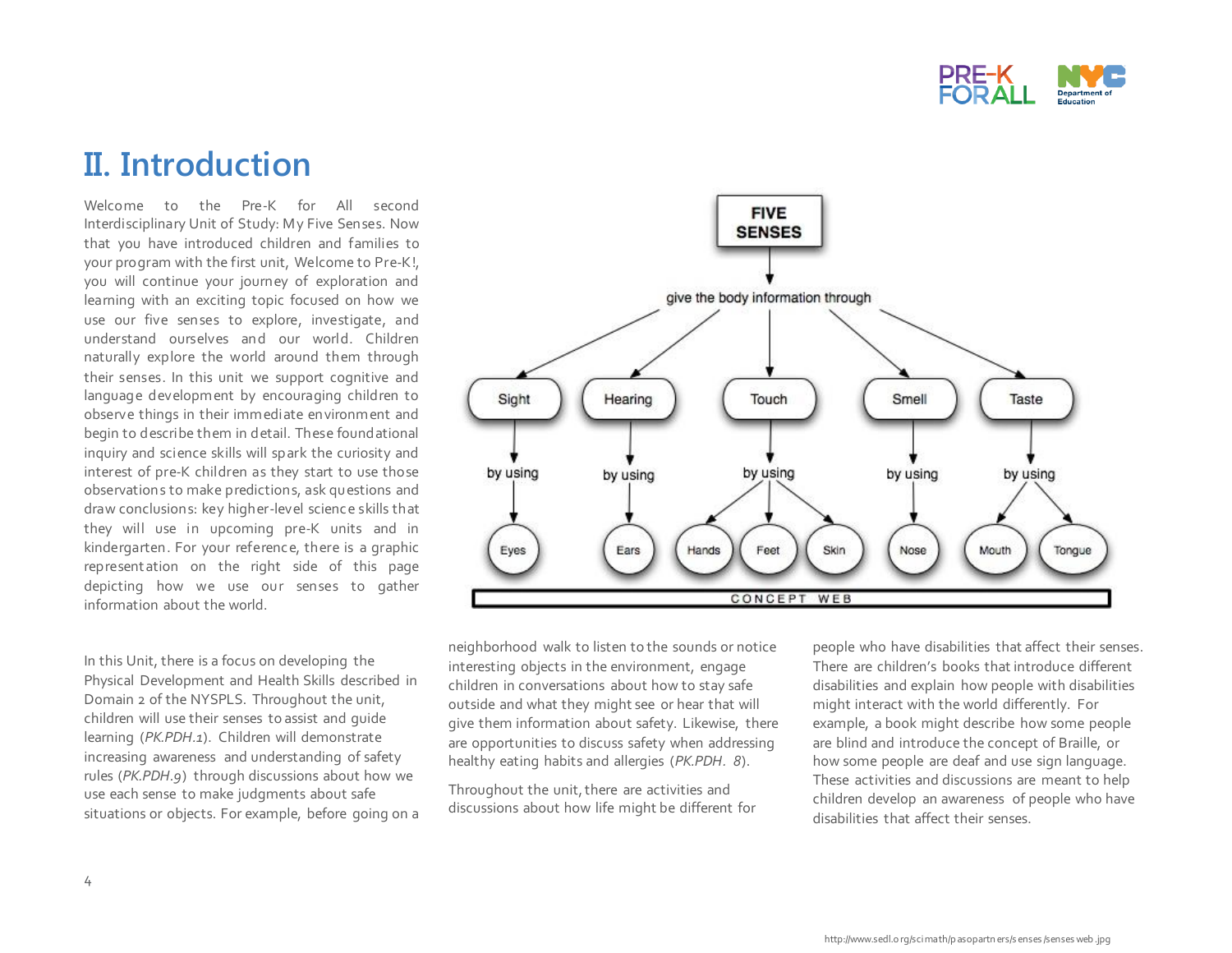## II. Introduction

Welcome to the Pre-K for All second Interdisciplinary Unit of Study: My Five Senses. Now that you have introduced children and families to your program with the first unit, Welcome to Pre-K!, you will continue your journey of exploration and learning with an exciting topic focused on how we use our five senses to explore, investigate, and understand ourselves and our world. Children naturally explore the world around them through their senses. In this unit we support cognitive and language development by encouraging children to observe things in their immediate environment and begin to describe them in detail. These foundational inquiry and science skills will spark the curiosity and interest of pre-K children as they start to use those observations to make predictions, ask questions and draw conclusions: key higher-level science skills that they will use in upcoming pre-K units and in kindergarten. For your reference, there is a graphic representation on the right side of this page depicting how we use our senses to gather information about the world.

**FIVE SENSES** give the body information through:

- **Sight** by using Eyes
- **Hearing** by using Ears
- **Touch** by using Hands, Feet, Skin
- **Smell** by using Nose
- **Taste** by using Mouth, Tongue

CONCEPT WEB

In this Unit, there is a focus on developing the Physical Development and Health Skills described in Domain 2 of the NYSPLS. Throughout the unit, children will use their senses to assist and guide learning (*PK.PDH.1*). Children will demonstrate increasing awareness and understanding of safety rules (*PK.PDH.9*) through discussions about how we use each sense to make judgments about safe situations or objects. For example, before going on a neighborhood walk to listen to the sounds or notice interesting objects in the environment, engage children in conversations about how to stay safe outside and what they might see or hear that will give them information about safety. Likewise, there are opportunities to discuss safety when addressing healthy eating habits and allergies (*PK.PDH. 8*).

Throughout the unit, there are activities and discussions about how life might be different for people who have disabilities that affect their senses. There are children's books that introduce different disabilities and explain how people with disabilities might interact with the world differently. For example, a book might describe how some people are blind and introduce the concept of Braille, or how some people are deaf and use sign language. These activities and discussions are meant to help children develop an awareness of people who have disabilities that affect their senses.

http://www.sedl.org/scimath/pasopartners/senses/sensesweb.jpg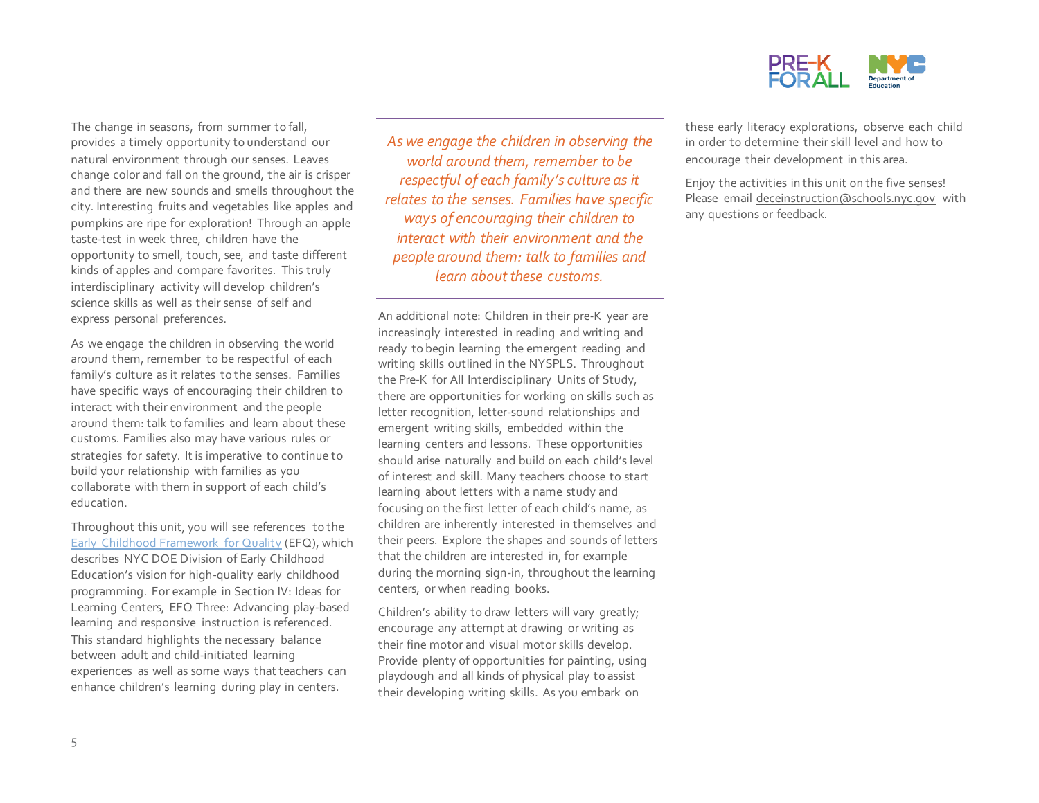The change in seasons, from summer to fall, provides a timely opportunity to understand our natural environment through our senses. Leaves change color and fall on the ground, the air is crisper and there are new sounds and smells throughout the city. Interesting fruits and vegetables like apples and pumpkins are ripe for exploration! Through an apple taste-test in week three, children have the opportunity to smell, touch, see, and taste different kinds of apples and compare favorites. This truly interdisciplinary activity will develop children's science skills as well as their sense of self and express personal preferences.

As we engage the children in observing the world around them, remember to be respectful of each family's culture as it relates to the senses. Families have specific ways of encouraging their children to interact with their environment and the people around them: talk to families and learn about these customs. Families also may have various rules or strategies for safety. It is imperative to continue to build your relationship with families as you collaborate with them in support of each child's education.

Throughout this unit, you will see references to the [Early Childhood Framework for Quality](#) (EFQ), which describes NYC DOE Division of Early Childhood Education's vision for high-quality early childhood programming. For example in Section IV: Ideas for Learning Centers, EFQ Three: Advancing play-based learning and responsive instruction is referenced. This standard highlights the necessary balance between adult and child-initiated learning experiences as well as some ways that teachers can enhance children's learning during play in centers.

---

*As we engage the children in observing the world around them, remember to be respectful of each family's culture as it relates to the senses. Families have specific ways of encouraging their children to interact with their environment and the people around them: talk to families and learn about these customs.*

---

An additional note: Children in their pre-K year are increasingly interested in reading and writing and ready to begin learning the emergent reading and writing skills outlined in the NYSPLS. Throughout the Pre-K for All Interdisciplinary Units of Study, there are opportunities for working on skills such as letter recognition, letter-sound relationships and emergent writing skills, embedded within the learning centers and lessons. These opportunities should arise naturally and build on each child's level of interest and skill. Many teachers choose to start learning about letters with a name study and focusing on the first letter of each child's name, as children are inherently interested in themselves and their peers. Explore the shapes and sounds of letters that the children are interested in, for example during the morning sign-in, throughout the learning centers, or when reading books.

Children's ability to draw letters will vary greatly; encourage any attempt at drawing or writing as their fine motor and visual motor skills develop. Provide plenty of opportunities for painting, using playdough and all kinds of physical play to assist their developing writing skills. As you embark on these early literacy explorations, observe each child in order to determine their skill level and how to encourage their development in this area.

Enjoy the activities in this unit on the five senses! Please email deceinstruction@schools.nyc.gov with any questions or feedback.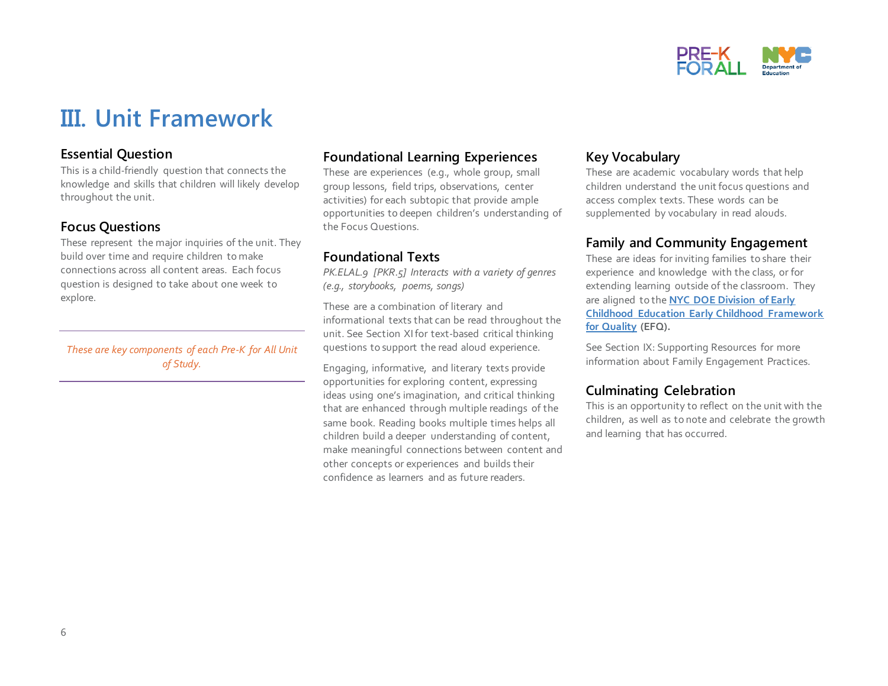# III. Unit Framework

### Essential Question

This is a child-friendly question that connects the knowledge and skills that children will likely develop throughout the unit.

### Focus Questions

These represent the major inquiries of the unit. They build over time and require children to make connections across all content areas. Each focus question is designed to take about one week to explore.

---

*These are key components of each Pre-K for All Unit of Study.*

---

### Foundational Learning Experiences

These are experiences (e.g., whole group, small group lessons, field trips, observations, center activities) for each subtopic that provide ample opportunities to deepen children's understanding of the Focus Questions.

### Foundational Texts

*PK.ELAL.9 [PKR.5] Interacts with a variety of genres (e.g., storybooks, poems, songs)*

These are a combination of literary and informational texts that can be read throughout the unit. See Section XI for text-based critical thinking questions to support the read aloud experience.

Engaging, informative, and literary texts provide opportunities for exploring content, expressing ideas using one's imagination, and critical thinking that are enhanced through multiple readings of the same book. Reading books multiple times helps all children build a deeper understanding of content, make meaningful connections between content and other concepts or experiences and builds their confidence as learners and as future readers.

### Key Vocabulary

These are academic vocabulary words that help children understand the unit focus questions and access complex texts. These words can be supplemented by vocabulary in read alouds.

### Family and Community Engagement

These are ideas for inviting families to share their experience and knowledge with the class, or for extending learning outside of the classroom. They are aligned to the **NYC DOE Division of Early Childhood Education Early Childhood Framework for Quality (EFQ).**

See Section IX: Supporting Resources for more information about Family Engagement Practices.

### Culminating Celebration

This is an opportunity to reflect on the unit with the children, as well as to note and celebrate the growth and learning that has occurred.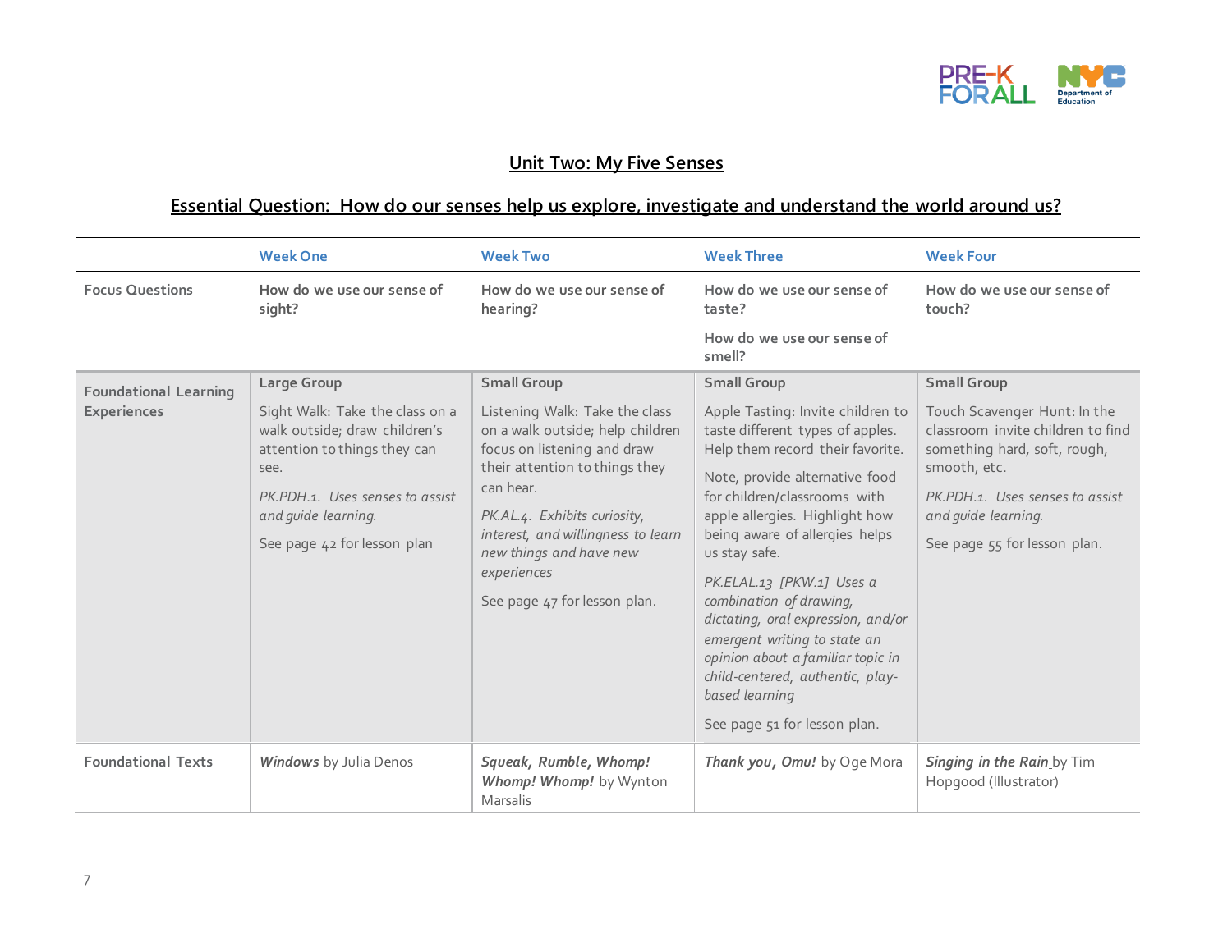## Unit Two: My Five Senses

## Essential Question: How do our senses help us explore, investigate and understand the world around us?

| | Week One | Week Two | Week Three | Week Four |
|---|---|---|---|---|
| Focus Questions | How do we use our sense of sight? | How do we use our sense of hearing? | How do we use our sense of taste?<br><br>How do we use our sense of smell? | How do we use our sense of touch? |
| Foundational Learning Experiences | **Large Group**<br><br>Sight Walk: Take the class on a walk outside; draw children's attention to things they can see.<br><br>*PK.PDH.1. Uses senses to assist and guide learning.*<br><br>See page 42 for lesson plan | **Small Group**<br><br>Listening Walk: Take the class on a walk outside; help children focus on listening and draw their attention to things they can hear.<br><br>*PK.AL.4. Exhibits curiosity, interest, and willingness to learn new things and have new experiences*<br><br>See page 47 for lesson plan. | **Small Group**<br><br>Apple Tasting: Invite children to taste different types of apples. Help them record their favorite.<br><br>Note, provide alternative food for children/classrooms with apple allergies. Highlight how being aware of allergies helps us stay safe.<br><br>*PK.ELAL.13 [PKW.1] Uses a combination of drawing, dictating, oral expression, and/or emergent writing to state an opinion about a familiar topic in child-centered, authentic, play-based learning*<br><br>See page 51 for lesson plan. | **Small Group**<br><br>Touch Scavenger Hunt: In the classroom invite children to find something hard, soft, rough, smooth, etc.<br><br>*PK.PDH.1. Uses senses to assist and guide learning.*<br><br>See page 55 for lesson plan. |
| Foundational Texts | ***Windows*** by Julia Denos | ***Squeak, Rumble, Whomp! Whomp! Whomp!*** by Wynton Marsalis | ***Thank you, Omu!*** by Oge Mora | ***Singing in the Rain*** by Tim Hopgood (Illustrator) |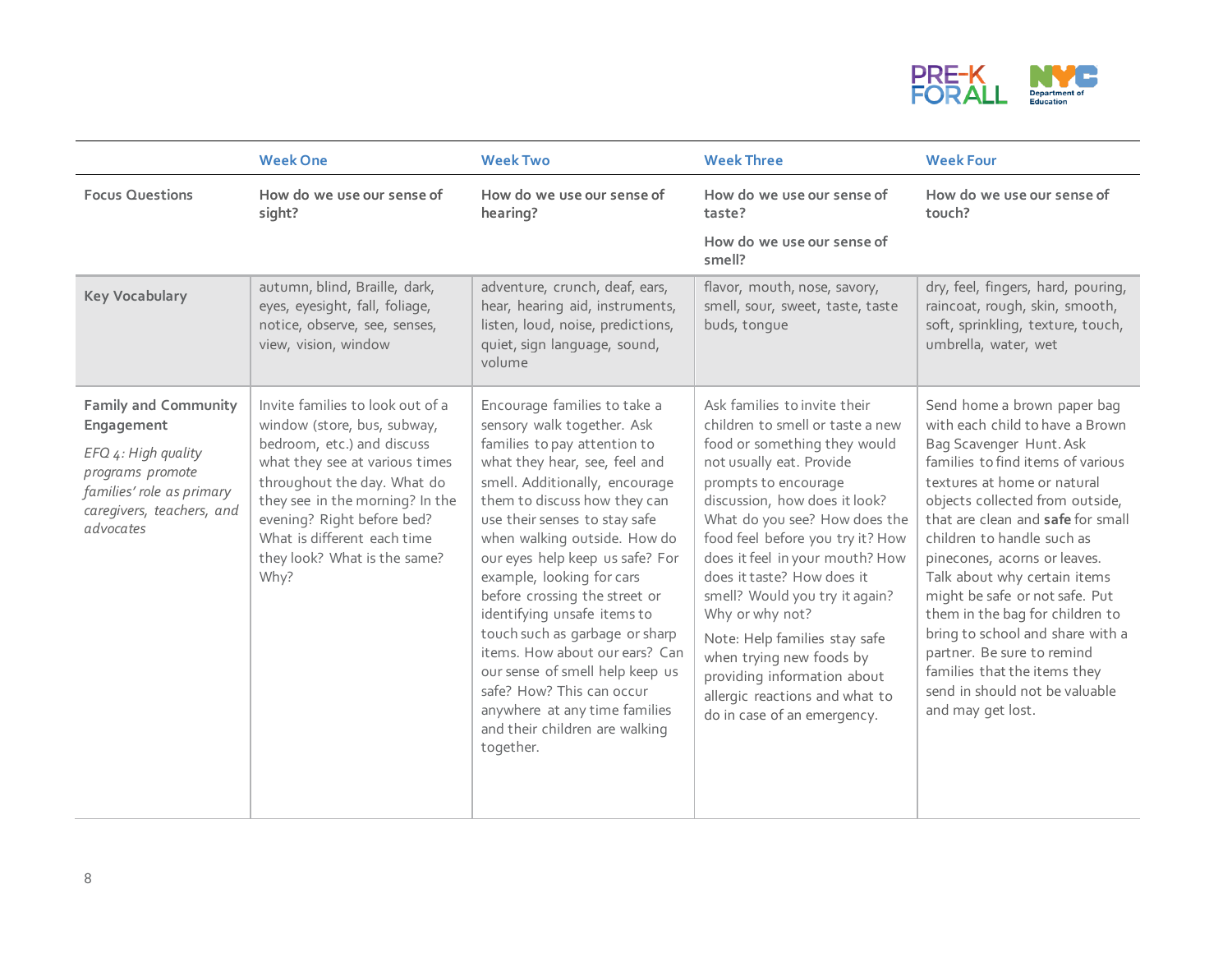| | Week One | Week Two | Week Three | Week Four |
|---|---|---|---|---|
| Focus Questions | How do we use our sense of sight? | How do we use our sense of hearing? | How do we use our sense of taste?<br><br>How do we use our sense of smell? | How do we use our sense of touch? |
| Key Vocabulary | autumn, blind, Braille, dark, eyes, eyesight, fall, foliage, notice, observe, see, senses, view, vision, window | adventure, crunch, deaf, ears, hear, hearing aid, instruments, listen, loud, noise, predictions, quiet, sign language, sound, volume | flavor, mouth, nose, savory, smell, sour, sweet, taste, taste buds, tongue | dry, feel, fingers, hard, pouring, raincoat, rough, skin, smooth, soft, sprinkling, texture, touch, umbrella, water, wet |
| **Family and Community Engagement**<br><br>*EFQ 4: High quality programs promote families' role as primary caregivers, teachers, and advocates* | Invite families to look out of a window (store, bus, subway, bedroom, etc.) and discuss what they see at various times throughout the day. What do they see in the morning? In the evening? Right before bed? What is different each time they look? What is the same? Why? | Encourage families to take a sensory walk together. Ask families to pay attention to what they hear, see, feel and smell. Additionally, encourage them to discuss how they can use their senses to stay safe when walking outside. How do our eyes help keep us safe? For example, looking for cars before crossing the street or identifying unsafe items to touch such as garbage or sharp items. How about our ears? Can our sense of smell help keep us safe? How? This can occur anywhere at any time families and their children are walking together. | Ask families to invite their children to smell or taste a new food or something they would not usually eat. Provide prompts to encourage discussion, how does it look? What do you see? How does the food feel before you try it? How does it feel in your mouth? How does it taste? How does it smell? Would you try it again? Why or why not?<br><br>Note: Help families stay safe when trying new foods by providing information about allergic reactions and what to do in case of an emergency. | Send home a brown paper bag with each child to have a Brown Bag Scavenger Hunt. Ask families to find items of various textures at home or natural objects collected from outside, that are clean and **safe** for small children to handle such as pinecones, acorns or leaves. Talk about why certain items might be safe or not safe. Put them in the bag for children to bring to school and share with a partner. Be sure to remind families that the items they send in should not be valuable and may get lost. |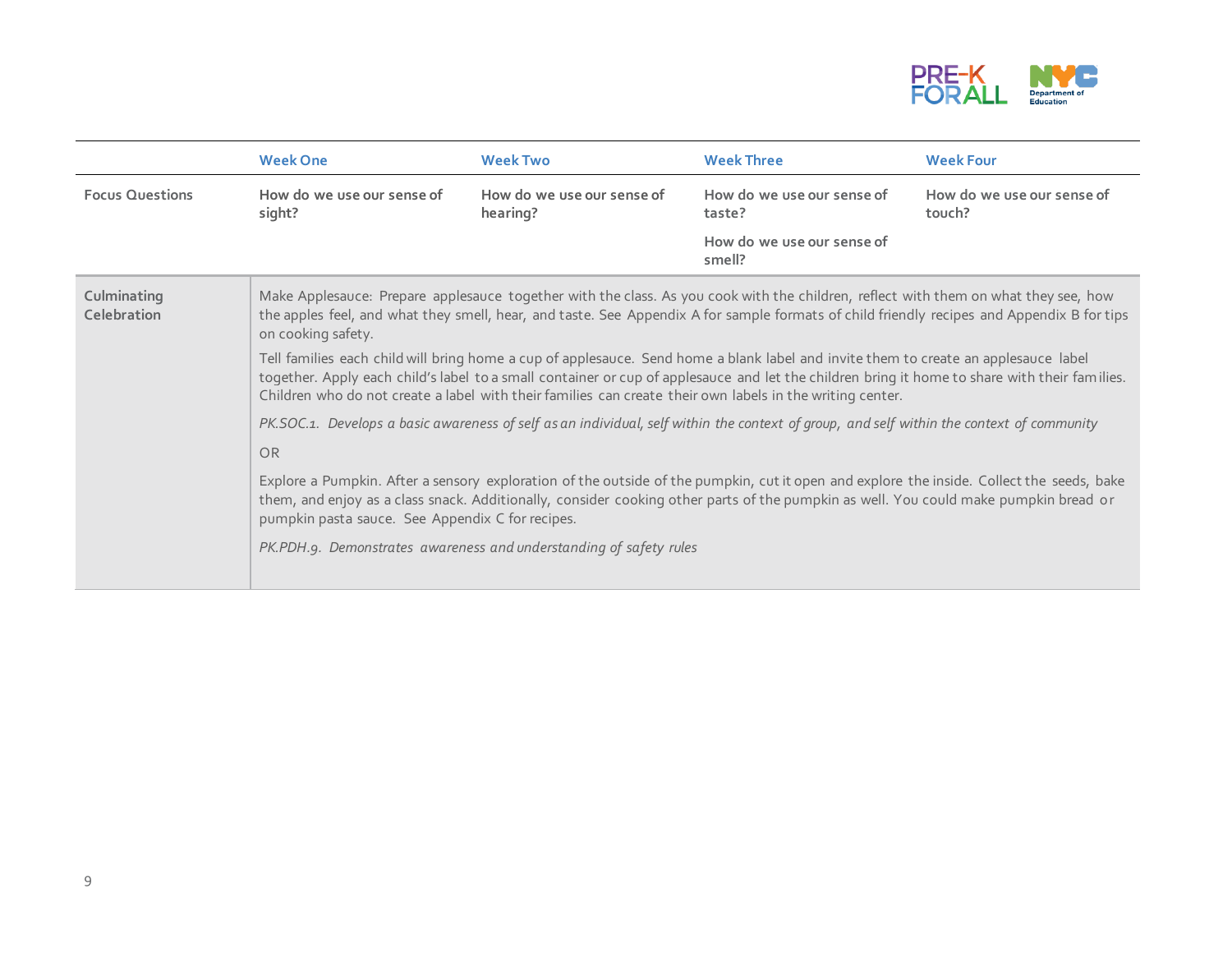| | Week One | Week Two | Week Three | Week Four |
|---|---|---|---|---|
| Focus Questions | How do we use our sense of sight? | How do we use our sense of hearing? | How do we use our sense of taste?<br><br>How do we use our sense of smell? | How do we use our sense of touch? |
| Culminating Celebration | Make Applesauce: Prepare applesauce together with the class. As you cook with the children, reflect with them on what they see, how the apples feel, and what they smell, hear, and taste. See Appendix A for sample formats of child friendly recipes and Appendix B for tips on cooking safety.<br><br>Tell families each child will bring home a cup of applesauce. Send home a blank label and invite them to create an applesauce label together. Apply each child's label to a small container or cup of applesauce and let the children bring it home to share with their families. Children who do not create a label with their families can create their own labels in the writing center.<br><br>*PK.SOC.1. Develops a basic awareness of self as an individual, self within the context of group, and self within the context of community*<br><br>OR<br><br>Explore a Pumpkin. After a sensory exploration of the outside of the pumpkin, cut it open and explore the inside. Collect the seeds, bake them, and enjoy as a class snack. Additionally, consider cooking other parts of the pumpkin as well. You could make pumpkin bread or pumpkin pasta sauce. See Appendix C for recipes.<br><br>*PK.PDH.9. Demonstrates awareness and understanding of safety rules* | | | |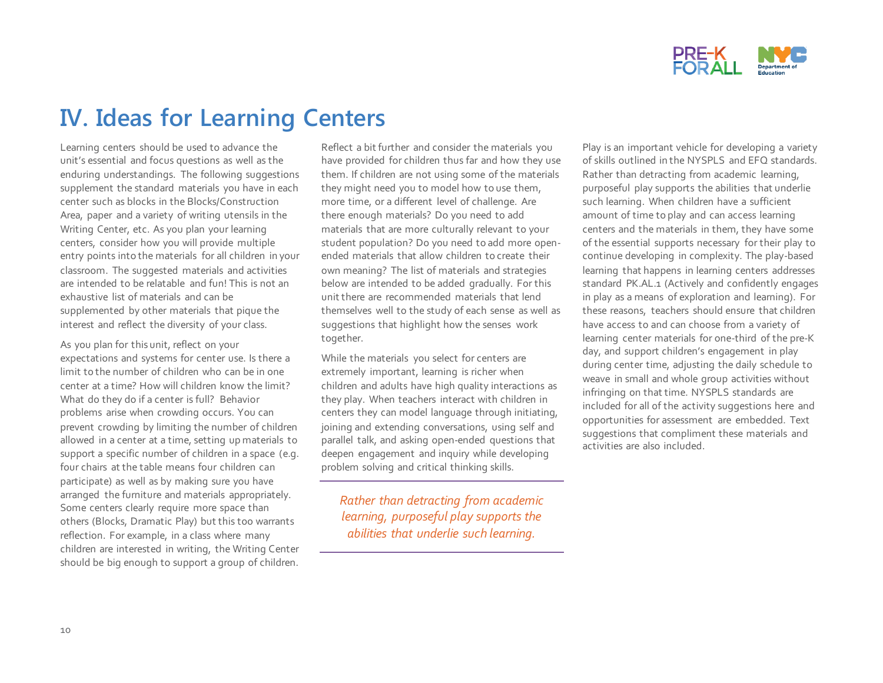# IV. Ideas for Learning Centers

Learning centers should be used to advance the unit's essential and focus questions as well as the enduring understandings. The following suggestions supplement the standard materials you have in each center such as blocks in the Blocks/Construction Area, paper and a variety of writing utensils in the Writing Center, etc. As you plan your learning centers, consider how you will provide multiple entry points into the materials for all children in your classroom. The suggested materials and activities are intended to be relatable and fun! This is not an exhaustive list of materials and can be supplemented by other materials that pique the interest and reflect the diversity of your class.

As you plan for this unit, reflect on your expectations and systems for center use. Is there a limit to the number of children who can be in one center at a time? How will children know the limit? What do they do if a center is full? Behavior problems arise when crowding occurs. You can prevent crowding by limiting the number of children allowed in a center at a time, setting up materials to support a specific number of children in a space (e.g. four chairs at the table means four children can participate) as well as by making sure you have arranged the furniture and materials appropriately. Some centers clearly require more space than others (Blocks, Dramatic Play) but this too warrants reflection. For example, in a class where many children are interested in writing, the Writing Center should be big enough to support a group of children.

Reflect a bit further and consider the materials you have provided for children thus far and how they use them. If children are not using some of the materials they might need you to model how to use them, more time, or a different level of challenge. Are there enough materials? Do you need to add materials that are more culturally relevant to your student population? Do you need to add more open-ended materials that allow children to create their own meaning? The list of materials and strategies below are intended to be added gradually. For this unit there are recommended materials that lend themselves well to the study of each sense as well as suggestions that highlight how the senses work together.

While the materials you select for centers are extremely important, learning is richer when children and adults have high quality interactions as they play. When teachers interact with children in centers they can model language through initiating, joining and extending conversations, using self and parallel talk, and asking open-ended questions that deepen engagement and inquiry while developing problem solving and critical thinking skills.

*Rather than detracting from academic learning, purposeful play supports the abilities that underlie such learning.*

Play is an important vehicle for developing a variety of skills outlined in the NYSPLS and EFQ standards. Rather than detracting from academic learning, purposeful play supports the abilities that underlie such learning. When children have a sufficient amount of time to play and can access learning centers and the materials in them, they have some of the essential supports necessary for their play to continue developing in complexity. The play-based learning that happens in learning centers addresses standard PK.AL.1 (Actively and confidently engages in play as a means of exploration and learning). For these reasons, teachers should ensure that children have access to and can choose from a variety of learning center materials for one-third of the pre-K day, and support children's engagement in play during center time, adjusting the daily schedule to weave in small and whole group activities without infringing on that time. NYSPLS standards are included for all of the activity suggestions here and opportunities for assessment are embedded. Text suggestions that compliment these materials and activities are also included.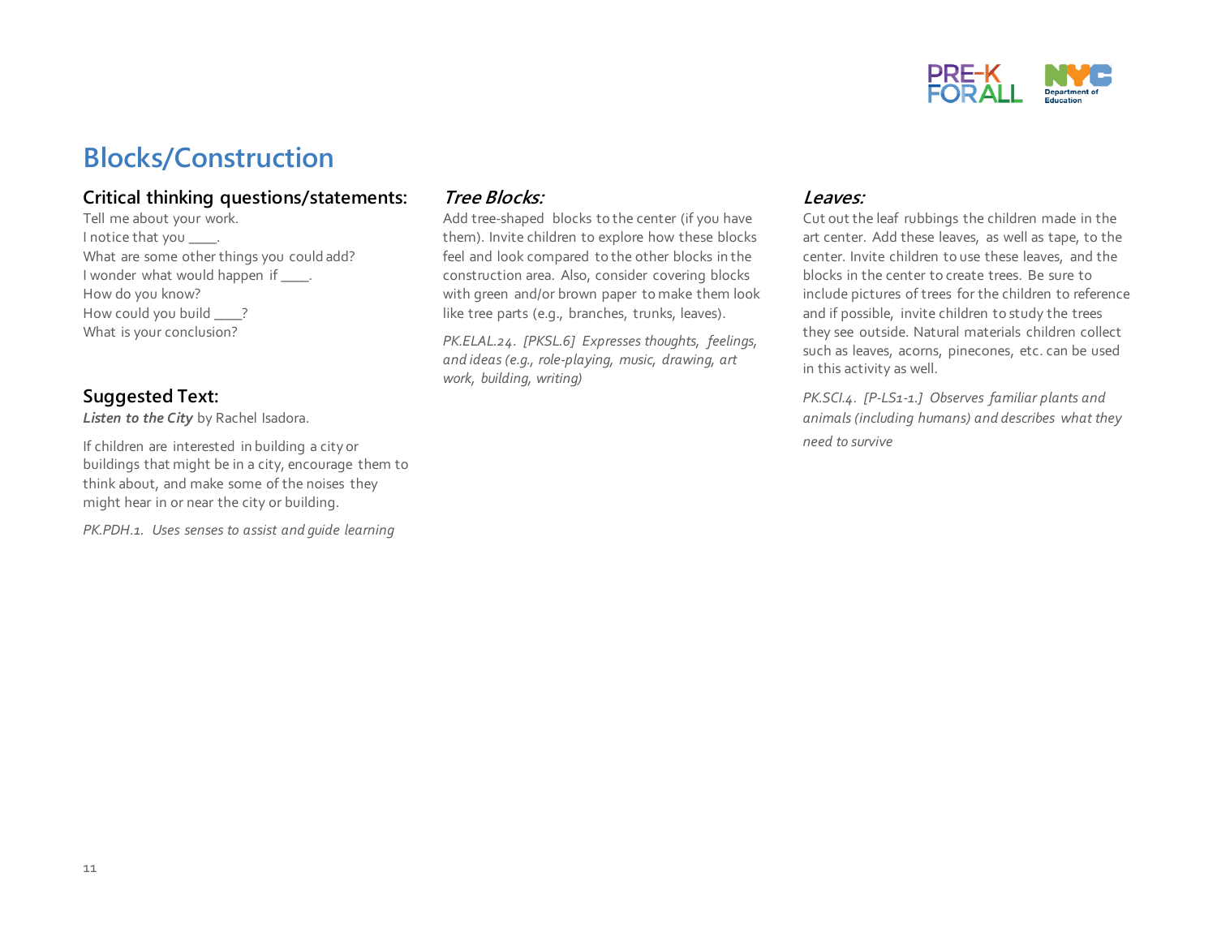# Blocks/Construction

### Critical thinking questions/statements:

Tell me about your work.
I notice that you ____.
What are some other things you could add?
I wonder what would happen if ____.
How do you know?
How could you build ____?
What is your conclusion?

### Suggested Text:

***Listen to the City*** by Rachel Isadora.

If children are interested in building a city or buildings that might be in a city, encourage them to think about, and make some of the noises they might hear in or near the city or building.

*PK.PDH.1. Uses senses to assist and guide learning*

### *Tree Blocks:*

Add tree-shaped blocks to the center (if you have them). Invite children to explore how these blocks feel and look compared to the other blocks in the construction area. Also, consider covering blocks with green and/or brown paper to make them look like tree parts (e.g., branches, trunks, leaves).

*PK.ELAL.24. [PKSL.6] Expresses thoughts, feelings, and ideas (e.g., role-playing, music, drawing, art work, building, writing)*

### *Leaves:*

Cut out the leaf rubbings the children made in the art center. Add these leaves, as well as tape, to the center. Invite children to use these leaves, and the blocks in the center to create trees. Be sure to include pictures of trees for the children to reference and if possible, invite children to study the trees they see outside. Natural materials children collect such as leaves, acorns, pinecones, etc. can be used in this activity as well.

*PK.SCI.4. [P-LS1-1.] Observes familiar plants and animals (including humans) and describes what they need to survive*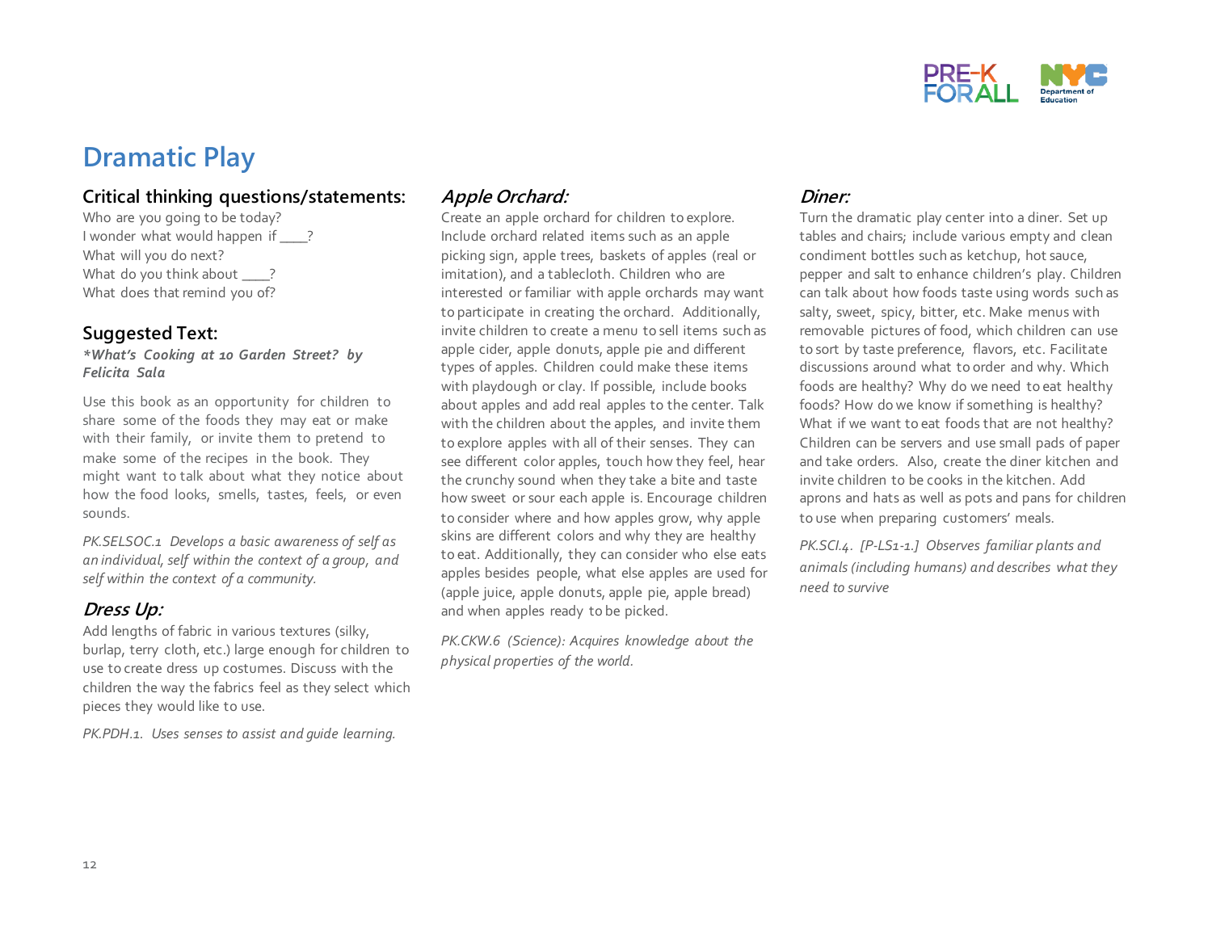# Dramatic Play

## Critical thinking questions/statements:

Who are you going to be today?
I wonder what would happen if ____?
What will you do next?
What do you think about ____?
What does that remind you of?

## Suggested Text:

***What's Cooking at 10 Garden Street? by Felicita Sala***

Use this book as an opportunity for children to share some of the foods they may eat or make with their family, or invite them to pretend to make some of the recipes in the book. They might want to talk about what they notice about how the food looks, smells, tastes, feels, or even sounds.

*PK.SELSOC.1 Develops a basic awareness of self as an individual, self within the context of a group, and self within the context of a community.*

## *Dress Up:*

Add lengths of fabric in various textures (silky, burlap, terry cloth, etc.) large enough for children to use to create dress up costumes. Discuss with the children the way the fabrics feel as they select which pieces they would like to use.

*PK.PDH.1. Uses senses to assist and guide learning.*

## *Apple Orchard:*

Create an apple orchard for children to explore. Include orchard related items such as an apple picking sign, apple trees, baskets of apples (real or imitation), and a tablecloth. Children who are interested or familiar with apple orchards may want to participate in creating the orchard. Additionally, invite children to create a menu to sell items such as apple cider, apple donuts, apple pie and different types of apples. Children could make these items with playdough or clay. If possible, include books about apples and add real apples to the center. Talk with the children about the apples, and invite them to explore apples with all of their senses. They can see different color apples, touch how they feel, hear the crunchy sound when they take a bite and taste how sweet or sour each apple is. Encourage children to consider where and how apples grow, why apple skins are different colors and why they are healthy to eat. Additionally, they can consider who else eats apples besides people, what else apples are used for (apple juice, apple donuts, apple pie, apple bread) and when apples ready to be picked.

*PK.CKW.6 (Science): Acquires knowledge about the physical properties of the world.*

## *Diner:*

Turn the dramatic play center into a diner. Set up tables and chairs; include various empty and clean condiment bottles such as ketchup, hot sauce, pepper and salt to enhance children's play. Children can talk about how foods taste using words such as salty, sweet, spicy, bitter, etc. Make menus with removable pictures of food, which children can use to sort by taste preference, flavors, etc. Facilitate discussions around what to order and why. Which foods are healthy? Why do we need to eat healthy foods? How do we know if something is healthy? What if we want to eat foods that are not healthy? Children can be servers and use small pads of paper and take orders. Also, create the diner kitchen and invite children to be cooks in the kitchen. Add aprons and hats as well as pots and pans for children to use when preparing customers' meals.

*PK.SCI.4. [P-LS1-1.] Observes familiar plants and animals (including humans) and describes what they need to survive*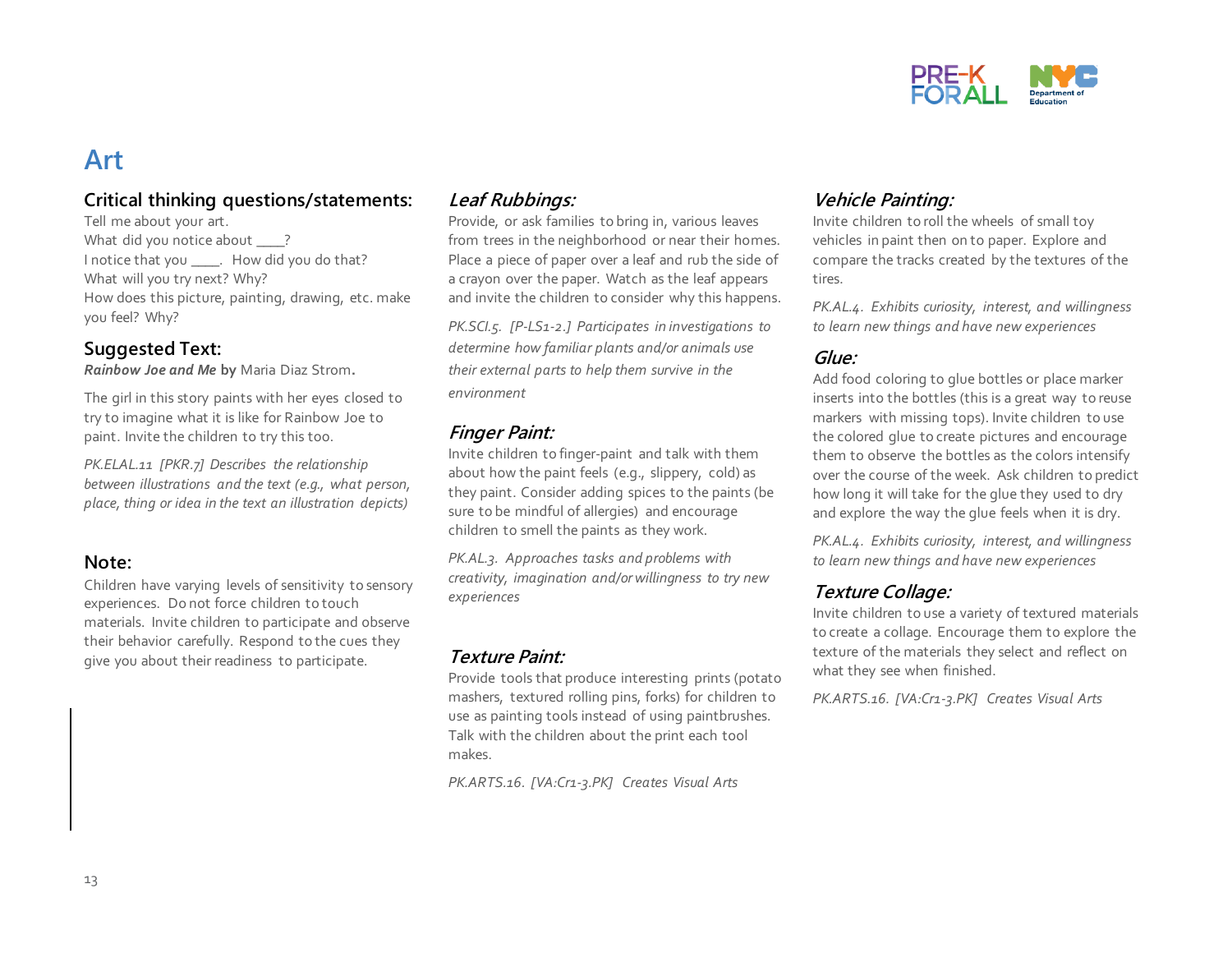# Art

## Critical thinking questions/statements:

Tell me about your art.
What did you notice about ____?
I notice that you ____. How did you do that?
What will you try next? Why?
How does this picture, painting, drawing, etc. make you feel? Why?

## Suggested Text:

***Rainbow Joe and Me*** **by** Maria Diaz Strom**.**

The girl in this story paints with her eyes closed to try to imagine what it is like for Rainbow Joe to paint. Invite the children to try this too.

*PK.ELAL.11 [PKR.7] Describes the relationship between illustrations and the text (e.g., what person, place, thing or idea in the text an illustration depicts)*

## Note:

Children have varying levels of sensitivity to sensory experiences. Do not force children to touch materials. Invite children to participate and observe their behavior carefully. Respond to the cues they give you about their readiness to participate.

### *Leaf Rubbings:*

Provide, or ask families to bring in, various leaves from trees in the neighborhood or near their homes. Place a piece of paper over a leaf and rub the side of a crayon over the paper. Watch as the leaf appears and invite the children to consider why this happens.

*PK.SCI.5. [P-LS1-2.] Participates in investigations to determine how familiar plants and/or animals use their external parts to help them survive in the environment*

### *Finger Paint:*

Invite children to finger-paint and talk with them about how the paint feels (e.g., slippery, cold) as they paint. Consider adding spices to the paints (be sure to be mindful of allergies) and encourage children to smell the paints as they work.

*PK.AL.3. Approaches tasks and problems with creativity, imagination and/or willingness to try new experiences*

### *Texture Paint:*

Provide tools that produce interesting prints (potato mashers, textured rolling pins, forks) for children to use as painting tools instead of using paintbrushes. Talk with the children about the print each tool makes.

*PK.ARTS.16. [VA:Cr1-3.PK] Creates Visual Arts*

### *Vehicle Painting:*

Invite children to roll the wheels of small toy vehicles in paint then on to paper. Explore and compare the tracks created by the textures of the tires.

*PK.AL.4. Exhibits curiosity, interest, and willingness to learn new things and have new experiences*

### *Glue:*

Add food coloring to glue bottles or place marker inserts into the bottles (this is a great way to reuse markers with missing tops). Invite children to use the colored glue to create pictures and encourage them to observe the bottles as the colors intensify over the course of the week. Ask children to predict how long it will take for the glue they used to dry and explore the way the glue feels when it is dry.

*PK.AL.4. Exhibits curiosity, interest, and willingness to learn new things and have new experiences*

### *Texture Collage:*

Invite children to use a variety of textured materials to create a collage. Encourage them to explore the texture of the materials they select and reflect on what they see when finished.

*PK.ARTS.16. [VA:Cr1-3.PK] Creates Visual Arts*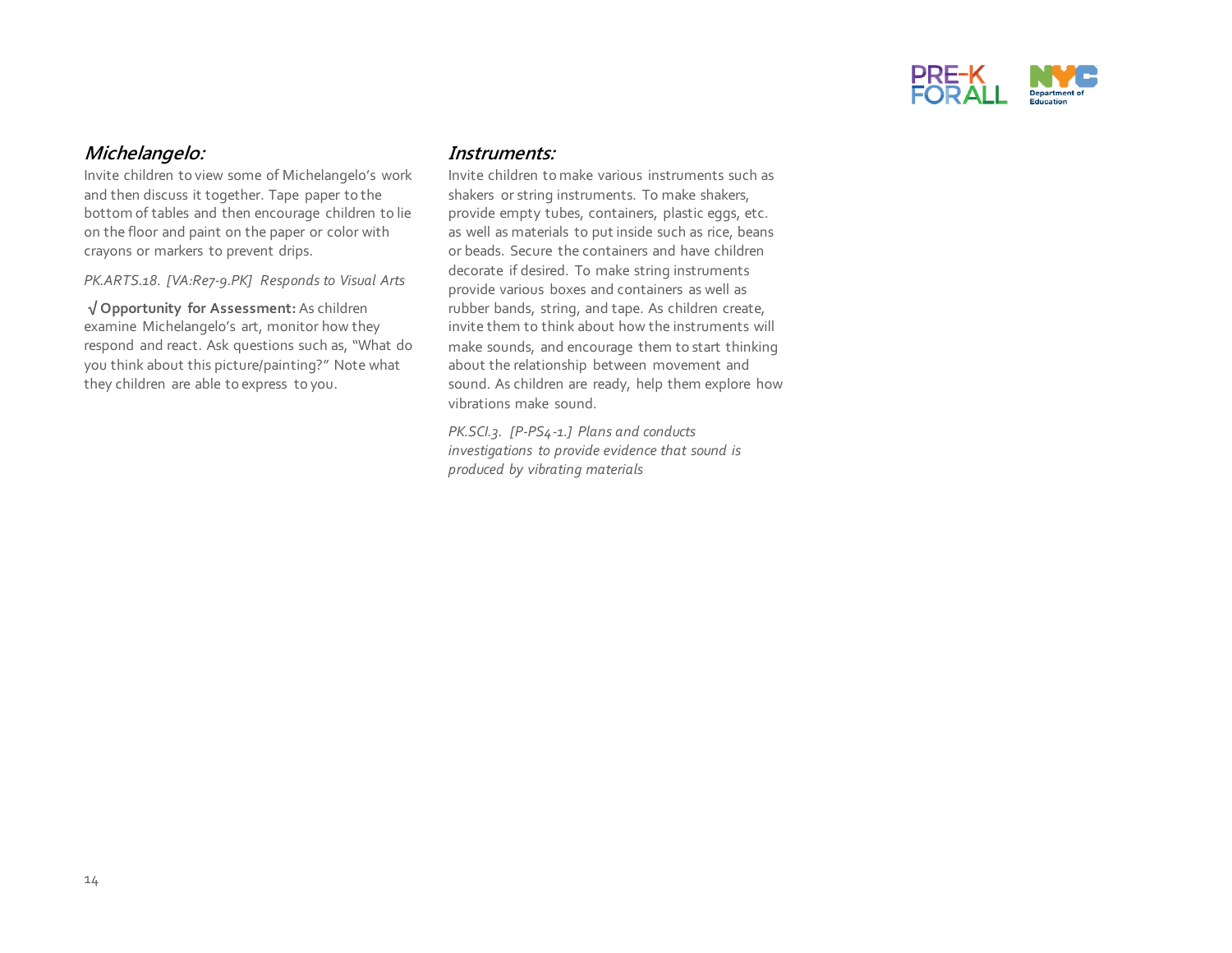### *Michelangelo:*

Invite children to view some of Michelangelo's work and then discuss it together. Tape paper to the bottom of tables and then encourage children to lie on the floor and paint on the paper or color with crayons or markers to prevent drips.

*PK.ARTS.18. [VA:Re7-9.PK] Responds to Visual Arts*

√ **Opportunity for Assessment:** As children examine Michelangelo's art, monitor how they respond and react. Ask questions such as, "What do you think about this picture/painting?" Note what they children are able to express to you.

### *Instruments:*

Invite children to make various instruments such as shakers or string instruments. To make shakers, provide empty tubes, containers, plastic eggs, etc. as well as materials to put inside such as rice, beans or beads. Secure the containers and have children decorate if desired. To make string instruments provide various boxes and containers as well as rubber bands, string, and tape. As children create, invite them to think about how the instruments will make sounds, and encourage them to start thinking about the relationship between movement and sound. As children are ready, help them explore how vibrations make sound.

*PK.SCI.3. [P-PS4-1.] Plans and conducts investigations to provide evidence that sound is produced by vibrating materials*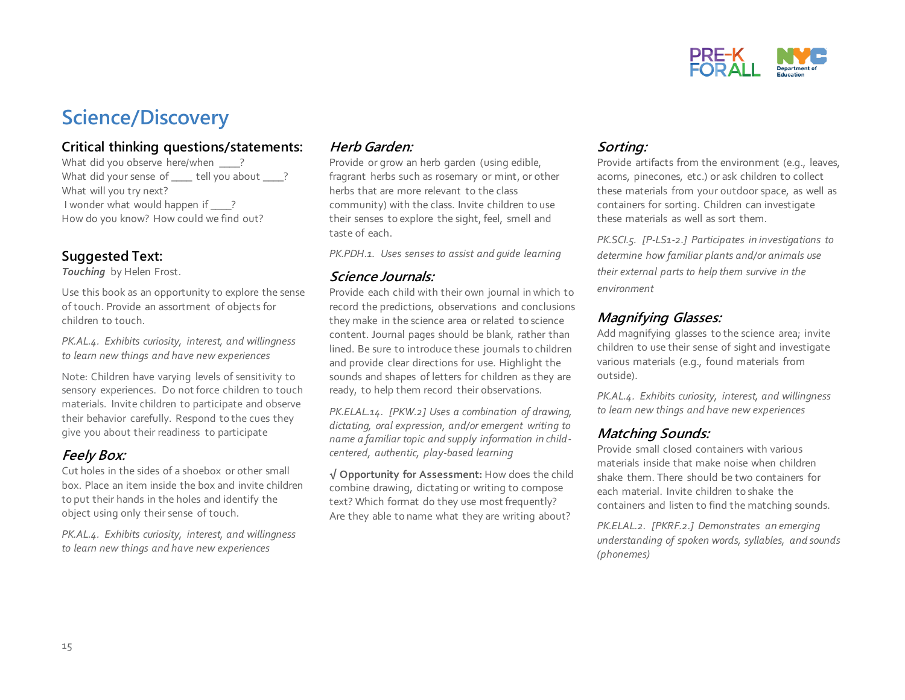# Science/Discovery

## Critical thinking questions/statements:

What did you observe here/when ____?
What did your sense of ____ tell you about ____?
What will you try next?
I wonder what would happen if ____?
How do you know? How could we find out?

## Suggested Text:

***Touching*** by Helen Frost.

Use this book as an opportunity to explore the sense of touch. Provide an assortment of objects for children to touch.

*PK.AL.4. Exhibits curiosity, interest, and willingness to learn new things and have new experiences*

Note: Children have varying levels of sensitivity to sensory experiences. Do not force children to touch materials. Invite children to participate and observe their behavior carefully. Respond to the cues they give you about their readiness to participate

## *Feely Box:*

Cut holes in the sides of a shoebox or other small box. Place an item inside the box and invite children to put their hands in the holes and identify the object using only their sense of touch.

*PK.AL.4. Exhibits curiosity, interest, and willingness to learn new things and have new experiences*

## *Herb Garden:*

Provide or grow an herb garden (using edible, fragrant herbs such as rosemary or mint, or other herbs that are more relevant to the class community) with the class. Invite children to use their senses to explore the sight, feel, smell and taste of each.

*PK.PDH.1. Uses senses to assist and guide learning*

## *Science Journals:*

Provide each child with their own journal in which to record the predictions, observations and conclusions they make in the science area or related to science content. Journal pages should be blank, rather than lined. Be sure to introduce these journals to children and provide clear directions for use. Highlight the sounds and shapes of letters for children as they are ready, to help them record their observations.

*PK.ELAL.14. [PKW.2] Uses a combination of drawing, dictating, oral expression, and/or emergent writing to name a familiar topic and supply information in child-centered, authentic, play-based learning*

√ **Opportunity for Assessment:** How does the child combine drawing, dictating or writing to compose text? Which format do they use most frequently? Are they able to name what they are writing about?

## *Sorting:*

Provide artifacts from the environment (e.g., leaves, acorns, pinecones, etc.) or ask children to collect these materials from your outdoor space, as well as containers for sorting. Children can investigate these materials as well as sort them.

*PK.SCI.5. [P-LS1-2.] Participates in investigations to determine how familiar plants and/or animals use their external parts to help them survive in the environment*

## *Magnifying Glasses:*

Add magnifying glasses to the science area; invite children to use their sense of sight and investigate various materials (e.g., found materials from outside).

*PK.AL.4. Exhibits curiosity, interest, and willingness to learn new things and have new experiences*

## *Matching Sounds:*

Provide small closed containers with various materials inside that make noise when children shake them. There should be two containers for each material. Invite children to shake the containers and listen to find the matching sounds.

*PK.ELAL.2. [PKRF.2.] Demonstrates an emerging understanding of spoken words, syllables, and sounds (phonemes)*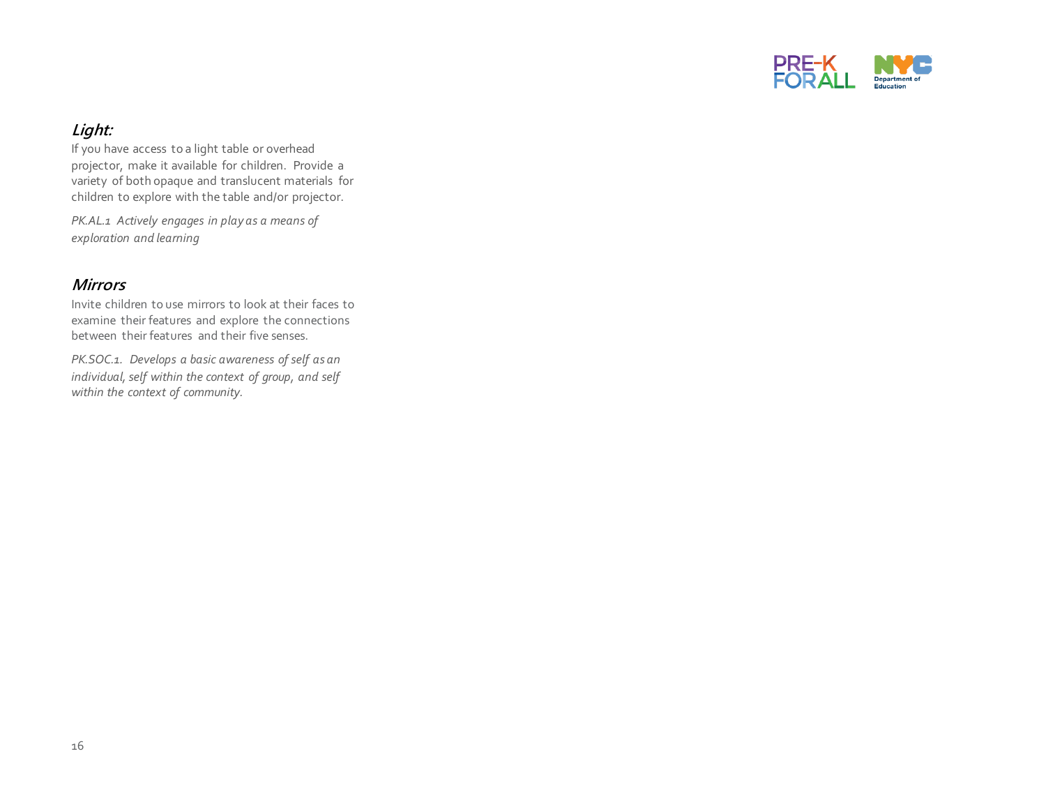### *Light:*

If you have access to a light table or overhead projector, make it available for children. Provide a variety of both opaque and translucent materials for children to explore with the table and/or projector.

*PK.AL.1 Actively engages in play as a means of exploration and learning*

### *Mirrors*

Invite children to use mirrors to look at their faces to examine their features and explore the connections between their features and their five senses.

*PK.SOC.1. Develops a basic awareness of self as an individual, self within the context of group, and self within the context of community.*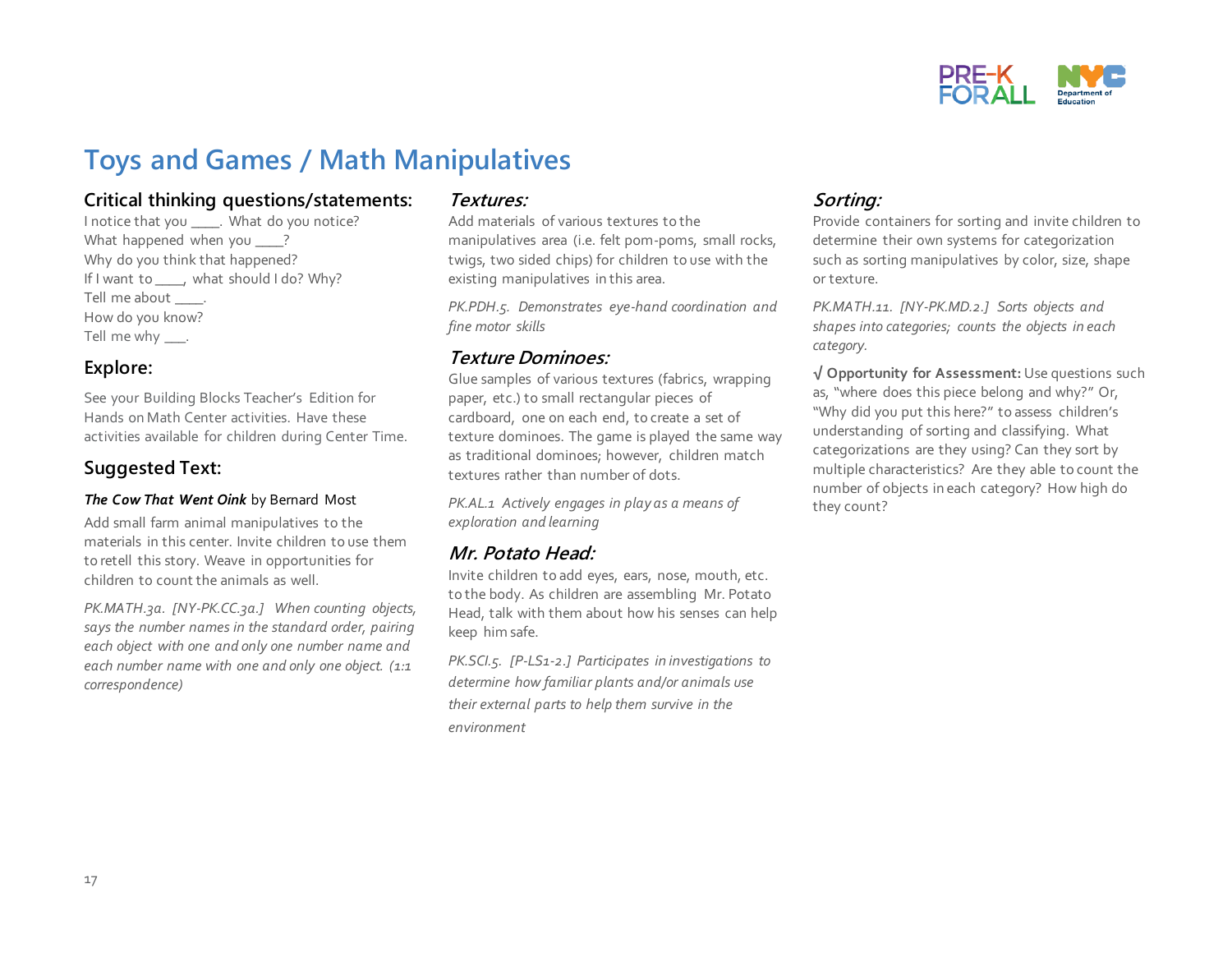# Toys and Games / Math Manipulatives

## Critical thinking questions/statements:

I notice that you ____. What do you notice?
What happened when you ____?
Why do you think that happened?
If I want to ____, what should I do? Why?
Tell me about ____.
How do you know?
Tell me why ___.

## Explore:

See your Building Blocks Teacher's Edition for Hands on Math Center activities. Have these activities available for children during Center Time.

## Suggested Text:

***The Cow That Went Oink*** by Bernard Most

Add small farm animal manipulatives to the materials in this center. Invite children to use them to retell this story. Weave in opportunities for children to count the animals as well.

*PK.MATH.3a. [NY-PK.CC.3a.] When counting objects, says the number names in the standard order, pairing each object with one and only one number name and each number name with one and only one object. (1:1 correspondence)*

## *Textures:*

Add materials of various textures to the manipulatives area (i.e. felt pom-poms, small rocks, twigs, two sided chips) for children to use with the existing manipulatives in this area.

*PK.PDH.5. Demonstrates eye-hand coordination and fine motor skills*

## *Texture Dominoes:*

Glue samples of various textures (fabrics, wrapping paper, etc.) to small rectangular pieces of cardboard, one on each end, to create a set of texture dominoes. The game is played the same way as traditional dominoes; however, children match textures rather than number of dots.

*PK.AL.1 Actively engages in play as a means of exploration and learning*

## *Mr. Potato Head:*

Invite children to add eyes, ears, nose, mouth, etc. to the body. As children are assembling Mr. Potato Head, talk with them about how his senses can help keep him safe.

*PK.SCI.5. [P-LS1-2.] Participates in investigations to determine how familiar plants and/or animals use their external parts to help them survive in the environment*

## *Sorting:*

Provide containers for sorting and invite children to determine their own systems for categorization such as sorting manipulatives by color, size, shape or texture.

*PK.MATH.11. [NY-PK.MD.2.] Sorts objects and shapes into categories; counts the objects in each category.*

√ **Opportunity for Assessment:** Use questions such as, "where does this piece belong and why?" Or, "Why did you put this here?" to assess children's understanding of sorting and classifying. What categorizations are they using? Can they sort by multiple characteristics? Are they able to count the number of objects in each category? How high do they count?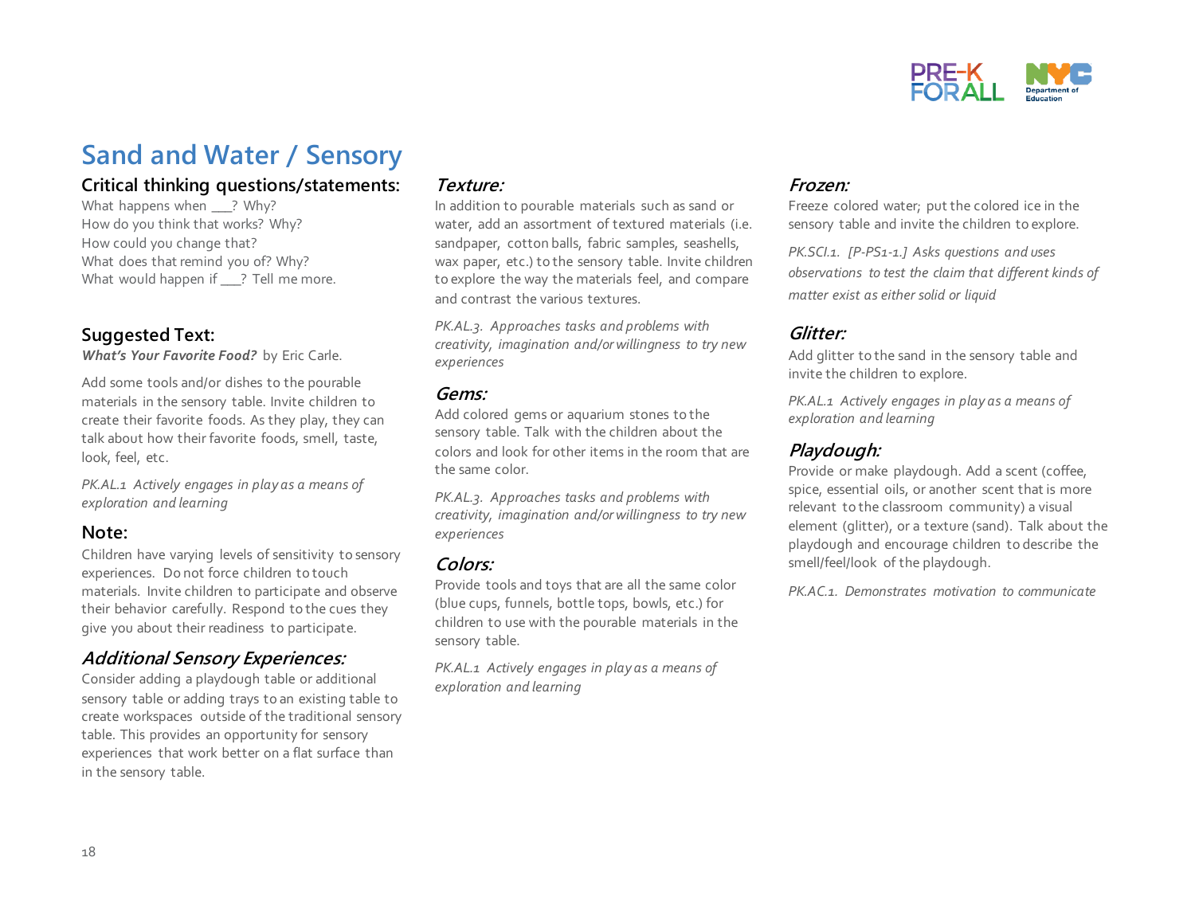# Sand and Water / Sensory

## Critical thinking questions/statements:

What happens when ___? Why?
How do you think that works? Why?
How could you change that?
What does that remind you of? Why?
What would happen if ___? Tell me more.

## Suggested Text:

***What's Your Favorite Food?*** by Eric Carle.

Add some tools and/or dishes to the pourable materials in the sensory table. Invite children to create their favorite foods. As they play, they can talk about how their favorite foods, smell, taste, look, feel, etc.

*PK.AL.1 Actively engages in play as a means of exploration and learning*

## Note:

Children have varying levels of sensitivity to sensory experiences. Do not force children to touch materials. Invite children to participate and observe their behavior carefully. Respond to the cues they give you about their readiness to participate.

## *Additional Sensory Experiences:*

Consider adding a playdough table or additional sensory table or adding trays to an existing table to create workspaces outside of the traditional sensory table. This provides an opportunity for sensory experiences that work better on a flat surface than in the sensory table.

### *Texture:*

In addition to pourable materials such as sand or water, add an assortment of textured materials (i.e. sandpaper, cotton balls, fabric samples, seashells, wax paper, etc.) to the sensory table. Invite children to explore the way the materials feel, and compare and contrast the various textures.

*PK.AL.3. Approaches tasks and problems with creativity, imagination and/or willingness to try new experiences*

### *Gems:*

Add colored gems or aquarium stones to the sensory table. Talk with the children about the colors and look for other items in the room that are the same color.

*PK.AL.3. Approaches tasks and problems with creativity, imagination and/or willingness to try new experiences*

### *Colors:*

Provide tools and toys that are all the same color (blue cups, funnels, bottle tops, bowls, etc.) for children to use with the pourable materials in the sensory table.

*PK.AL.1 Actively engages in play as a means of exploration and learning*

### *Frozen:*

Freeze colored water; put the colored ice in the sensory table and invite the children to explore.

*PK.SCI.1. [P-PS1-1.] Asks questions and uses observations to test the claim that different kinds of matter exist as either solid or liquid*

### *Glitter:*

Add glitter to the sand in the sensory table and invite the children to explore.

*PK.AL.1 Actively engages in play as a means of exploration and learning*

### *Playdough:*

Provide or make playdough. Add a scent (coffee, spice, essential oils, or another scent that is more relevant to the classroom community) a visual element (glitter), or a texture (sand). Talk about the playdough and encourage children to describe the smell/feel/look of the playdough.

*PK.AC.1. Demonstrates motivation to communicate*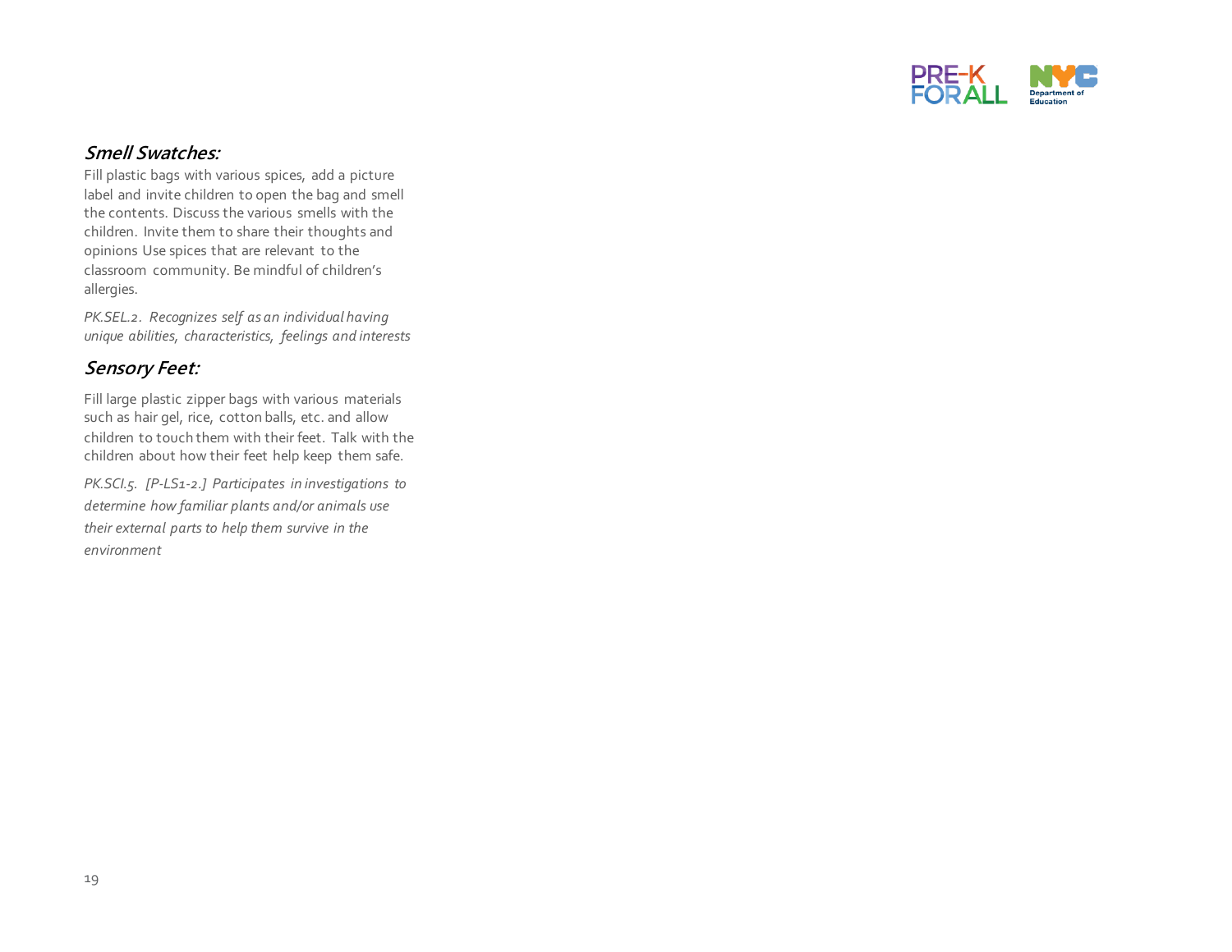### ***Smell Swatches:***

Fill plastic bags with various spices, add a picture label and invite children to open the bag and smell the contents. Discuss the various smells with the children. Invite them to share their thoughts and opinions Use spices that are relevant to the classroom community. Be mindful of children's allergies.

*PK.SEL.2. Recognizes self as an individual having unique abilities, characteristics, feelings and interests*

### ***Sensory Feet:***

Fill large plastic zipper bags with various materials such as hair gel, rice, cotton balls, etc. and allow children to touch them with their feet. Talk with the children about how their feet help keep them safe.

*PK.SCI.5. [P-LS1-2.] Participates in investigations to determine how familiar plants and/or animals use their external parts to help them survive in the environment*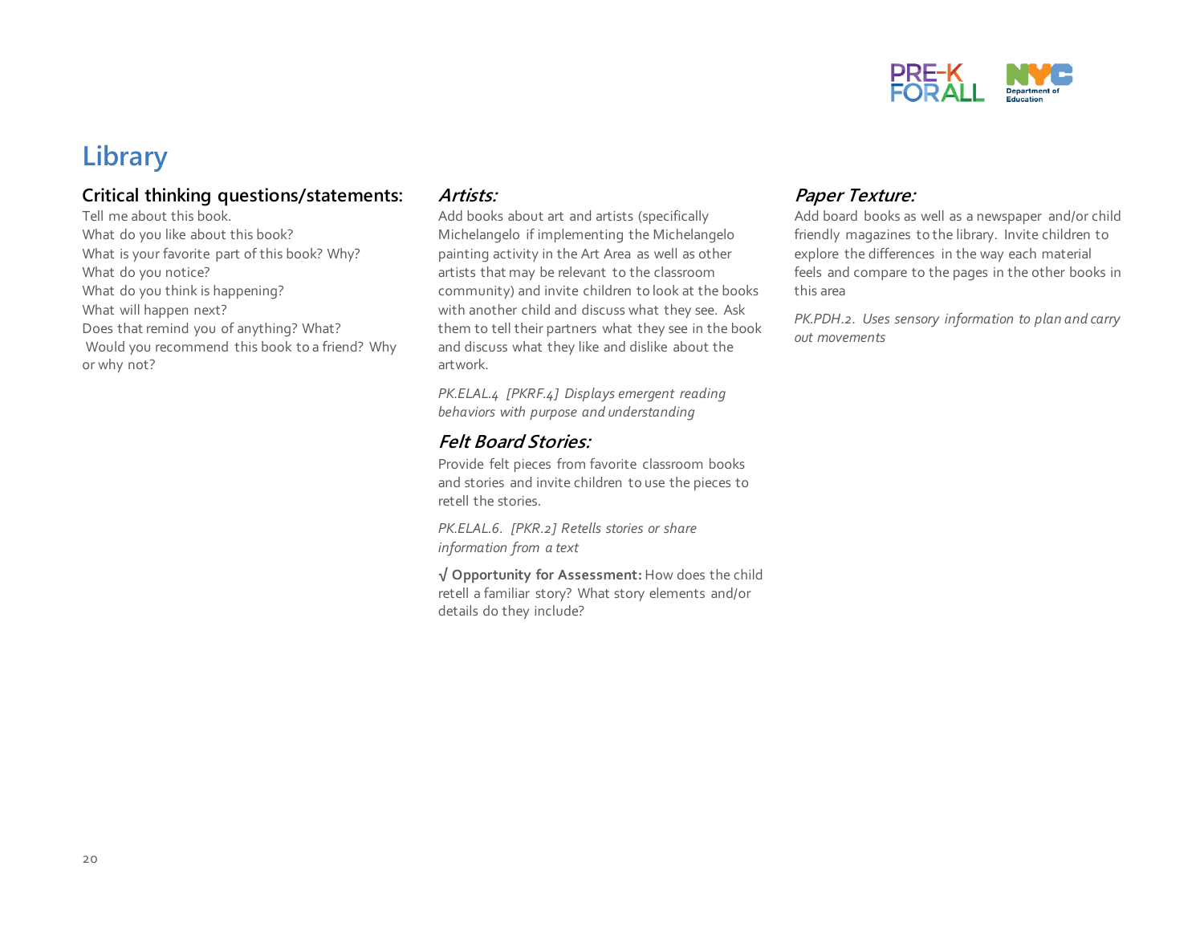# Library

## Critical thinking questions/statements:

Tell me about this book.
What do you like about this book?
What is your favorite part of this book? Why?
What do you notice?
What do you think is happening?
What will happen next?
Does that remind you of anything? What?
Would you recommend this book to a friend? Why or why not?

### *Artists:*

Add books about art and artists (specifically Michelangelo if implementing the Michelangelo painting activity in the Art Area as well as other artists that may be relevant to the classroom community) and invite children to look at the books with another child and discuss what they see. Ask them to tell their partners what they see in the book and discuss what they like and dislike about the artwork.

*PK.ELAL.4 [PKRF.4] Displays emergent reading behaviors with purpose and understanding*

### *Felt Board Stories:*

Provide felt pieces from favorite classroom books and stories and invite children to use the pieces to retell the stories.

*PK.ELAL.6. [PKR.2] Retells stories or share information from a text*

√ **Opportunity for Assessment:** How does the child retell a familiar story? What story elements and/or details do they include?

### *Paper Texture:*

Add board books as well as a newspaper and/or child friendly magazines to the library. Invite children to explore the differences in the way each material feels and compare to the pages in the other books in this area

*PK.PDH.2. Uses sensory information to plan and carry out movements*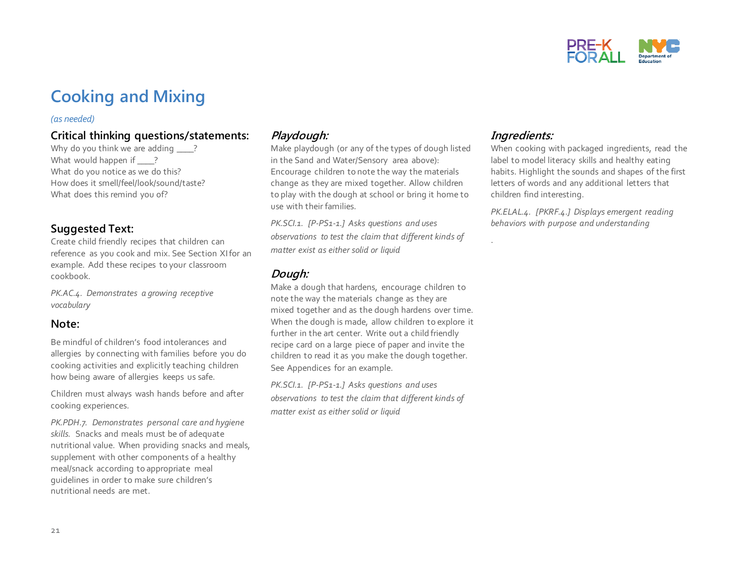# Cooking and Mixing

*(as needed)*

### Critical thinking questions/statements:

Why do you think we are adding ____?
What would happen if ____?
What do you notice as we do this?
How does it smell/feel/look/sound/taste?
What does this remind you of?

### Suggested Text:

Create child friendly recipes that children can reference as you cook and mix. See Section XI for an example. Add these recipes to your classroom cookbook.

*PK.AC.4. Demonstrates a growing receptive vocabulary*

### Note:

Be mindful of children's food intolerances and allergies by connecting with families before you do cooking activities and explicitly teaching children how being aware of allergies keeps us safe.

Children must always wash hands before and after cooking experiences.

*PK.PDH.7. Demonstrates personal care and hygiene skills.* Snacks and meals must be of adequate nutritional value. When providing snacks and meals, supplement with other components of a healthy meal/snack according to appropriate meal guidelines in order to make sure children's nutritional needs are met.

### *Playdough:*

Make playdough (or any of the types of dough listed in the Sand and Water/Sensory area above): Encourage children to note the way the materials change as they are mixed together. Allow children to play with the dough at school or bring it home to use with their families.

*PK.SCI.1. [P-PS1-1.] Asks questions and uses observations to test the claim that different kinds of matter exist as either solid or liquid*

### *Dough:*

Make a dough that hardens, encourage children to note the way the materials change as they are mixed together and as the dough hardens over time. When the dough is made, allow children to explore it further in the art center. Write out a child friendly recipe card on a large piece of paper and invite the children to read it as you make the dough together. See Appendices for an example.

*PK.SCI.1. [P-PS1-1.] Asks questions and uses observations to test the claim that different kinds of matter exist as either solid or liquid*

### *Ingredients:*

When cooking with packaged ingredients, read the label to model literacy skills and healthy eating habits. Highlight the sounds and shapes of the first letters of words and any additional letters that children find interesting.

*PK.ELAL.4. [PKRF.4.] Displays emergent reading behaviors with purpose and understanding*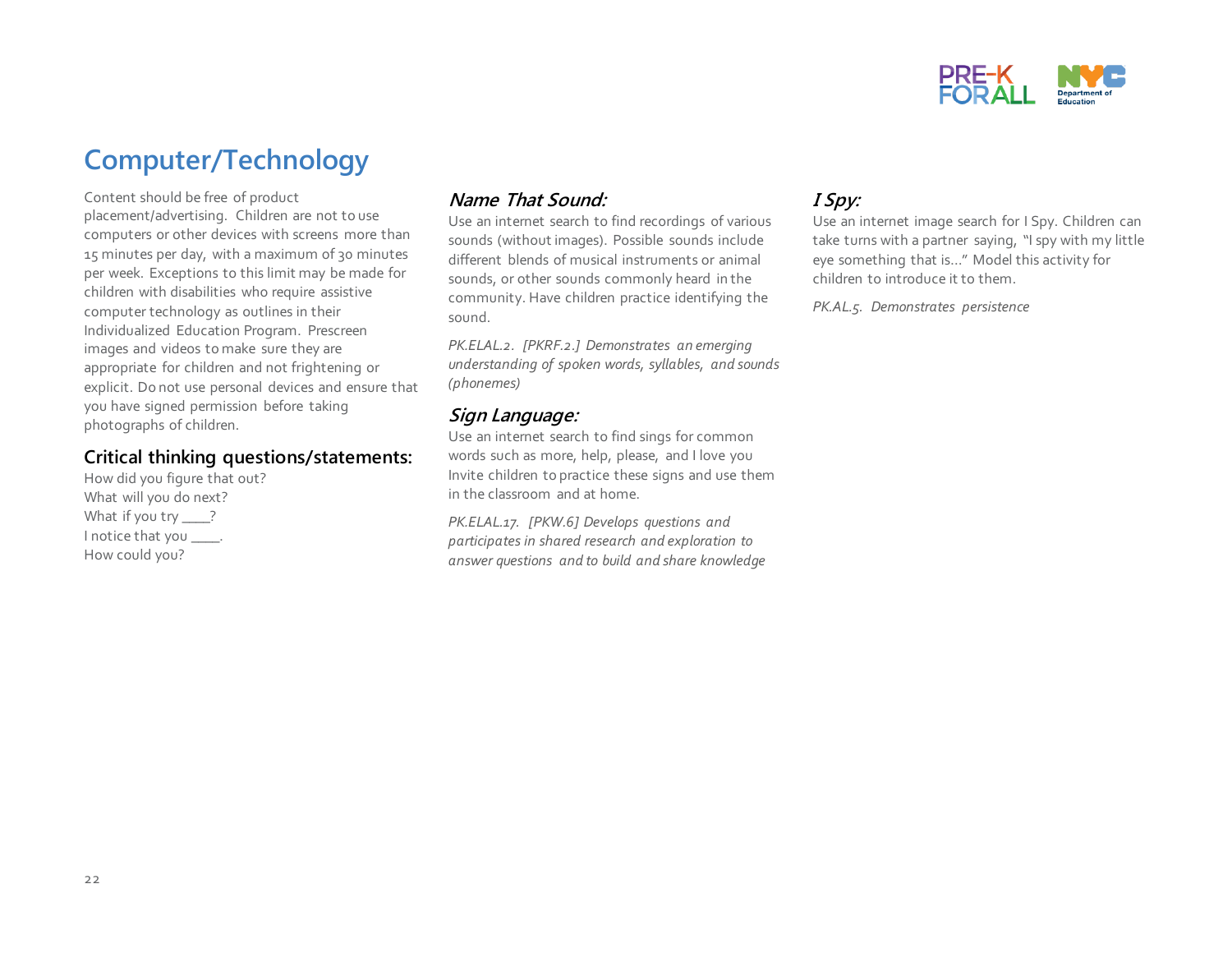# Computer/Technology

Content should be free of product placement/advertising. Children are not to use computers or other devices with screens more than 15 minutes per day, with a maximum of 30 minutes per week. Exceptions to this limit may be made for children with disabilities who require assistive computer technology as outlines in their Individualized Education Program. Prescreen images and videos to make sure they are appropriate for children and not frightening or explicit. Do not use personal devices and ensure that you have signed permission before taking photographs of children.

## Critical thinking questions/statements:

How did you figure that out?
What will you do next?
What if you try ____?
I notice that you ____.
How could you?

### *Name That Sound:*

Use an internet search to find recordings of various sounds (without images). Possible sounds include different blends of musical instruments or animal sounds, or other sounds commonly heard in the community. Have children practice identifying the sound.

*PK.ELAL.2. [PKRF.2.] Demonstrates an emerging understanding of spoken words, syllables, and sounds (phonemes)*

### *Sign Language:*

Use an internet search to find sings for common words such as more, help, please, and I love you Invite children to practice these signs and use them in the classroom and at home.

*PK.ELAL.17. [PKW.6] Develops questions and participates in shared research and exploration to answer questions and to build and share knowledge*

### *I Spy:*

Use an internet image search for I Spy. Children can take turns with a partner saying, "I spy with my little eye something that is…" Model this activity for children to introduce it to them.

*PK.AL.5. Demonstrates persistence*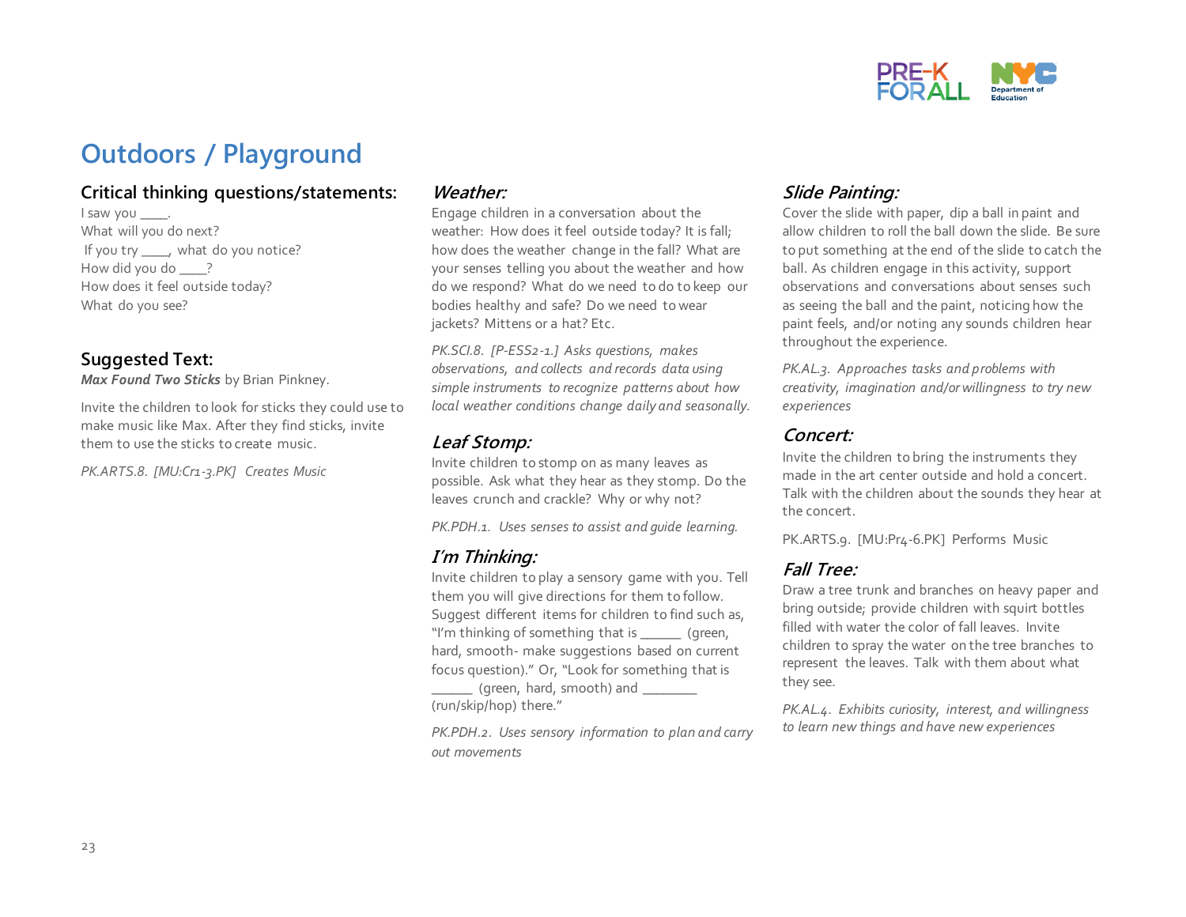# Outdoors / Playground

## Critical thinking questions/statements:

I saw you ____.
What will you do next?
If you try ____, what do you notice?
How did you do ____?
How does it feel outside today?
What do you see?

## Suggested Text:

***Max Found Two Sticks*** by Brian Pinkney.

Invite the children to look for sticks they could use to make music like Max. After they find sticks, invite them to use the sticks to create music.

*PK.ARTS.8. [MU:Cr1-3.PK] Creates Music*

### *Weather:*

Engage children in a conversation about the weather: How does it feel outside today? It is fall; how does the weather change in the fall? What are your senses telling you about the weather and how do we respond? What do we need to do to keep our bodies healthy and safe? Do we need to wear jackets? Mittens or a hat? Etc.

*PK.SCI.8. [P-ESS2-1.] Asks questions, makes observations, and collects and records data using simple instruments to recognize patterns about how local weather conditions change daily and seasonally.*

### *Leaf Stomp:*

Invite children to stomp on as many leaves as possible. Ask what they hear as they stomp. Do the leaves crunch and crackle? Why or why not?

*PK.PDH.1. Uses senses to assist and guide learning.*

### *I'm Thinking:*

Invite children to play a sensory game with you. Tell them you will give directions for them to follow. Suggest different items for children to find such as, "I'm thinking of something that is ______ (green, hard, smooth- make suggestions based on current focus question)." Or, "Look for something that is ______ (green, hard, smooth) and ________ (run/skip/hop) there."

*PK.PDH.2. Uses sensory information to plan and carry out movements*

### *Slide Painting:*

Cover the slide with paper, dip a ball in paint and allow children to roll the ball down the slide. Be sure to put something at the end of the slide to catch the ball. As children engage in this activity, support observations and conversations about senses such as seeing the ball and the paint, noticing how the paint feels, and/or noting any sounds children hear throughout the experience.

*PK.AL.3. Approaches tasks and problems with creativity, imagination and/or willingness to try new experiences*

### *Concert:*

Invite the children to bring the instruments they made in the art center outside and hold a concert. Talk with the children about the sounds they hear at the concert.

PK.ARTS.9. [MU:Pr4-6.PK] Performs Music

### *Fall Tree:*

Draw a tree trunk and branches on heavy paper and bring outside; provide children with squirt bottles filled with water the color of fall leaves. Invite children to spray the water on the tree branches to represent the leaves. Talk with them about what they see.

*PK.AL.4. Exhibits curiosity, interest, and willingness to learn new things and have new experiences*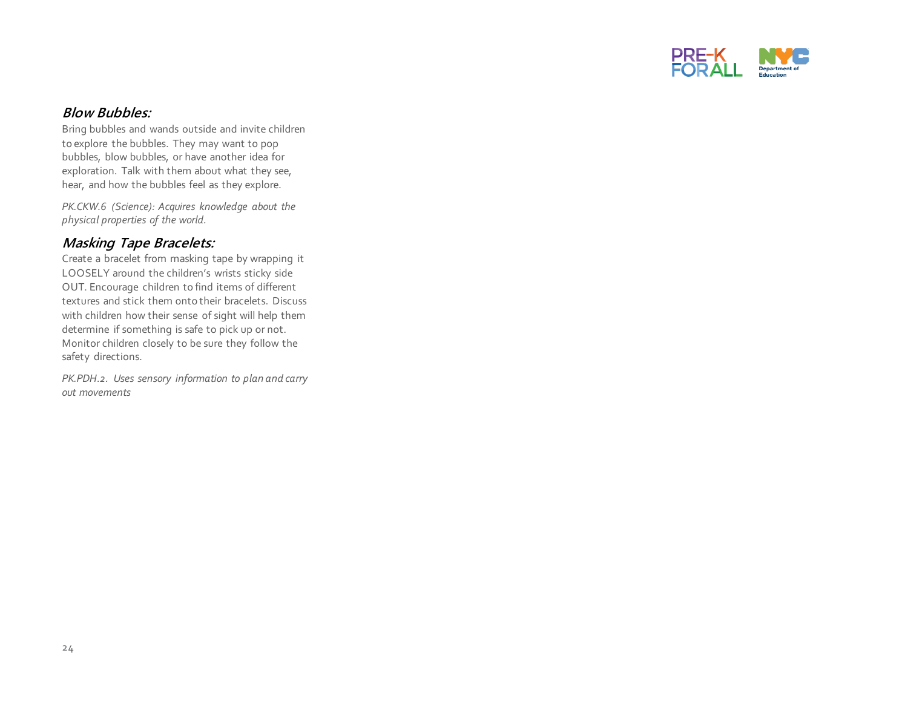### *Blow Bubbles:*

Bring bubbles and wands outside and invite children to explore the bubbles. They may want to pop bubbles, blow bubbles, or have another idea for exploration. Talk with them about what they see, hear, and how the bubbles feel as they explore.

*PK.CKW.6 (Science): Acquires knowledge about the physical properties of the world.*

### *Masking Tape Bracelets:*

Create a bracelet from masking tape by wrapping it LOOSELY around the children's wrists sticky side OUT. Encourage children to find items of different textures and stick them onto their bracelets. Discuss with children how their sense of sight will help them determine if something is safe to pick up or not. Monitor children closely to be sure they follow the safety directions.

*PK.PDH.2. Uses sensory information to plan and carry out movements*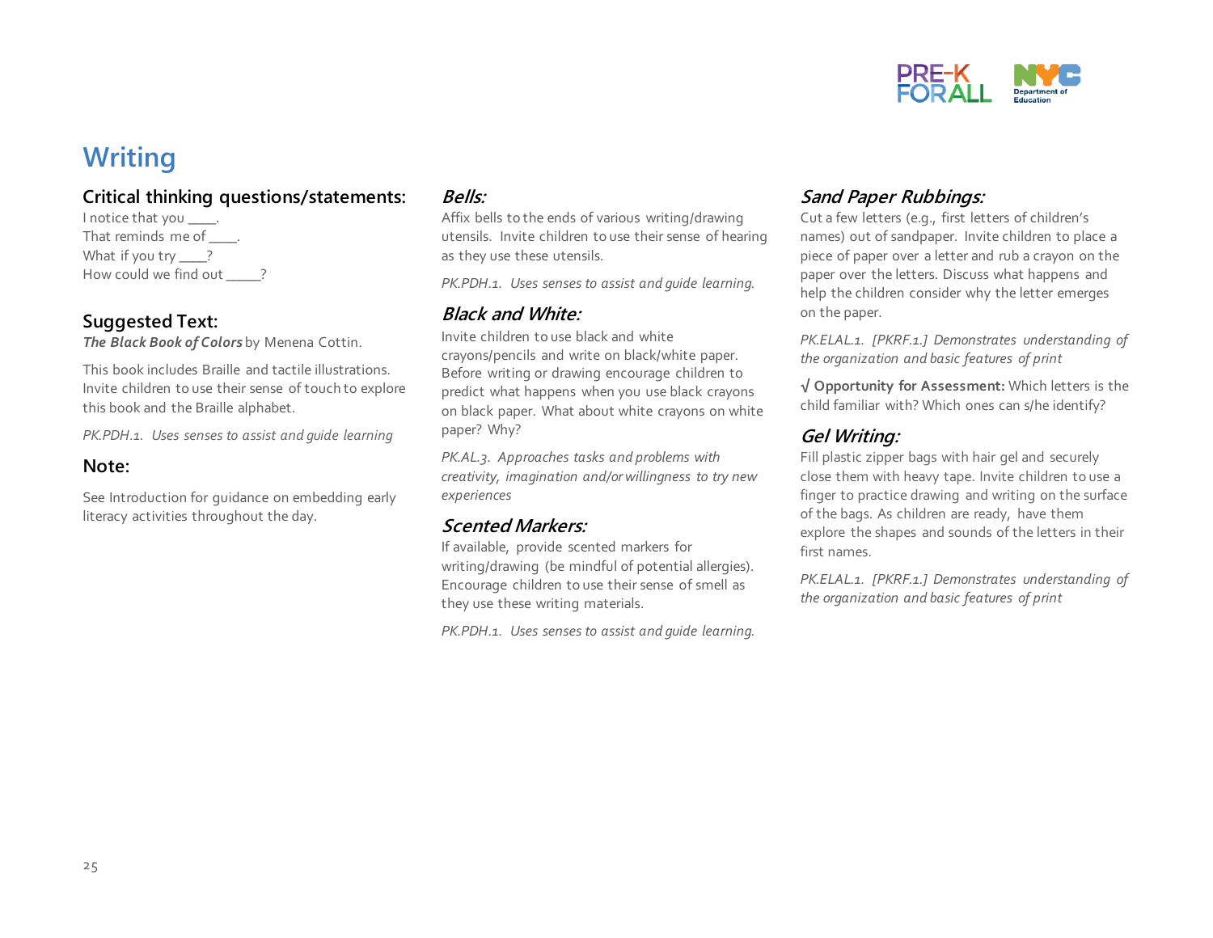# Writing

## Critical thinking questions/statements:

I notice that you ____.
That reminds me of ____.
What if you try ____?
How could we find out _____?

## Suggested Text:

***The Black Book of Colors*** by Menena Cottin.

This book includes Braille and tactile illustrations. Invite children to use their sense of touch to explore this book and the Braille alphabet.

*PK.PDH.1. Uses senses to assist and guide learning*

## Note:

See Introduction for guidance on embedding early literacy activities throughout the day.

### *Bells:*

Affix bells to the ends of various writing/drawing utensils. Invite children to use their sense of hearing as they use these utensils.

*PK.PDH.1. Uses senses to assist and guide learning.*

### *Black and White:*

Invite children to use black and white crayons/pencils and write on black/white paper. Before writing or drawing encourage children to predict what happens when you use black crayons on black paper. What about white crayons on white paper? Why?

*PK.AL.3. Approaches tasks and problems with creativity, imagination and/or willingness to try new experiences*

### *Scented Markers:*

If available, provide scented markers for writing/drawing (be mindful of potential allergies). Encourage children to use their sense of smell as they use these writing materials.

*PK.PDH.1. Uses senses to assist and guide learning.*

### *Sand Paper Rubbings:*

Cut a few letters (e.g., first letters of children's names) out of sandpaper. Invite children to place a piece of paper over a letter and rub a crayon on the paper over the letters. Discuss what happens and help the children consider why the letter emerges on the paper.

*PK.ELAL.1. [PKRF.1.] Demonstrates understanding of the organization and basic features of print*

**√ Opportunity for Assessment:** Which letters is the child familiar with? Which ones can s/he identify?

### *Gel Writing:*

Fill plastic zipper bags with hair gel and securely close them with heavy tape. Invite children to use a finger to practice drawing and writing on the surface of the bags. As children are ready, have them explore the shapes and sounds of the letters in their first names.

*PK.ELAL.1. [PKRF.1.] Demonstrates understanding of the organization and basic features of print*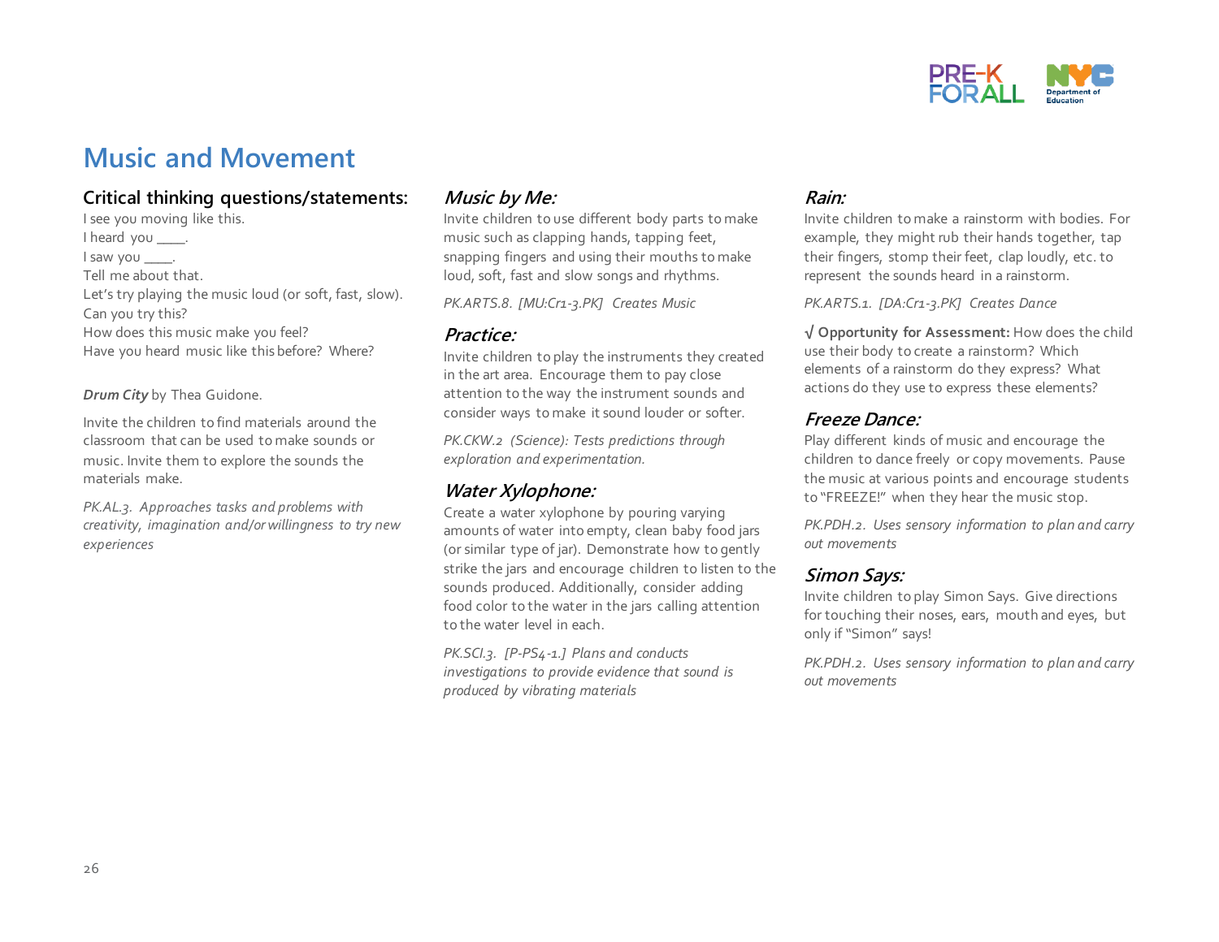# Music and Movement

## Critical thinking questions/statements:

I see you moving like this.
I heard you ____.
I saw you ____.
Tell me about that.
Let's try playing the music loud (or soft, fast, slow).
Can you try this?
How does this music make you feel?
Have you heard music like this before? Where?

***Drum City*** by Thea Guidone.

Invite the children to find materials around the classroom that can be used to make sounds or music. Invite them to explore the sounds the materials make.

*PK.AL.3. Approaches tasks and problems with creativity, imagination and/or willingness to try new experiences*

### *Music by Me:*

Invite children to use different body parts to make music such as clapping hands, tapping feet, snapping fingers and using their mouths to make loud, soft, fast and slow songs and rhythms.

*PK.ARTS.8. [MU:Cr1-3.PK] Creates Music*

### *Practice:*

Invite children to play the instruments they created in the art area. Encourage them to pay close attention to the way the instrument sounds and consider ways to make it sound louder or softer.

*PK.CKW.2 (Science): Tests predictions through exploration and experimentation.*

### *Water Xylophone:*

Create a water xylophone by pouring varying amounts of water into empty, clean baby food jars (or similar type of jar). Demonstrate how to gently strike the jars and encourage children to listen to the sounds produced. Additionally, consider adding food color to the water in the jars calling attention to the water level in each.

*PK.SCI.3. [P-PS4-1.] Plans and conducts investigations to provide evidence that sound is produced by vibrating materials*

### *Rain:*

Invite children to make a rainstorm with bodies. For example, they might rub their hands together, tap their fingers, stomp their feet, clap loudly, etc. to represent the sounds heard in a rainstorm.

*PK.ARTS.1. [DA:Cr1-3.PK] Creates Dance*

√ **Opportunity for Assessment:** How does the child use their body to create a rainstorm? Which elements of a rainstorm do they express? What actions do they use to express these elements?

### *Freeze Dance:*

Play different kinds of music and encourage the children to dance freely or copy movements. Pause the music at various points and encourage students to "FREEZE!" when they hear the music stop.

*PK.PDH.2. Uses sensory information to plan and carry out movements*

### *Simon Says:*

Invite children to play Simon Says. Give directions for touching their noses, ears, mouth and eyes, but only if "Simon" says!

*PK.PDH.2. Uses sensory information to plan and carry out movements*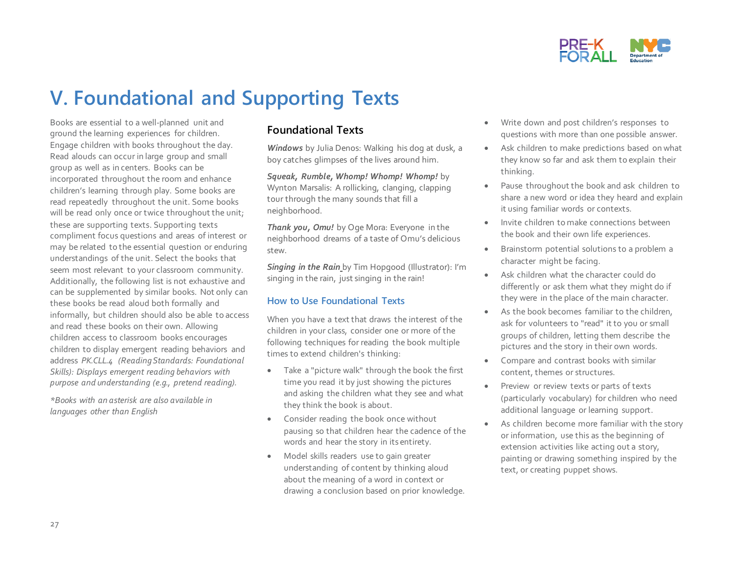# V. Foundational and Supporting Texts

Books are essential to a well-planned unit and ground the learning experiences for children. Engage children with books throughout the day. Read alouds can occur in large group and small group as well as in centers. Books can be incorporated throughout the room and enhance children's learning through play. Some books are read repeatedly throughout the unit. Some books will be read only once or twice throughout the unit; these are supporting texts. Supporting texts compliment focus questions and areas of interest or may be related to the essential question or enduring understandings of the unit. Select the books that seem most relevant to your classroom community. Additionally, the following list is not exhaustive and can be supplemented by similar books. Not only can these books be read aloud both formally and informally, but children should also be able to access and read these books on their own. Allowing children access to classroom books encourages children to display emergent reading behaviors and address *PK.CLL.4 (Reading Standards: Foundational Skills): Displays emergent reading behaviors with purpose and understanding (e.g., pretend reading).*

*\*Books with an asterisk are also available in languages other than English*

## Foundational Texts

***Windows*** by Julia Denos: Walking his dog at dusk, a boy catches glimpses of the lives around him.

***Squeak, Rumble, Whomp! Whomp! Whomp!*** by Wynton Marsalis: A rollicking, clanging, clapping tour through the many sounds that fill a neighborhood.

***Thank you, Omu!*** by Oge Mora: Everyone in the neighborhood dreams of a taste of Omu's delicious stew.

***Singing in the Rain*** by Tim Hopgood (Illustrator): I'm singing in the rain, just singing in the rain!

### How to Use Foundational Texts

When you have a text that draws the interest of the children in your class, consider one or more of the following techniques for reading the book multiple times to extend children's thinking:

- Take a "picture walk" through the book the first time you read it by just showing the pictures and asking the children what they see and what they think the book is about.
- Consider reading the book once without pausing so that children hear the cadence of the words and hear the story in its entirety.
- Model skills readers use to gain greater understanding of content by thinking aloud about the meaning of a word in context or drawing a conclusion based on prior knowledge.
- Write down and post children's responses to questions with more than one possible answer.
- Ask children to make predictions based on what they know so far and ask them to explain their thinking.
- Pause throughout the book and ask children to share a new word or idea they heard and explain it using familiar words or contexts.
- Invite children to make connections between the book and their own life experiences.
- Brainstorm potential solutions to a problem a character might be facing.
- Ask children what the character could do differently or ask them what they might do if they were in the place of the main character.
- As the book becomes familiar to the children, ask for volunteers to "read" it to you or small groups of children, letting them describe the pictures and the story in their own words.
- Compare and contrast books with similar content, themes or structures.
- Preview or review texts or parts of texts (particularly vocabulary) for children who need additional language or learning support.
- As children become more familiar with the story or information, use this as the beginning of extension activities like acting out a story, painting or drawing something inspired by the text, or creating puppet shows.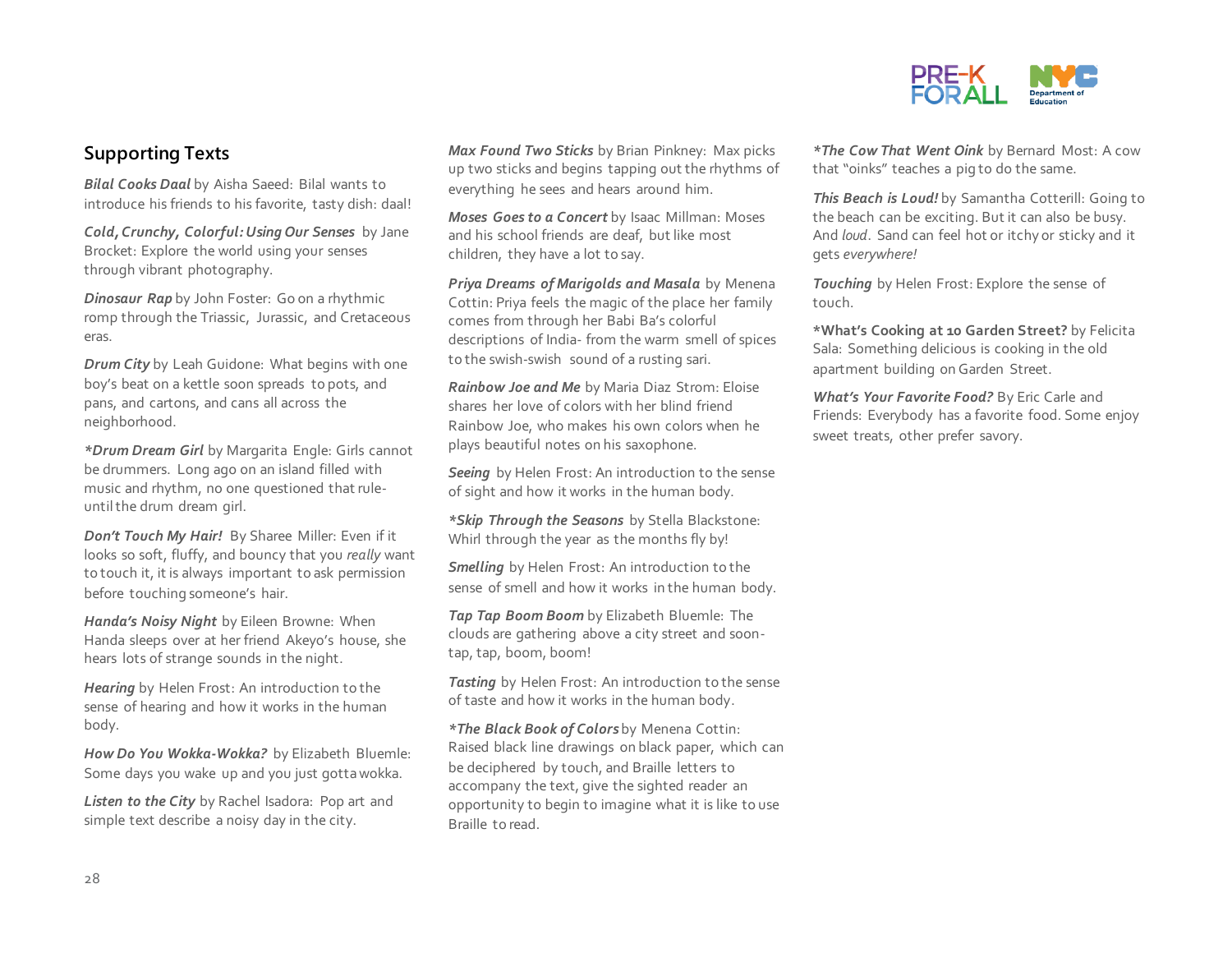## Supporting Texts

***Bilal Cooks Daal*** by Aisha Saeed: Bilal wants to introduce his friends to his favorite, tasty dish: daal!

***Cold, Crunchy, Colorful: Using Our Senses*** by Jane Brocket: Explore the world using your senses through vibrant photography.

***Dinosaur Rap*** by John Foster: Go on a rhythmic romp through the Triassic, Jurassic, and Cretaceous eras.

***Drum City*** by Leah Guidone: What begins with one boy's beat on a kettle soon spreads to pots, and pans, and cartons, and cans all across the neighborhood.

****Drum Dream Girl*** by Margarita Engle: Girls cannot be drummers. Long ago on an island filled with music and rhythm, no one questioned that rule- until the drum dream girl.

***Don't Touch My Hair!*** By Sharee Miller: Even if it looks so soft, fluffy, and bouncy that you *really* want to touch it, it is always important to ask permission before touching someone's hair.

***Handa's Noisy Night*** by Eileen Browne: When Handa sleeps over at her friend Akeyo's house, she hears lots of strange sounds in the night.

***Hearing*** by Helen Frost: An introduction to the sense of hearing and how it works in the human body.

***How Do You Wokka-Wokka?*** by Elizabeth Bluemle: Some days you wake up and you just gotta wokka.

***Listen to the City*** by Rachel Isadora: Pop art and simple text describe a noisy day in the city.

***Max Found Two Sticks*** by Brian Pinkney: Max picks up two sticks and begins tapping out the rhythms of everything he sees and hears around him.

***Moses Goes to a Concert*** by Isaac Millman: Moses and his school friends are deaf, but like most children, they have a lot to say.

***Priya Dreams of Marigolds and Masala*** by Menena Cottin: Priya feels the magic of the place her family comes from through her Babi Ba's colorful descriptions of India- from the warm smell of spices to the swish-swish sound of a rusting sari.

***Rainbow Joe and Me*** by Maria Diaz Strom: Eloise shares her love of colors with her blind friend Rainbow Joe, who makes his own colors when he plays beautiful notes on his saxophone.

***Seeing*** by Helen Frost: An introduction to the sense of sight and how it works in the human body.

****Skip Through the Seasons*** by Stella Blackstone: Whirl through the year as the months fly by!

***Smelling*** by Helen Frost: An introduction to the sense of smell and how it works in the human body.

***Tap Tap Boom Boom*** by Elizabeth Bluemle: The clouds are gathering above a city street and soon- tap, tap, boom, boom!

***Tasting*** by Helen Frost: An introduction to the sense of taste and how it works in the human body.

****The Black Book of Colors*** by Menena Cottin: Raised black line drawings on black paper, which can be deciphered by touch, and Braille letters to accompany the text, give the sighted reader an opportunity to begin to imagine what it is like to use Braille to read.

****The Cow That Went Oink*** by Bernard Most: A cow that "oinks" teaches a pig to do the same.

***This Beach is Loud!*** by Samantha Cotterill: Going to the beach can be exciting. But it can also be busy. And *loud*. Sand can feel hot or itchy or sticky and it gets *everywhere!*

***Touching*** by Helen Frost: Explore the sense of touch.

***What's Cooking at 10 Garden Street?** by Felicita Sala: Something delicious is cooking in the old apartment building on Garden Street.

***What's Your Favorite Food?*** By Eric Carle and Friends: Everybody has a favorite food. Some enjoy sweet treats, other prefer savory.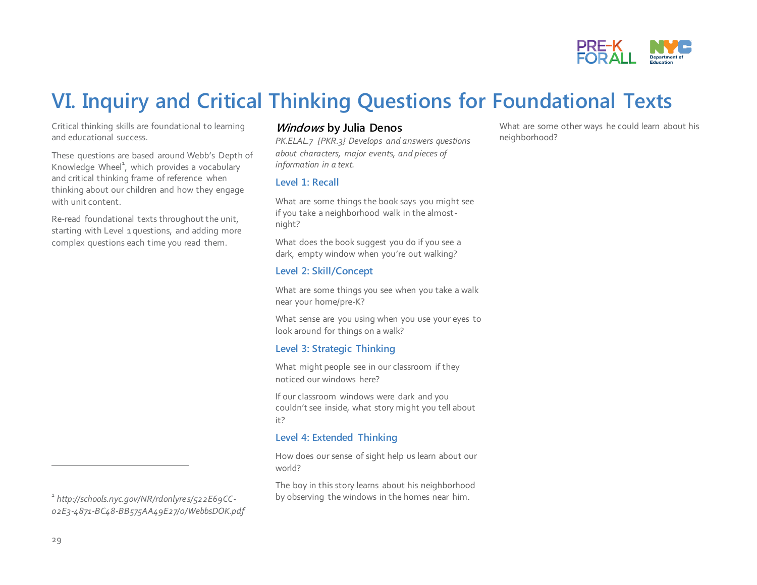# VI. Inquiry and Critical Thinking Questions for Foundational Texts

Critical thinking skills are foundational to learning and educational success.

These questions are based around Webb's Depth of Knowledge Wheel[1], which provides a vocabulary and critical thinking frame of reference when thinking about our children and how they engage with unit content.

Re-read foundational texts throughout the unit, starting with Level 1 questions, and adding more complex questions each time you read them.

## *Windows* by Julia Denos

*PK.ELAL.7 [PKR.3} Develops and answers questions about characters, major events, and pieces of information in a text.*

### Level 1: Recall

What are some things the book says you might see if you take a neighborhood walk in the almost-night?

What does the book suggest you do if you see a dark, empty window when you're out walking?

### Level 2: Skill/Concept

What are some things you see when you take a walk near your home/pre-K?

What sense are you using when you use your eyes to look around for things on a walk?

### Level 3: Strategic Thinking

What might people see in our classroom if they noticed our windows here?

If our classroom windows were dark and you couldn't see inside, what story might you tell about it?

### Level 4: Extended Thinking

How does our sense of sight help us learn about our world?

The boy in this story learns about his neighborhood by observing the windows in the homes near him. What are some other ways he could learn about his neighborhood?

---

[1] *http://schools.nyc.gov/NR/rdonlyres/522E69CC-02E3-4871-BC48-BB575AA49E27/0/WebbsDOK.pdf*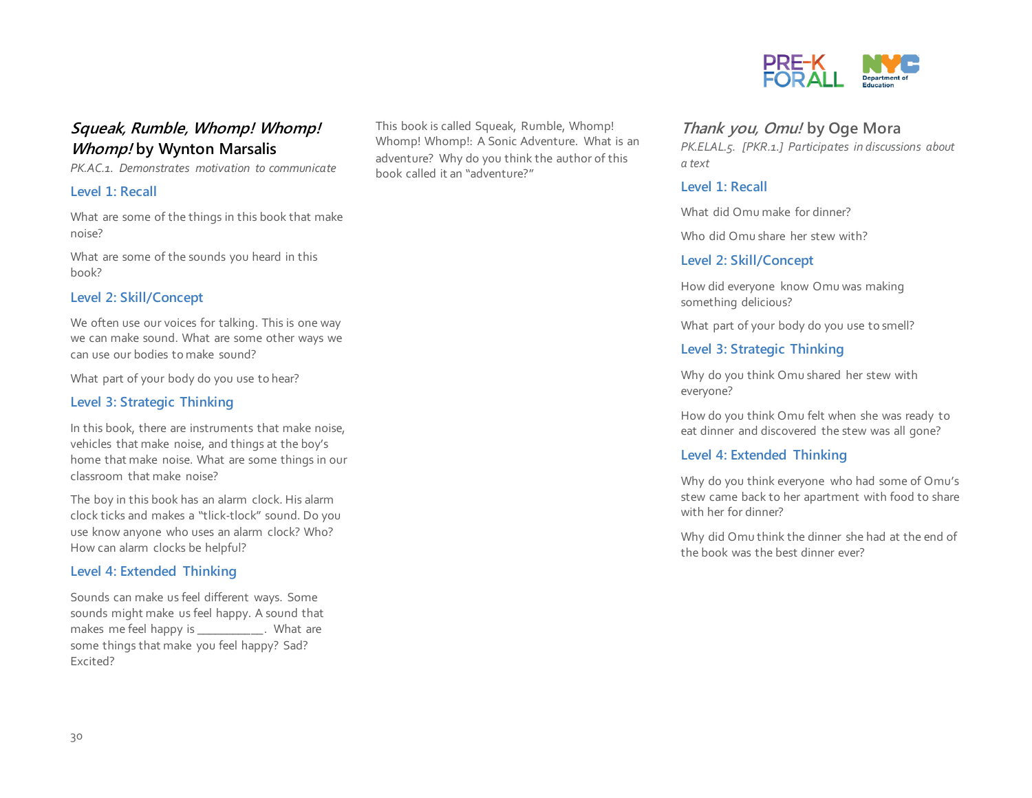## *Squeak, Rumble, Whomp! Whomp! Whomp!* by Wynton Marsalis

*PK.AC.1. Demonstrates motivation to communicate*

### Level 1: Recall

What are some of the things in this book that make noise?

What are some of the sounds you heard in this book?

### Level 2: Skill/Concept

We often use our voices for talking. This is one way we can make sound. What are some other ways we can use our bodies to make sound?

What part of your body do you use to hear?

### Level 3: Strategic Thinking

In this book, there are instruments that make noise, vehicles that make noise, and things at the boy's home that make noise. What are some things in our classroom that make noise?

The boy in this book has an alarm clock. His alarm clock ticks and makes a "tick-tock" sound. Do you use know anyone who uses an alarm clock? Who? How can alarm clocks be helpful?

### Level 4: Extended Thinking

Sounds can make us feel different ways. Some sounds might make us feel happy. A sound that makes me feel happy is __________. What are some things that make you feel happy? Sad? Excited?

This book is called Squeak, Rumble, Whomp! Whomp! Whomp!: A Sonic Adventure. What is an adventure? Why do you think the author of this book called it an "adventure?"

## *Thank you, Omu!* by Oge Mora

*PK.ELAL.5. [PKR.1.] Participates in discussions about a text*

### Level 1: Recall

What did Omu make for dinner?

Who did Omu share her stew with?

### Level 2: Skill/Concept

How did everyone know Omu was making something delicious?

What part of your body do you use to smell?

### Level 3: Strategic Thinking

Why do you think Omu shared her stew with everyone?

How do you think Omu felt when she was ready to eat dinner and discovered the stew was all gone?

### Level 4: Extended Thinking

Why do you think everyone who had some of Omu's stew came back to her apartment with food to share with her for dinner?

Why did Omu think the dinner she had at the end of the book was the best dinner ever?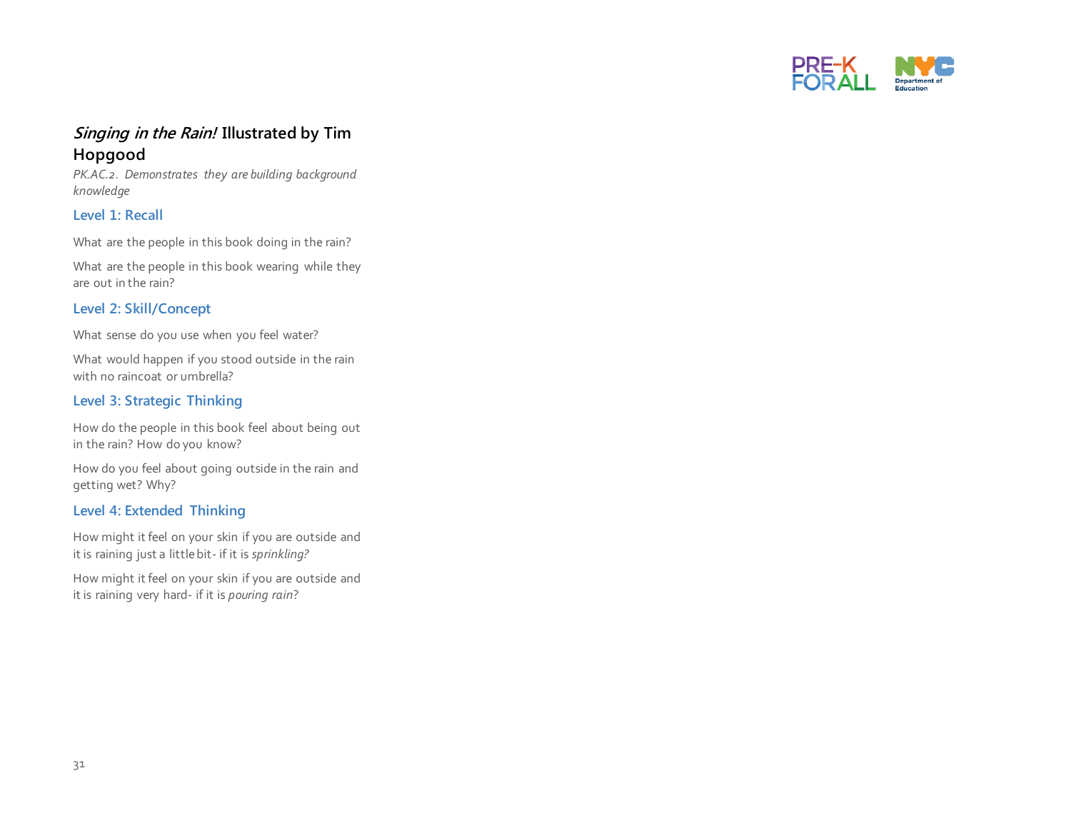## *Singing in the Rain!* Illustrated by Tim Hopgood

*PK.AC.2. Demonstrates they are building background knowledge*

### Level 1: Recall

What are the people in this book doing in the rain?

What are the people in this book wearing while they are out in the rain?

### Level 2: Skill/Concept

What sense do you use when you feel water?

What would happen if you stood outside in the rain with no raincoat or umbrella?

### Level 3: Strategic Thinking

How do the people in this book feel about being out in the rain? How do you know?

How do you feel about going outside in the rain and getting wet? Why?

### Level 4: Extended Thinking

How might it feel on your skin if you are outside and it is raining just a little bit- if it is *sprinkling?*

How might it feel on your skin if you are outside and it is raining very hard- if it is *pouring rain*?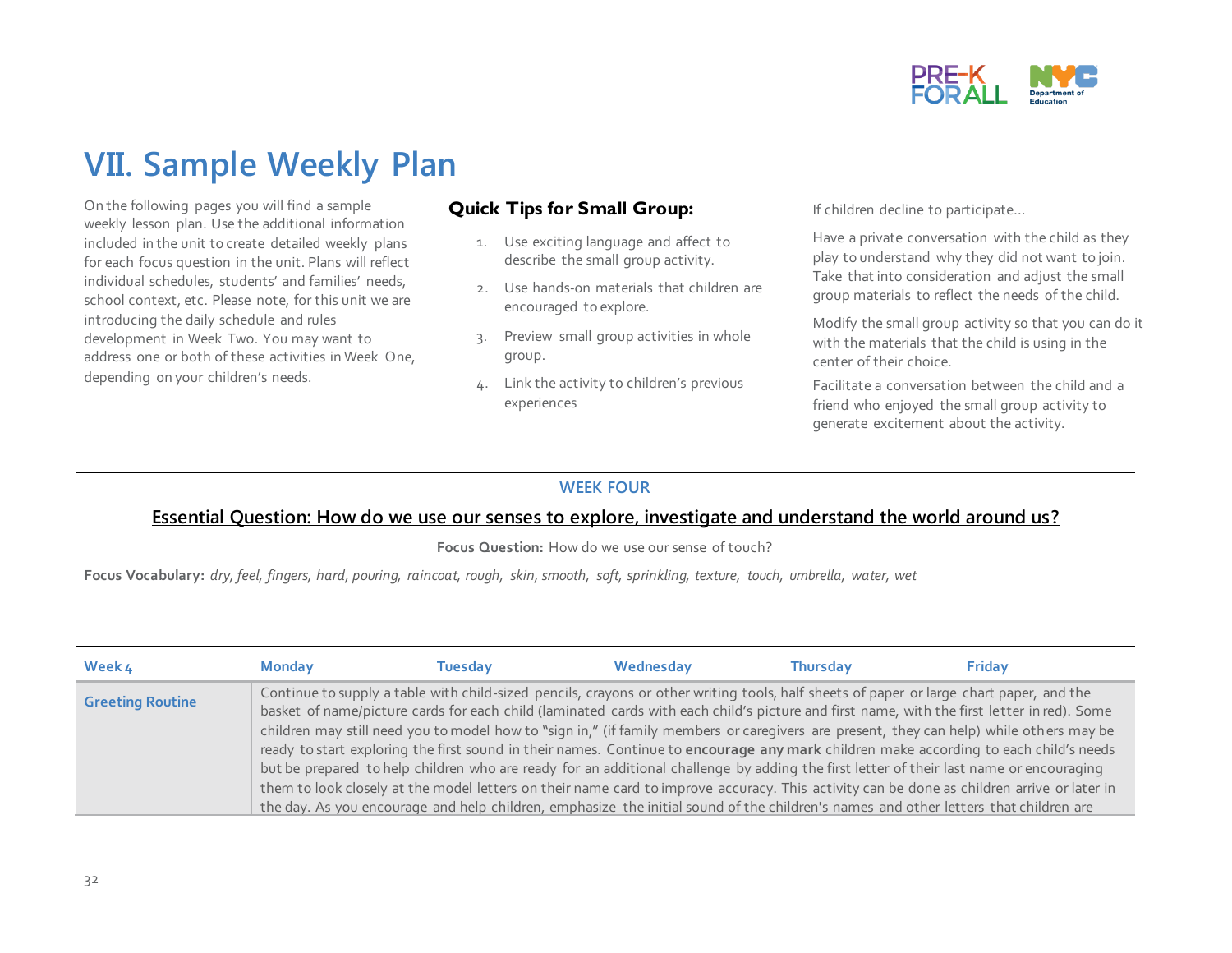# VII. Sample Weekly Plan

On the following pages you will find a sample weekly lesson plan. Use the additional information included in the unit to create detailed weekly plans for each focus question in the unit. Plans will reflect individual schedules, students' and families' needs, school context, etc. Please note, for this unit we are introducing the daily schedule and rules development in Week Two. You may want to address one or both of these activities in Week One, depending on your children's needs.

### Quick Tips for Small Group:

1. Use exciting language and affect to describe the small group activity.
2. Use hands-on materials that children are encouraged to explore.
3. Preview small group activities in whole group.
4. Link the activity to children's previous experiences

If children decline to participate…

Have a private conversation with the child as they play to understand why they did not want to join. Take that into consideration and adjust the small group materials to reflect the needs of the child.

Modify the small group activity so that you can do it with the materials that the child is using in the center of their choice.

Facilitate a conversation between the child and a friend who enjoyed the small group activity to generate excitement about the activity.

## WEEK FOUR

**Essential Question: How do we use our senses to explore, investigate and understand the world around us?**

**Focus Question:** How do we use our sense of touch?

**Focus Vocabulary:** *dry, feel, fingers, hard, pouring, raincoat, rough, skin, smooth, soft, sprinkling, texture, touch, umbrella, water, wet*

| Week 4 | Monday | Tuesday | Wednesday | Thursday | Friday |
|---|---|---|---|---|---|
| Greeting Routine | Continue to supply a table with child-sized pencils, crayons or other writing tools, half sheets of paper or large chart paper, and the basket of name/picture cards for each child (laminated cards with each child's picture and first name, with the first letter in red). Some children may still need you to model how to "sign in," (if family members or caregivers are present, they can help) while others may be ready to start exploring the first sound in their names. Continue to **encourage any mark** children make according to each child's needs but be prepared to help children who are ready for an additional challenge by adding the first letter of their last name or encouraging them to look closely at the model letters on their name card to improve accuracy. This activity can be done as children arrive or later in the day. As you encourage and help children, emphasize the initial sound of the children's names and other letters that children are | | | | |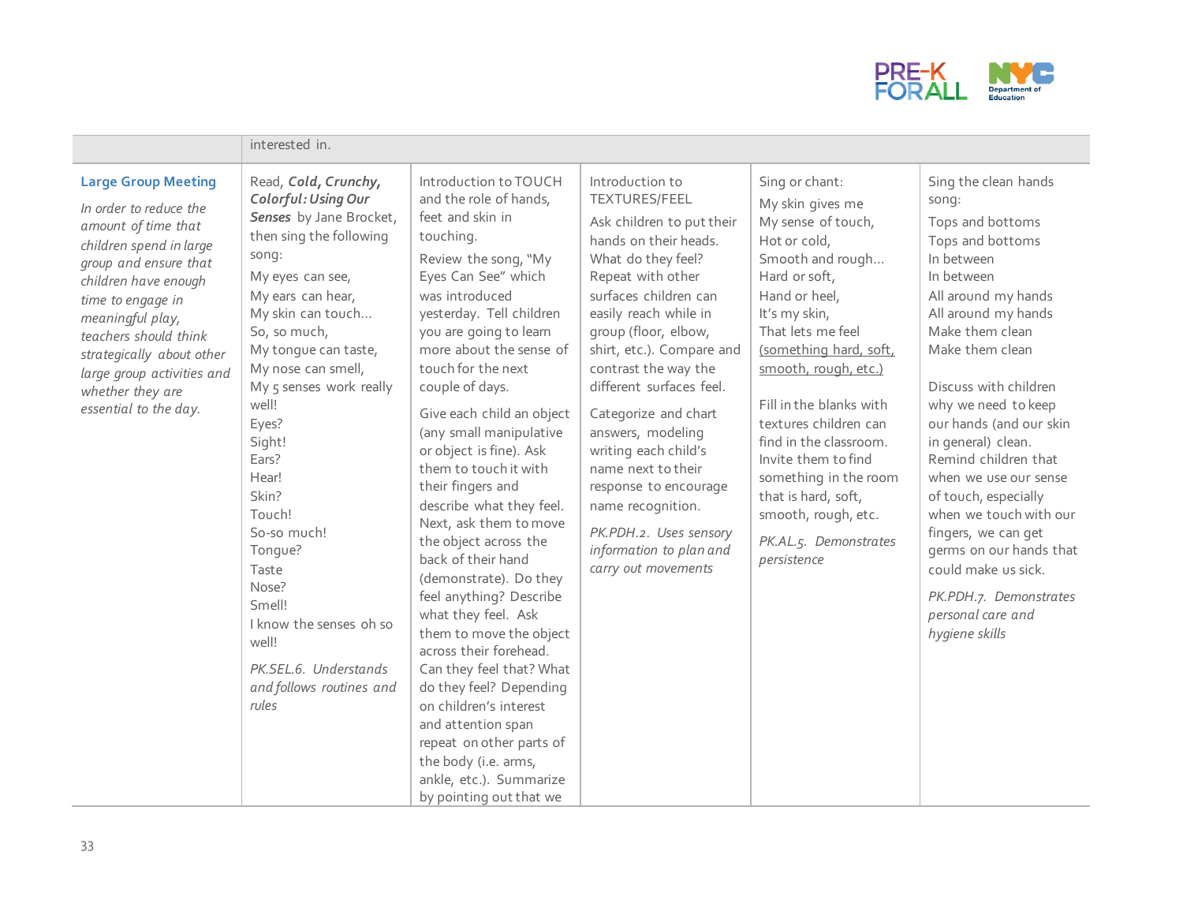| | interested in. | | | | |
|---|---|---|---|---|---|
| **Large Group Meeting**<br>*In order to reduce the amount of time that children spend in large group and ensure that children have enough time to engage in meaningful play, teachers should think strategically about other large group activities and whether they are essential to the day.* | Read, ***Cold, Crunchy, Colorful: Using Our Senses*** by Jane Brocket, then sing the following song:<br>My eyes can see,<br>My ears can hear,<br>My skin can touch...<br>So, so much,<br>My tongue can taste,<br>My nose can smell,<br>My 5 senses work really well!<br>Eyes?<br>Sight!<br>Ears?<br>Hear!<br>Skin?<br>Touch!<br>So-so much!<br>Tongue?<br>Taste<br>Nose?<br>Smell!<br>I know the senses oh so well!<br>*PK.SEL.6. Understands and follows routines and rules* | Introduction to TOUCH and the role of hands, feet and skin in touching.<br>Review the song, "My Eyes Can See" which was introduced yesterday. Tell children you are going to learn more about the sense of touch for the next couple of days.<br>Give each child an object (any small manipulative or object is fine). Ask them to touch it with their fingers and describe what they feel. Next, ask them to move the object across the back of their hand (demonstrate). Do they feel anything? Describe what they feel. Ask them to move the object across their forehead. Can they feel that? What do they feel? Depending on children's interest and attention span repeat on other parts of the body (i.e. arms, ankle, etc.). Summarize by pointing out that we | Introduction to TEXTURES/FEEL<br>Ask children to put their hands on their heads. What do they feel? Repeat with other surfaces children can easily reach while in group (floor, elbow, shirt, etc.). Compare and contrast the way the different surfaces feel.<br>Categorize and chart answers, modeling writing each child's name next to their response to encourage name recognition.<br>*PK.PDH.2. Uses sensory information to plan and carry out movements* | Sing or chant:<br>My skin gives me<br>My sense of touch,<br>Hot or cold,<br>Smooth and rough...<br>Hard or soft,<br>Hand or heel,<br>It's my skin,<br>That lets me feel<br><u>(something hard, soft, smooth, rough, etc.)</u><br>Fill in the blanks with textures children can find in the classroom. Invite them to find something in the room that is hard, soft, smooth, rough, etc.<br>*PK.AL.5. Demonstrates persistence* | Sing the clean hands song:<br>Tops and bottoms<br>Tops and bottoms<br>In between<br>In between<br>All around my hands<br>All around my hands<br>Make them clean<br>Make them clean<br>Discuss with children why we need to keep our hands (and our skin in general) clean. Remind children that when we use our sense of touch, especially when we touch with our fingers, we can get germs on our hands that could make us sick.<br>*PK.PDH.7. Demonstrates personal care and hygiene skills* |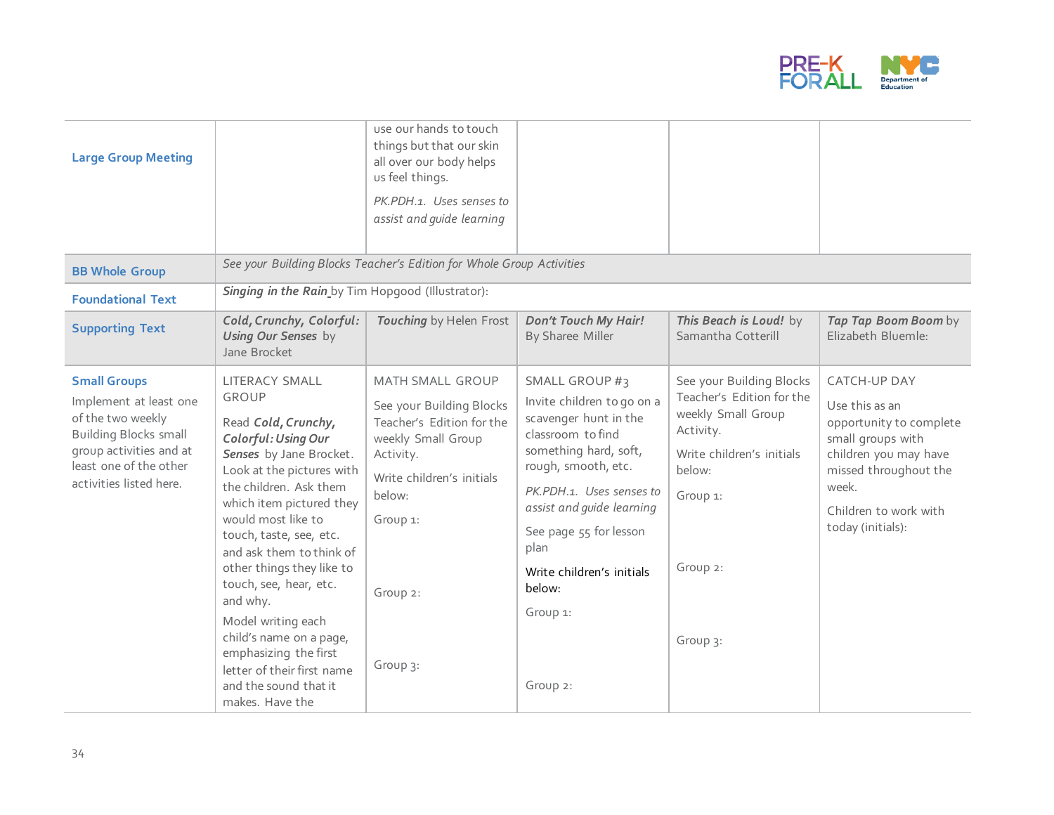| | | | | | |
|---|---|---|---|---|---|
| **Large Group Meeting** | | use our hands to touch things but that our skin all over our body helps us feel things.<br><br>*PK.PDH.1. Uses senses to assist and guide learning* | | | |
| **BB Whole Group** | *See your Building Blocks Teacher's Edition for Whole Group Activities* | | | | |
| **Foundational Text** | ***Singing in the Rain*** by Tim Hopgood (Illustrator): | | | | |
| **Supporting Text** | ***Cold, Crunchy, Colorful: Using Our Senses*** by Jane Brocket | ***Touching*** by Helen Frost | ***Don't Touch My Hair!*** By Sharee Miller | ***This Beach is Loud!*** by Samantha Cotterill | ***Tap Tap Boom Boom*** by Elizabeth Bluemle: |
| **Small Groups**<br>Implement at least one of the two weekly Building Blocks small group activities and at least one of the other activities listed here. | LITERACY SMALL GROUP<br><br>Read ***Cold, Crunchy, Colorful: Using Our Senses*** by Jane Brocket. Look at the pictures with the children. Ask them which item pictured they would most like to touch, taste, see, etc. and ask them to think of other things they like to touch, see, hear, etc. and why.<br><br>Model writing each child's name on a page, emphasizing the first letter of their first name and the sound that it makes. Have the | MATH SMALL GROUP<br><br>See your Building Blocks Teacher's Edition for the weekly Small Group Activity.<br><br>Write children's initials below:<br><br>Group 1:<br><br>Group 2:<br><br>Group 3: | SMALL GROUP #3<br><br>Invite children to go on a scavenger hunt in the classroom to find something hard, soft, rough, smooth, etc.<br><br>*PK.PDH.1. Uses senses to assist and guide learning*<br><br>See page 55 for lesson plan<br><br>Write children's initials below:<br><br>Group 1:<br><br>Group 2: | See your Building Blocks Teacher's Edition for the weekly Small Group Activity.<br><br>Write children's initials below:<br><br>Group 1:<br><br>Group 2:<br><br>Group 3: | CATCH-UP DAY<br><br>Use this as an opportunity to complete small groups with children you may have missed throughout the week.<br><br>Children to work with today (initials): |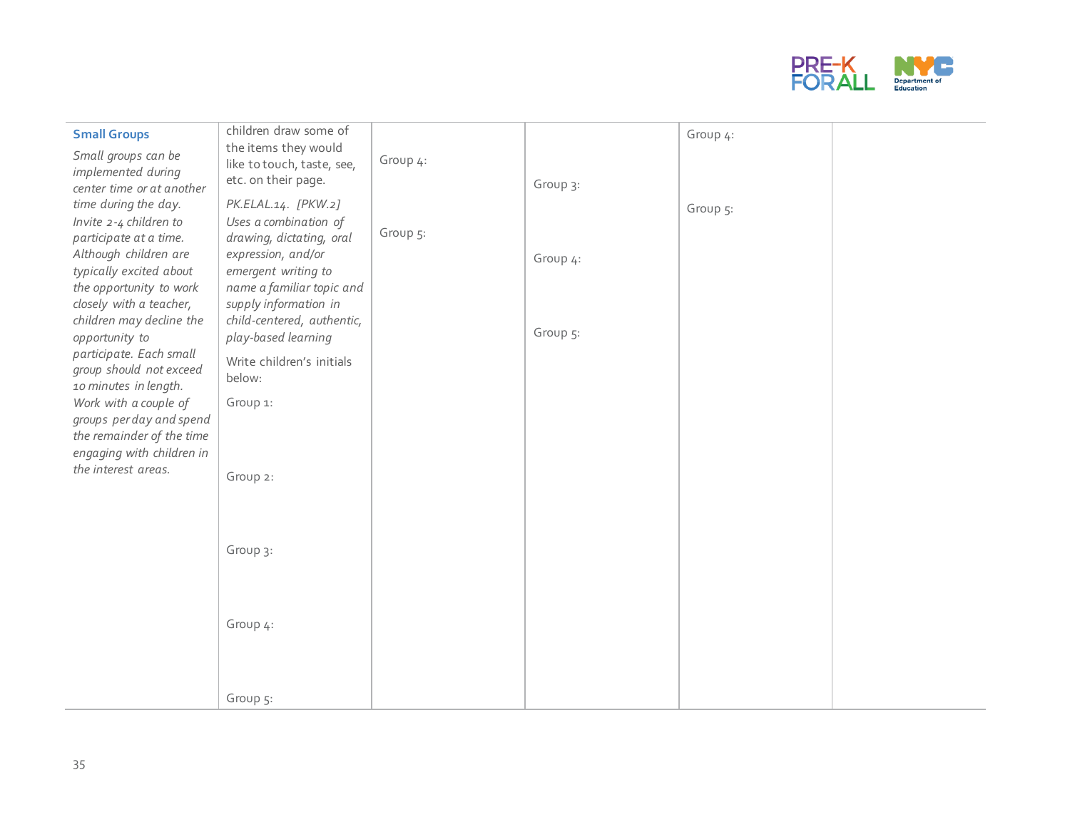| **Small Groups**<br><br>*Small groups can be implemented during center time or at another time during the day. Invite 2-4 children to participate at a time. Although children are typically excited about the opportunity to work closely with a teacher, children may decline the opportunity to participate. Each small group should not exceed 10 minutes in length. Work with a couple of groups per day and spend the remainder of the time engaging with children in the interest areas.* | children draw some of the items they would like to touch, taste, see, etc. on their page.<br><br>*PK.ELAL.14. [PKW.2] Uses a combination of drawing, dictating, oral expression, and/or emergent writing to name a familiar topic and supply information in child-centered, authentic, play-based learning*<br><br>Write children's initials below:<br><br>Group 1:<br><br>Group 2:<br><br>Group 3:<br><br>Group 4:<br><br>Group 5: | Group 4:<br><br>Group 5: | Group 3:<br><br>Group 4:<br><br>Group 5: | Group 4:<br><br>Group 5: | |
|---|---|---|---|---|---|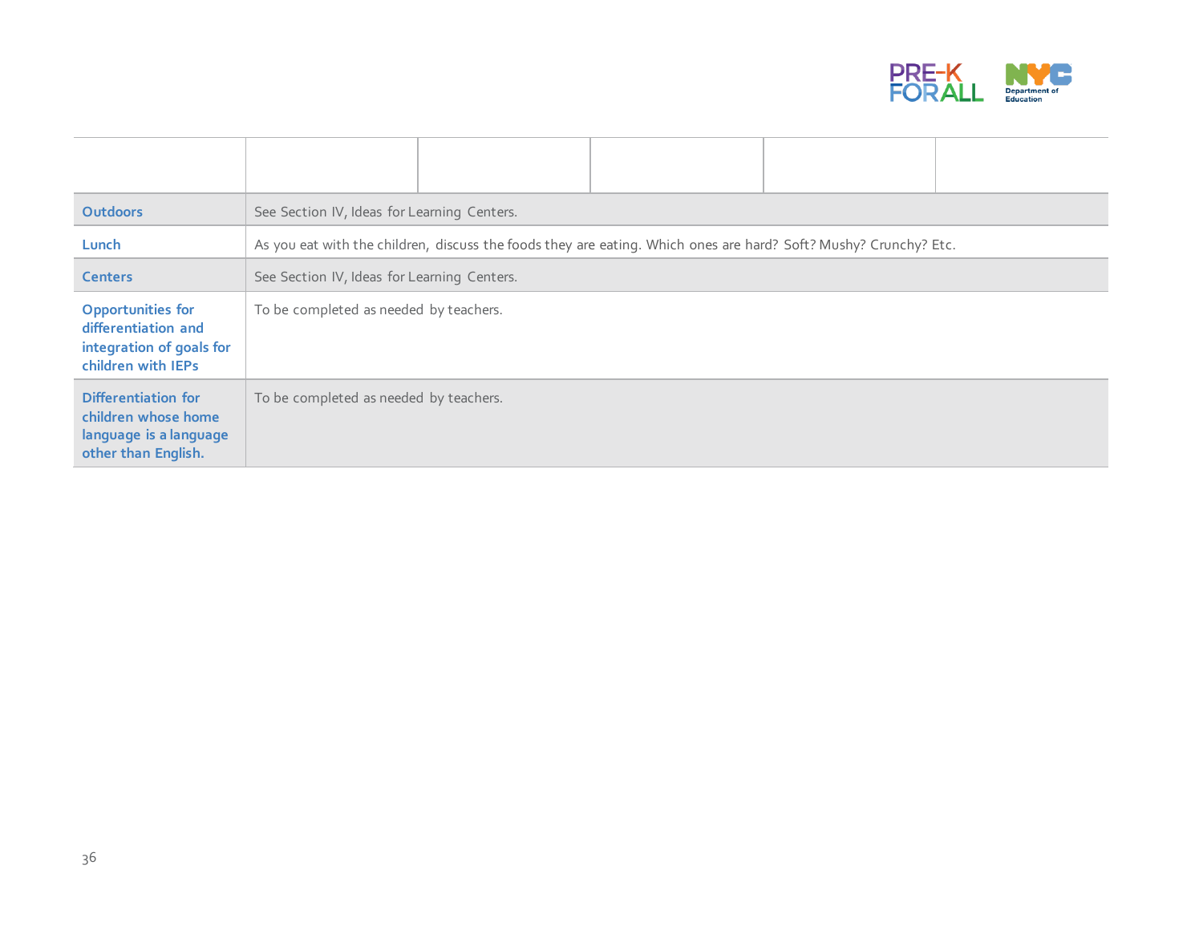| | | | | | |
|---|---|---|---|---|---|
| **Outdoors** | See Section IV, Ideas for Learning Centers. | | | | |
| **Lunch** | As you eat with the children, discuss the foods they are eating. Which ones are hard? Soft? Mushy? Crunchy? Etc. | | | | |
| **Centers** | See Section IV, Ideas for Learning Centers. | | | | |
| **Opportunities for differentiation and integration of goals for children with IEPs** | To be completed as needed by teachers. | | | | |
| **Differentiation for children whose home language is a language other than English.** | To be completed as needed by teachers. | | | | |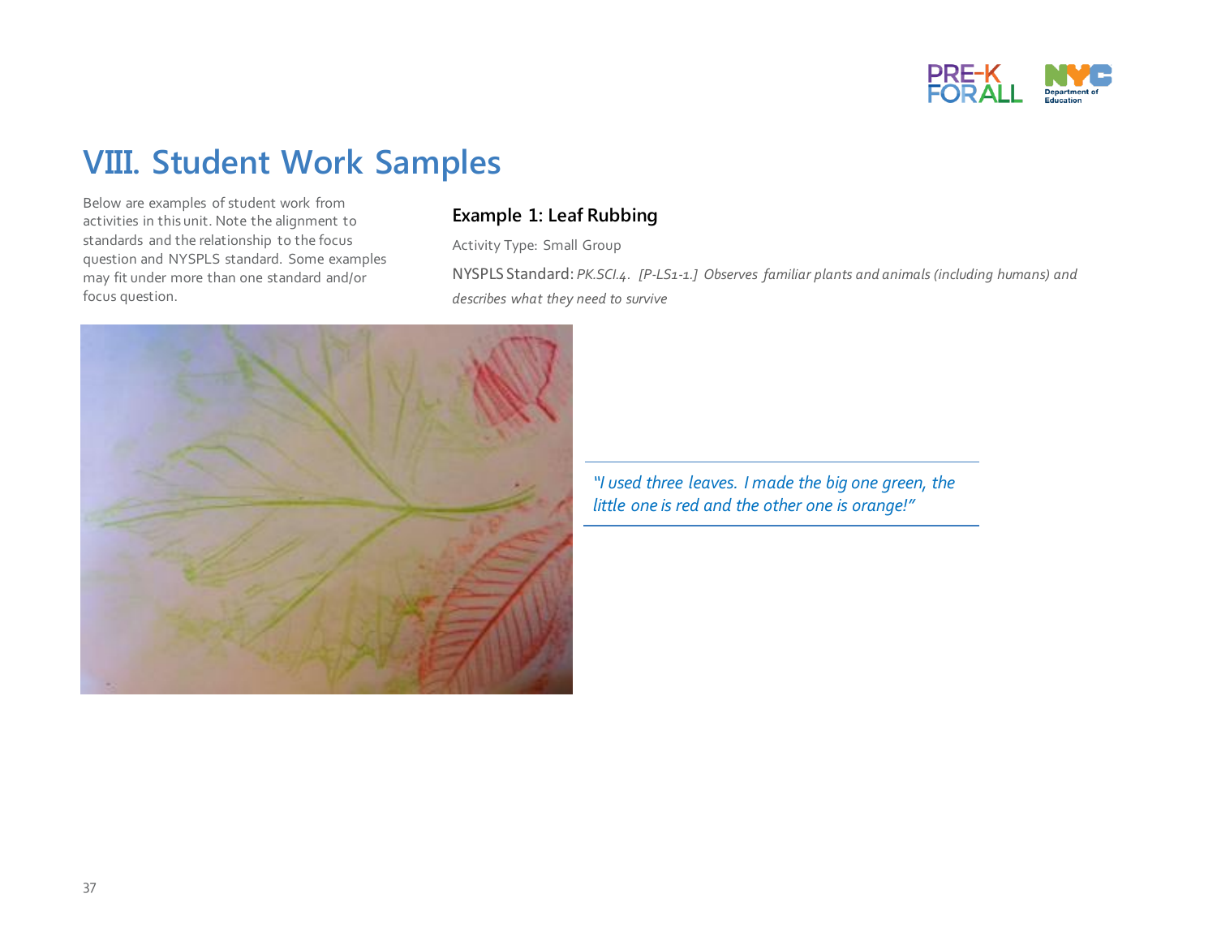# VIII. Student Work Samples

Below are examples of student work from activities in this unit. Note the alignment to standards and the relationship to the focus question and NYSPLS standard. Some examples may fit under more than one standard and/or focus question.

### Example 1: Leaf Rubbing

Activity Type: Small Group

NYSPLS Standard: *PK.SCI.4. [P-LS1-1.] Observes familiar plants and animals (including humans) and describes what they need to survive*

*"I used three leaves. I made the big one green, the little one is red and the other one is orange!"*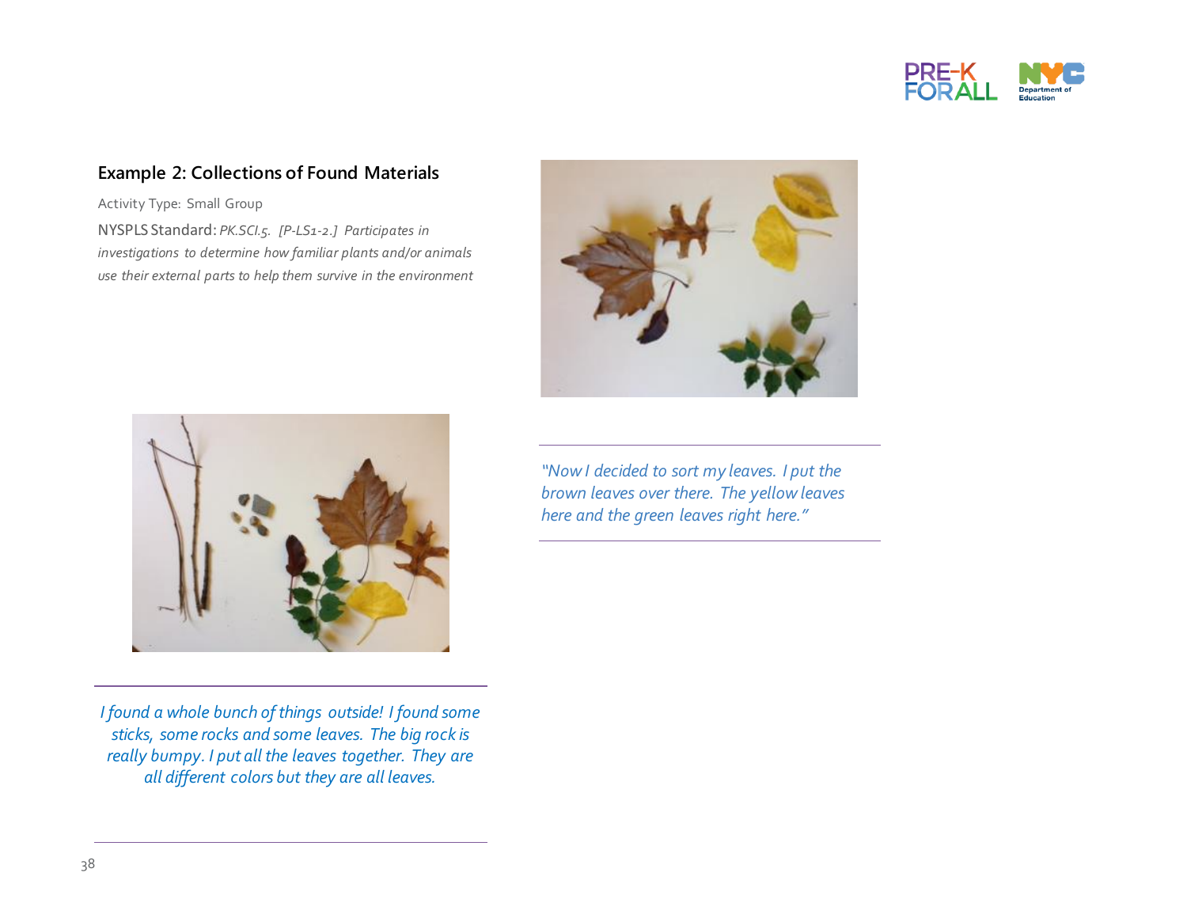## Example 2: Collections of Found Materials

Activity Type: Small Group

NYSPLS Standard: *PK.SCI.5. [P-LS1-2.] Participates in investigations to determine how familiar plants and/or animals use their external parts to help them survive in the environment*

*"Now I decided to sort my leaves. I put the brown leaves over there. The yellow leaves here and the green leaves right here."*

*I found a whole bunch of things outside! I found some sticks, some rocks and some leaves. The big rock is really bumpy. I put all the leaves together. They are all different colors but they are all leaves.*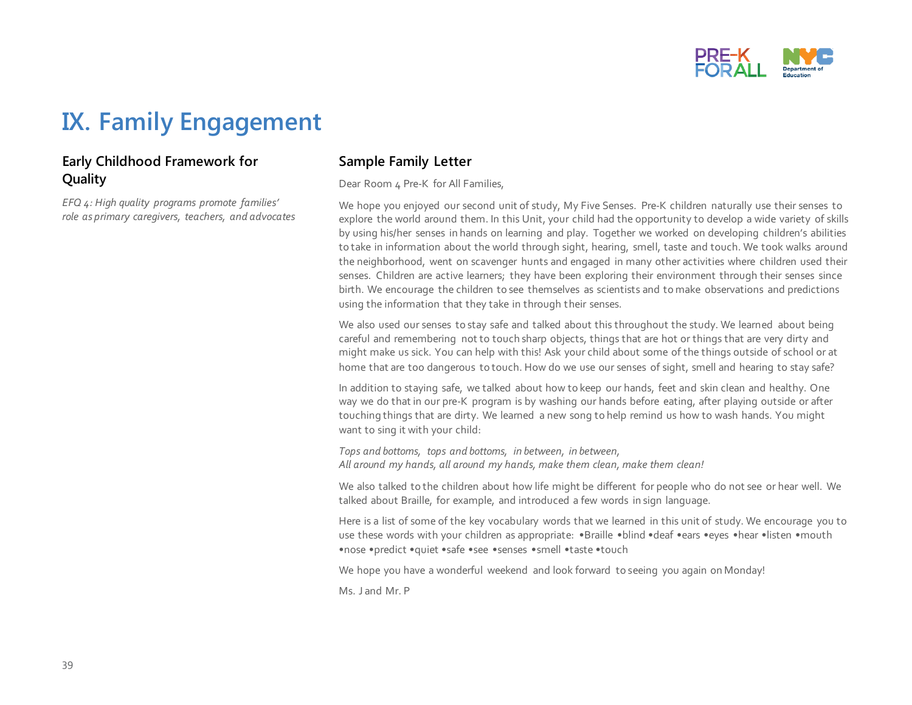# IX. Family Engagement

## Early Childhood Framework for Quality

*EFQ 4: High quality programs promote families' role as primary caregivers, teachers, and advocates*

## Sample Family Letter

Dear Room 4 Pre-K for All Families,

We hope you enjoyed our second unit of study, My Five Senses. Pre-K children naturally use their senses to explore the world around them. In this Unit, your child had the opportunity to develop a wide variety of skills by using his/her senses in hands on learning and play. Together we worked on developing children's abilities to take in information about the world through sight, hearing, smell, taste and touch. We took walks around the neighborhood, went on scavenger hunts and engaged in many other activities where children used their senses. Children are active learners; they have been exploring their environment through their senses since birth. We encourage the children to see themselves as scientists and to make observations and predictions using the information that they take in through their senses.

We also used our senses to stay safe and talked about this throughout the study. We learned about being careful and remembering not to touch sharp objects, things that are hot or things that are very dirty and might make us sick. You can help with this! Ask your child about some of the things outside of school or at home that are too dangerous to touch. How do we use our senses of sight, smell and hearing to stay safe?

In addition to staying safe, we talked about how to keep our hands, feet and skin clean and healthy. One way we do that in our pre-K program is by washing our hands before eating, after playing outside or after touching things that are dirty. We learned a new song to help remind us how to wash hands. You might want to sing it with your child:

*Tops and bottoms, tops and bottoms, in between, in between,*
*All around my hands, all around my hands, make them clean, make them clean!*

We also talked to the children about how life might be different for people who do not see or hear well. We talked about Braille, for example, and introduced a few words in sign language.

Here is a list of some of the key vocabulary words that we learned in this unit of study. We encourage you to use these words with your children as appropriate: •Braille •blind •deaf •ears •eyes •hear •listen •mouth •nose •predict •quiet •safe •see •senses •smell •taste •touch

We hope you have a wonderful weekend and look forward to seeing you again on Monday!

Ms. J and Mr. P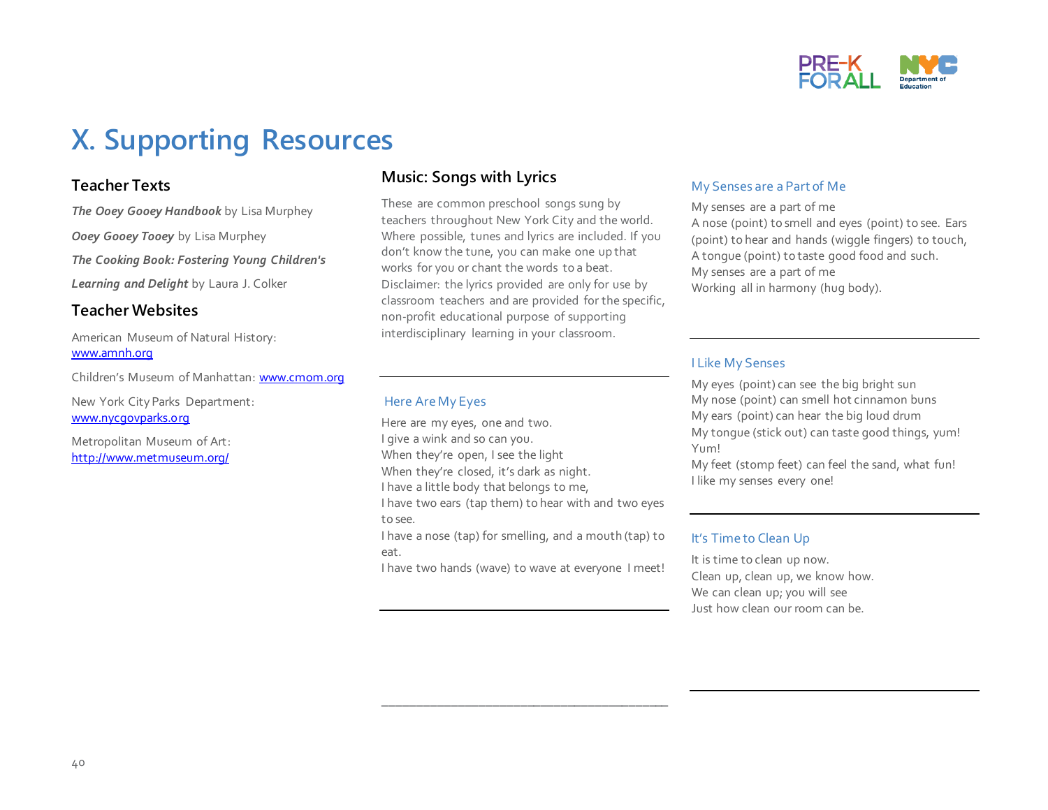# X. Supporting Resources

## Teacher Texts

***The Ooey Gooey Handbook*** by Lisa Murphey

***Ooey Gooey Tooey*** by Lisa Murphey

***The Cooking Book: Fostering Young Children's Learning and Delight*** by Laura J. Colker

## Teacher Websites

American Museum of Natural History: [www.amnh.org](http://www.amnh.org)

Children's Museum of Manhattan: [www.cmom.org](http://www.cmom.org)

New York City Parks Department: [www.nycgovparks.org](http://www.nycgovparks.org)

Metropolitan Museum of Art: [http://www.metmuseum.org/](http://www.metmuseum.org/)

## Music: Songs with Lyrics

These are common preschool songs sung by teachers throughout New York City and the world. Where possible, tunes and lyrics are included. If you don't know the tune, you can make one up that works for you or chant the words to a beat. Disclaimer: the lyrics provided are only for use by classroom teachers and are provided for the specific, non-profit educational purpose of supporting interdisciplinary learning in your classroom.

---

### Here Are My Eyes

Here are my eyes, one and two.
I give a wink and so can you.
When they're open, I see the light
When they're closed, it's dark as night.
I have a little body that belongs to me,
I have two ears (tap them) to hear with and two eyes to see.
I have a nose (tap) for smelling, and a mouth (tap) to eat.
I have two hands (wave) to wave at everyone I meet!

---

### My Senses are a Part of Me

My senses are a part of me
A nose (point) to smell and eyes (point) to see. Ears (point) to hear and hands (wiggle fingers) to touch,
A tongue (point) to taste good food and such.
My senses are a part of me
Working all in harmony (hug body).

---

### I Like My Senses

My eyes (point) can see the big bright sun
My nose (point) can smell hot cinnamon buns
My ears (point) can hear the big loud drum
My tongue (stick out) can taste good things, yum!
Yum!
My feet (stomp feet) can feel the sand, what fun!
I like my senses every one!

---

### It's Time to Clean Up

It is time to clean up now.
Clean up, clean up, we know how.
We can clean up; you will see
Just how clean our room can be.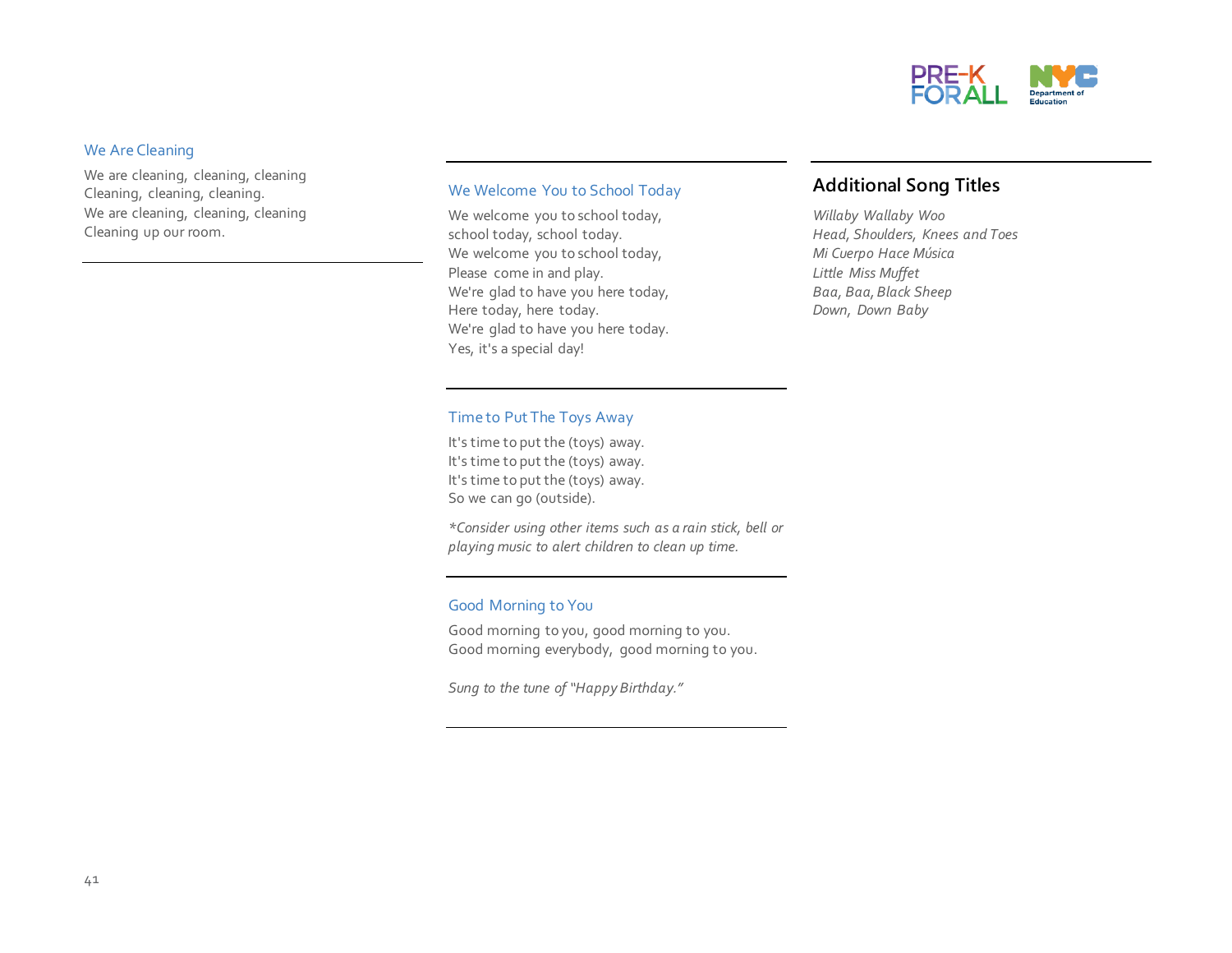### We Are Cleaning

We are cleaning, cleaning, cleaning
Cleaning, cleaning, cleaning.
We are cleaning, cleaning, cleaning
Cleaning up our room.

---

### We Welcome You to School Today

We welcome you to school today,
school today, school today.
We welcome you to school today,
Please come in and play.
We're glad to have you here today,
Here today, here today.
We're glad to have you here today.
Yes, it's a special day!

---

### Time to Put The Toys Away

It's time to put the (toys) away.
It's time to put the (toys) away.
It's time to put the (toys) away.
So we can go (outside).

*\*Consider using other items such as a rain stick, bell or playing music to alert children to clean up time.*

---

### Good Morning to You

Good morning to you, good morning to you.
Good morning everybody, good morning to you.

*Sung to the tune of "Happy Birthday."*

---

## Additional Song Titles

*Willaby Wallaby Woo*
*Head, Shoulders, Knees and Toes*
*Mi Cuerpo Hace Música*
*Little Miss Muffet*
*Baa, Baa, Black Sheep*
*Down, Down Baby*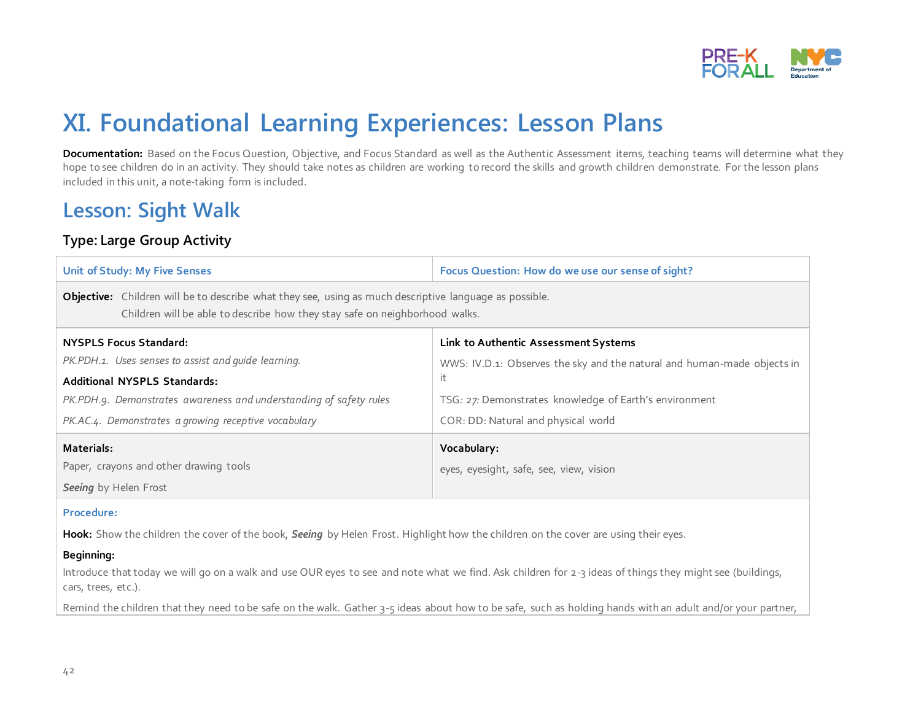# XI. Foundational Learning Experiences: Lesson Plans

**Documentation:** Based on the Focus Question, Objective, and Focus Standard as well as the Authentic Assessment items, teaching teams will determine what they hope to see children do in an activity. They should take notes as children are working to record the skills and growth children demonstrate. For the lesson plans included in this unit, a note-taking form is included.

## Lesson: Sight Walk

### Type: Large Group Activity

| Unit of Study: My Five Senses | Focus Question: How do we use our sense of sight? |
|---|---|
| **Objective:** Children will be to describe what they see, using as much descriptive language as possible.<br>Children will be able to describe how they stay safe on neighborhood walks. | |
| **NYSPLS Focus Standard:**<br>*PK.PDH.1. Uses senses to assist and guide learning.*<br>**Additional NYSPLS Standards:**<br>*PK.PDH.9. Demonstrates awareness and understanding of safety rules*<br>*PK.AC.4. Demonstrates a growing receptive vocabulary* | **Link to Authentic Assessment Systems**<br>WWS: IV.D.1: Observes the sky and the natural and human-made objects in it<br>TSG: *27:* Demonstrates knowledge of Earth's environment<br>COR: DD: Natural and physical world |
| **Materials:**<br>Paper, crayons and other drawing tools<br>***Seeing*** by Helen Frost | **Vocabulary:**<br>eyes, eyesight, safe, see, view, vision |

**Procedure:**

**Hook:** Show the children the cover of the book, ***Seeing*** by Helen Frost. Highlight how the children on the cover are using their eyes.

**Beginning:**

Introduce that today we will go on a walk and use OUR eyes to see and note what we find. Ask children for 2-3 ideas of things they might see (buildings, cars, trees, etc.).

Remind the children that they need to be safe on the walk. Gather 3-5 ideas about how to be safe, such as holding hands with an adult and/or your partner,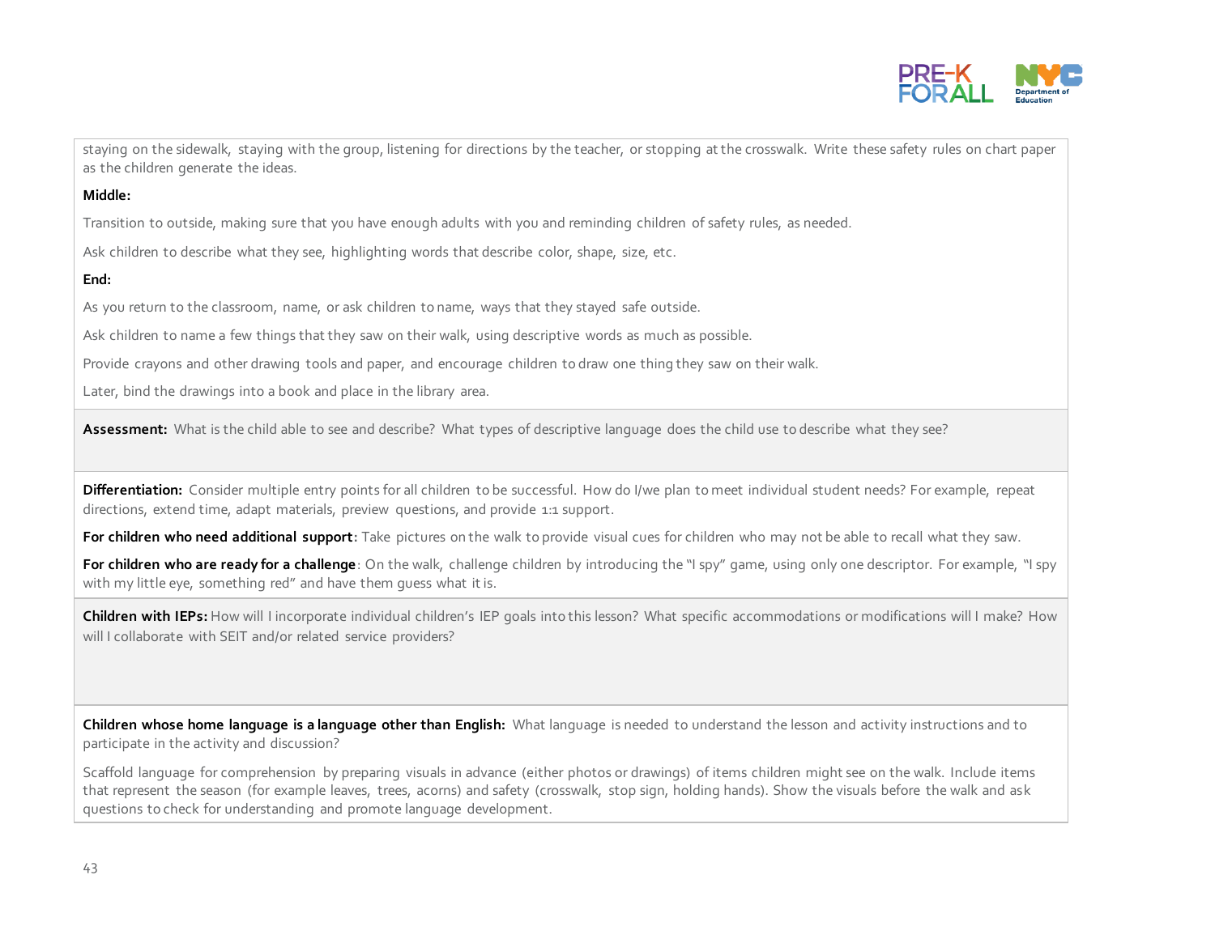staying on the sidewalk, staying with the group, listening for directions by the teacher, or stopping at the crosswalk. Write these safety rules on chart paper as the children generate the ideas.

**Middle:**

Transition to outside, making sure that you have enough adults with you and reminding children of safety rules, as needed.

Ask children to describe what they see, highlighting words that describe color, shape, size, etc.

**End:**

As you return to the classroom, name, or ask children to name, ways that they stayed safe outside.

Ask children to name a few things that they saw on their walk, using descriptive words as much as possible.

Provide crayons and other drawing tools and paper, and encourage children to draw one thing they saw on their walk.

Later, bind the drawings into a book and place in the library area.

**Assessment:** What is the child able to see and describe? What types of descriptive language does the child use to describe what they see?

**Differentiation:** Consider multiple entry points for all children to be successful. How do I/we plan to meet individual student needs? For example, repeat directions, extend time, adapt materials, preview questions, and provide 1:1 support.

**For children who need additional support:** Take pictures on the walk to provide visual cues for children who may not be able to recall what they saw.

**For children who are ready for a challenge**: On the walk, challenge children by introducing the "I spy" game, using only one descriptor. For example, "I spy with my little eye, something red" and have them guess what it is.

**Children with IEPs:** How will I incorporate individual children's IEP goals into this lesson? What specific accommodations or modifications will I make? How will I collaborate with SEIT and/or related service providers?

**Children whose home language is a language other than English:** What language is needed to understand the lesson and activity instructions and to participate in the activity and discussion?

Scaffold language for comprehension by preparing visuals in advance (either photos or drawings) of items children might see on the walk. Include items that represent the season (for example leaves, trees, acorns) and safety (crosswalk, stop sign, holding hands). Show the visuals before the walk and ask questions to check for understanding and promote language development.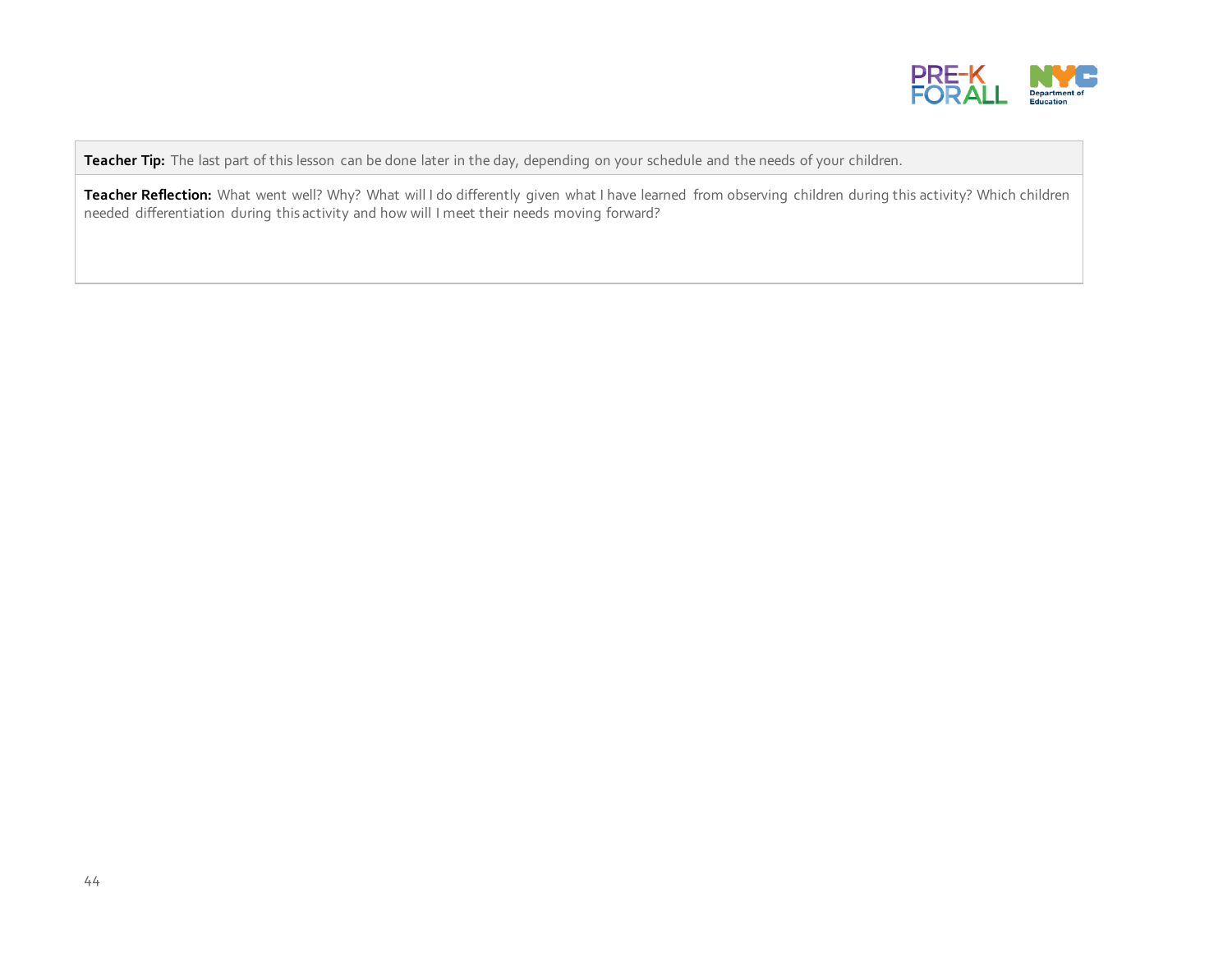| **Teacher Tip:** The last part of this lesson can be done later in the day, depending on your schedule and the needs of your children. |
| --- |
| **Teacher Reflection:** What went well? Why? What will I do differently given what I have learned from observing children during this activity? Which children needed differentiation during this activity and how will I meet their needs moving forward? |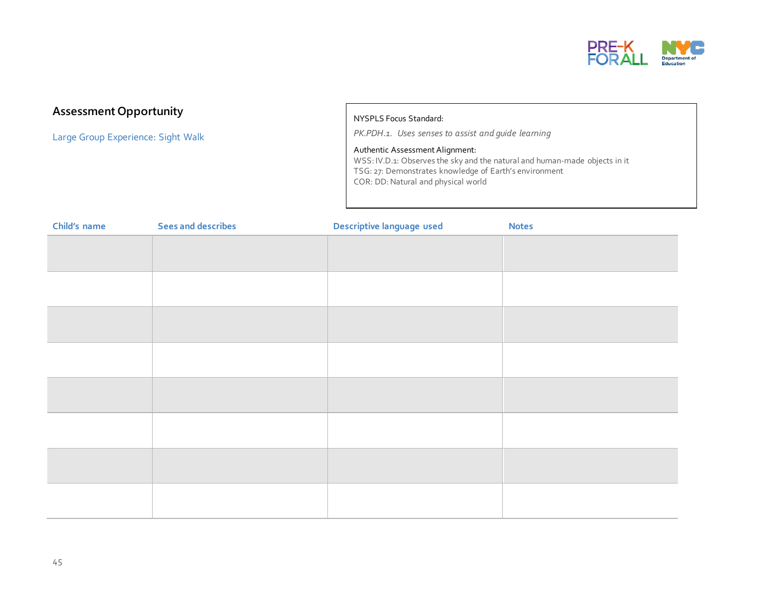## Assessment Opportunity

Large Group Experience: Sight Walk

NYSPLS Focus Standard:

*PK.PDH.1. Uses senses to assist and guide learning*

Authentic Assessment Alignment:

WSS: IV.D.1: Observes the sky and the natural and human-made objects in it
TSG: 27: Demonstrates knowledge of Earth's environment
COR: DD: Natural and physical world

| Child's name | Sees and describes | Descriptive language used | Notes |
|---|---|---|---|
| | | | |
| | | | |
| | | | |
| | | | |
| | | | |
| | | | |
| | | | |
| | | | |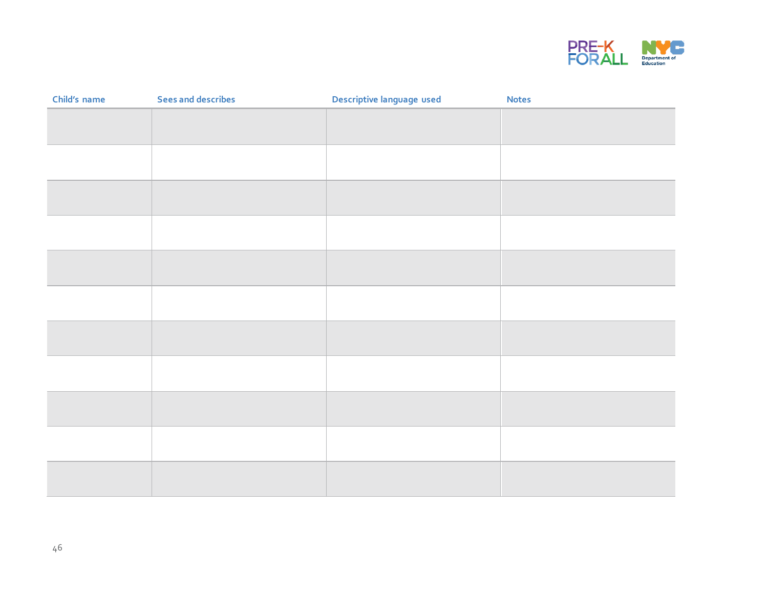| Child's name | Sees and describes | Descriptive language used | Notes |
| --- | --- | --- | --- |
| | | | |
| | | | |
| | | | |
| | | | |
| | | | |
| | | | |
| | | | |
| | | | |
| | | | |
| | | | |
| | | | |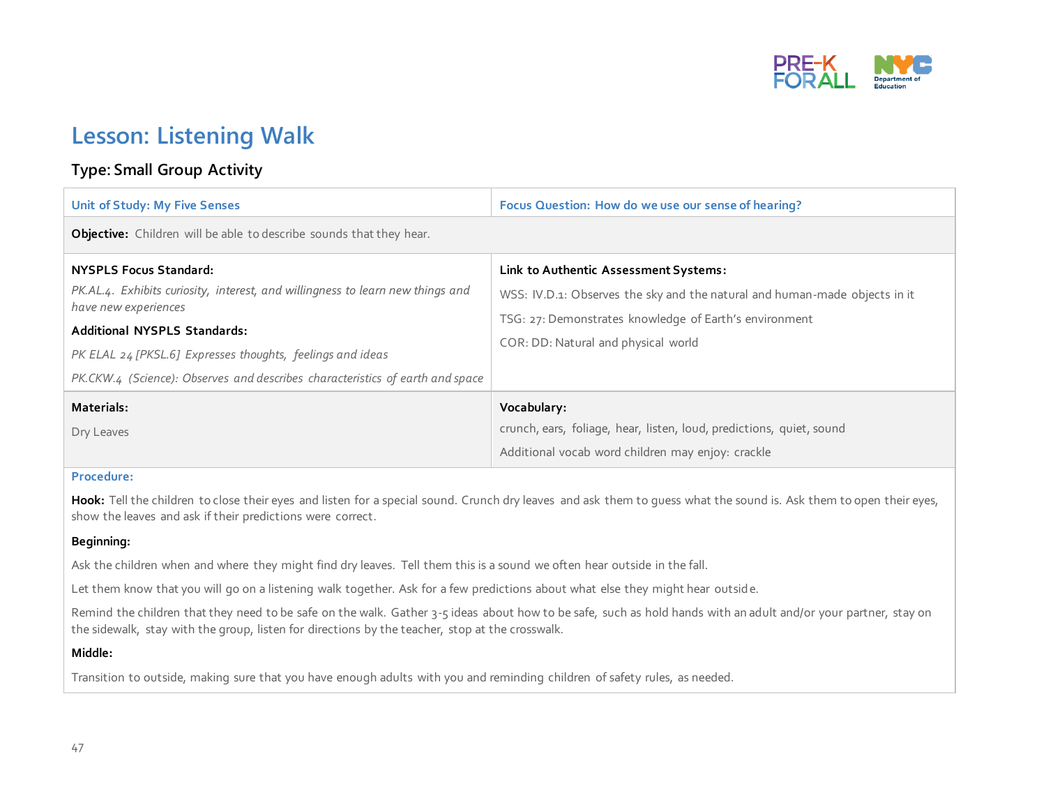# Lesson: Listening Walk

## Type: Small Group Activity

| Unit of Study: My Five Senses | Focus Question: How do we use our sense of hearing? |
|---|---|
| **Objective:** Children will be able to describe sounds that they hear. | |
| **NYSPLS Focus Standard:**<br>*PK.AL.4. Exhibits curiosity, interest, and willingness to learn new things and have new experiences*<br>**Additional NYSPLS Standards:**<br>*PK ELAL 24 [PKSL.6] Expresses thoughts, feelings and ideas*<br>*PK.CKW.4 (Science): Observes and describes characteristics of earth and space* | **Link to Authentic Assessment Systems:**<br>WSS: IV.D.1: Observes the sky and the natural and human-made objects in it<br>TSG: 27: Demonstrates knowledge of Earth's environment<br>COR: DD: Natural and physical world |
| **Materials:**<br>Dry Leaves | **Vocabulary:**<br>crunch, ears, foliage, hear, listen, loud, predictions, quiet, sound<br>Additional vocab word children may enjoy: crackle |

### Procedure:

**Hook:** Tell the children to close their eyes and listen for a special sound. Crunch dry leaves and ask them to guess what the sound is. Ask them to open their eyes, show the leaves and ask if their predictions were correct.

**Beginning:**

Ask the children when and where they might find dry leaves. Tell them this is a sound we often hear outside in the fall.

Let them know that you will go on a listening walk together. Ask for a few predictions about what else they might hear outside.

Remind the children that they need to be safe on the walk. Gather 3-5 ideas about how to be safe, such as hold hands with an adult and/or your partner, stay on the sidewalk, stay with the group, listen for directions by the teacher, stop at the crosswalk.

**Middle:**

Transition to outside, making sure that you have enough adults with you and reminding children of safety rules, as needed.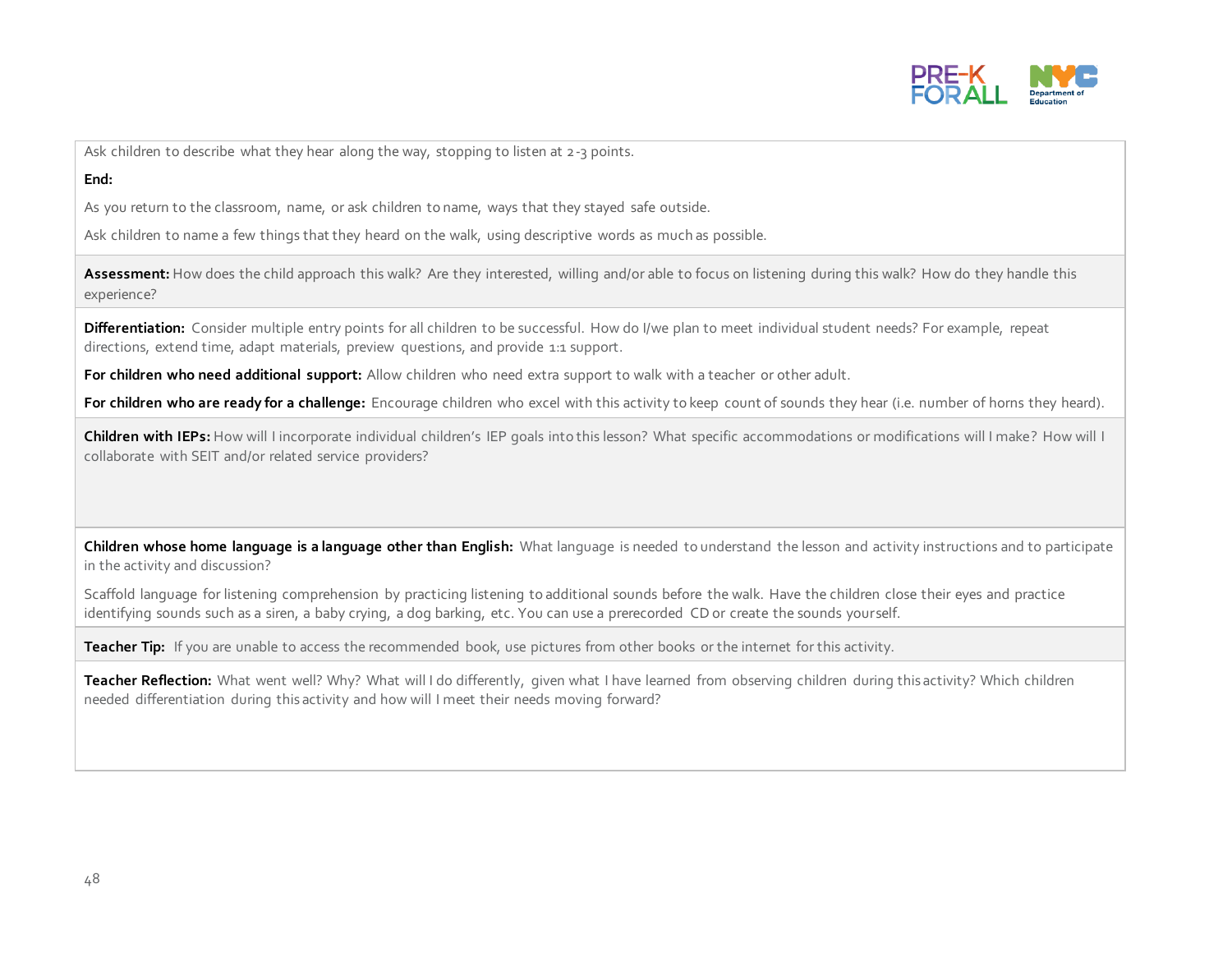Ask children to describe what they hear along the way, stopping to listen at 2-3 points.

**End:**

As you return to the classroom, name, or ask children to name, ways that they stayed safe outside.

Ask children to name a few things that they heard on the walk, using descriptive words as much as possible.

**Assessment:** How does the child approach this walk? Are they interested, willing and/or able to focus on listening during this walk? How do they handle this experience?

**Differentiation:** Consider multiple entry points for all children to be successful. How do I/we plan to meet individual student needs? For example, repeat directions, extend time, adapt materials, preview questions, and provide 1:1 support.

**For children who need additional support:** Allow children who need extra support to walk with a teacher or other adult.

**For children who are ready for a challenge:** Encourage children who excel with this activity to keep count of sounds they hear (i.e. number of horns they heard).

**Children with IEPs:** How will I incorporate individual children's IEP goals into this lesson? What specific accommodations or modifications will I make? How will I collaborate with SEIT and/or related service providers?

**Children whose home language is a language other than English:** What language is needed to understand the lesson and activity instructions and to participate in the activity and discussion?

Scaffold language for listening comprehension by practicing listening to additional sounds before the walk. Have the children close their eyes and practice identifying sounds such as a siren, a baby crying, a dog barking, etc. You can use a prerecorded CD or create the sounds yourself.

**Teacher Tip:** If you are unable to access the recommended book, use pictures from other books or the internet for this activity.

**Teacher Reflection:** What went well? Why? What will I do differently, given what I have learned from observing children during this activity? Which children needed differentiation during this activity and how will I meet their needs moving forward?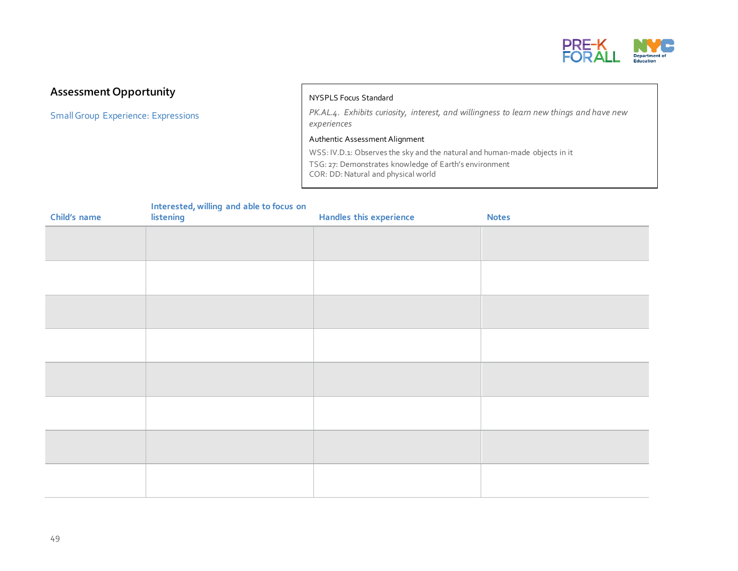## Assessment Opportunity

Small Group Experience: Expressions

NYSPLS Focus Standard

*PK.AL.4. Exhibits curiosity, interest, and willingness to learn new things and have new experiences*

Authentic Assessment Alignment

WSS: IV.D.1: Observes the sky and the natural and human-made objects in it
TSG: 27: Demonstrates knowledge of Earth's environment
COR: DD: Natural and physical world

| Child's name | Interested, willing and able to focus on listening | Handles this experience | Notes |
|---|---|---|---|
| | | | |
| | | | |
| | | | |
| | | | |
| | | | |
| | | | |
| | | | |
| | | | |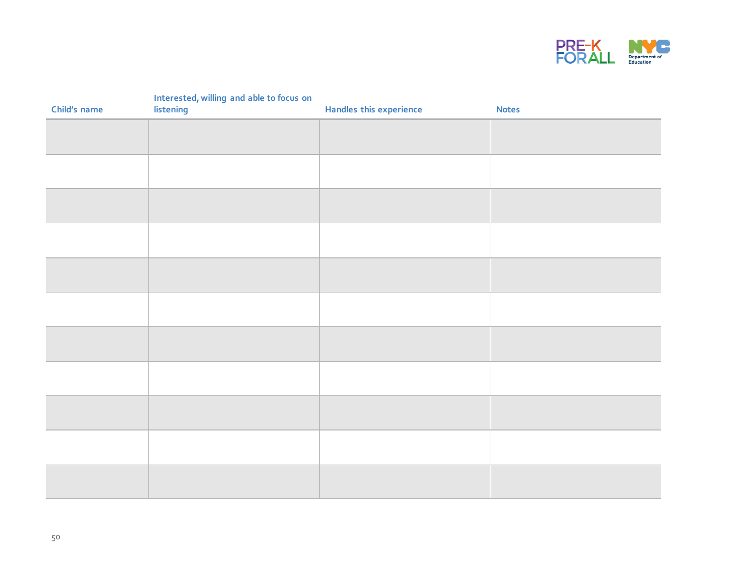| Child's name | Interested, willing and able to focus on listening | Handles this experience | Notes |
| --- | --- | --- | --- |
| | | | |
| | | | |
| | | | |
| | | | |
| | | | |
| | | | |
| | | | |
| | | | |
| | | | |
| | | | |
| | | | |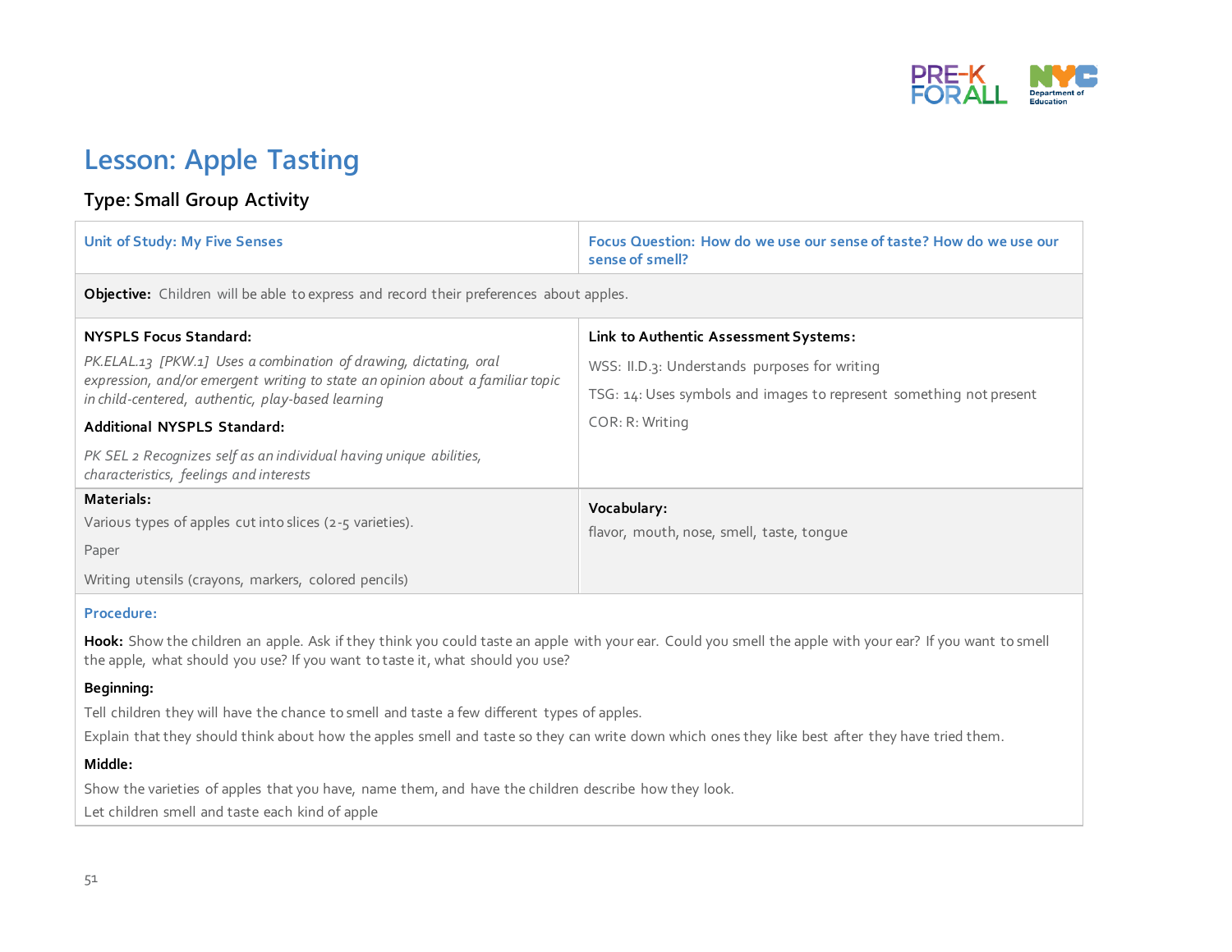# Lesson: Apple Tasting

## Type: Small Group Activity

| Unit of Study: My Five Senses | Focus Question: How do we use our sense of taste? How do we use our sense of smell? |
|---|---|
| **Objective:** Children will be able to express and record their preferences about apples. | |
| **NYSPLS Focus Standard:**<br>*PK.ELAL.13 [PKW.1] Uses a combination of drawing, dictating, oral expression, and/or emergent writing to state an opinion about a familiar topic in child-centered, authentic, play-based learning*<br>**Additional NYSPLS Standard:**<br>*PK SEL 2 Recognizes self as an individual having unique abilities, characteristics, feelings and interests* | **Link to Authentic Assessment Systems:**<br>WSS: II.D.3: Understands purposes for writing<br>TSG: 14: Uses symbols and images to represent something not present<br>COR: R: Writing |
| **Materials:**<br>Various types of apples cut into slices (2-5 varieties).<br>Paper<br>Writing utensils (crayons, markers, colored pencils) | **Vocabulary:**<br>flavor, mouth, nose, smell, taste, tongue |

**Procedure:**

**Hook:** Show the children an apple. Ask if they think you could taste an apple with your ear. Could you smell the apple with your ear? If you want to smell the apple, what should you use? If you want to taste it, what should you use?

**Beginning:**

Tell children they will have the chance to smell and taste a few different types of apples.

Explain that they should think about how the apples smell and taste so they can write down which ones they like best after they have tried them.

**Middle:**

Show the varieties of apples that you have, name them, and have the children describe how they look.

Let children smell and taste each kind of apple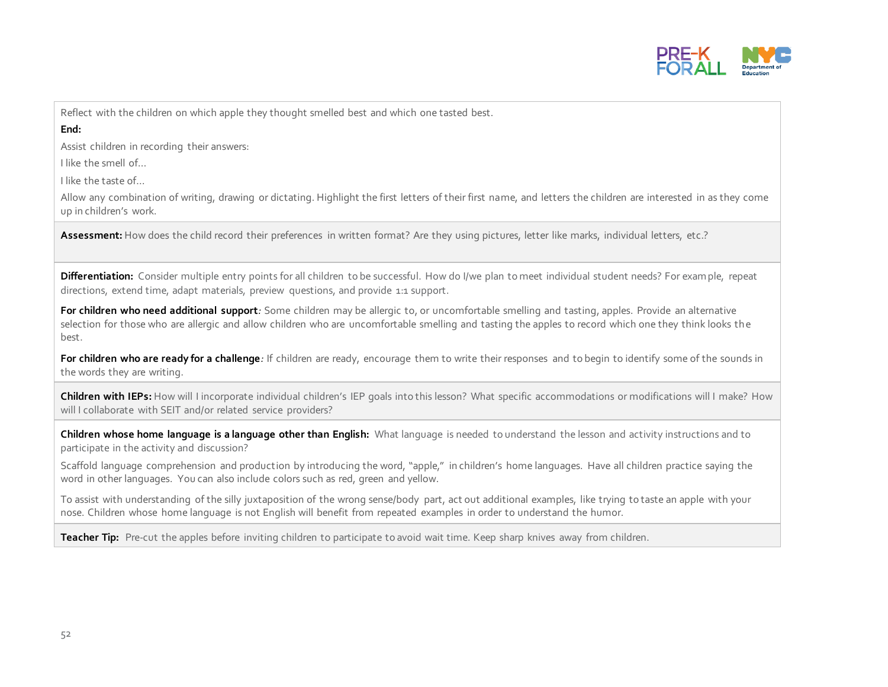Reflect with the children on which apple they thought smelled best and which one tasted best.

**End:**

Assist children in recording their answers:

I like the smell of…

I like the taste of…

Allow any combination of writing, drawing or dictating. Highlight the first letters of their first name, and letters the children are interested in as they come up in children's work.

**Assessment:** How does the child record their preferences in written format? Are they using pictures, letter like marks, individual letters, etc.?

**Differentiation:** Consider multiple entry points for all children to be successful. How do I/we plan to meet individual student needs? For example, repeat directions, extend time, adapt materials, preview questions, and provide 1:1 support.

**For children who need additional support***:* Some children may be allergic to, or uncomfortable smelling and tasting, apples. Provide an alternative selection for those who are allergic and allow children who are uncomfortable smelling and tasting the apples to record which one they think looks the best.

**For children who are ready for a challenge***:* If children are ready, encourage them to write their responses and to begin to identify some of the sounds in the words they are writing.

**Children with IEPs:** How will I incorporate individual children's IEP goals into this lesson? What specific accommodations or modifications will I make? How will I collaborate with SEIT and/or related service providers?

**Children whose home language is a language other than English:** What language is needed to understand the lesson and activity instructions and to participate in the activity and discussion?

Scaffold language comprehension and production by introducing the word, "apple," in children's home languages. Have all children practice saying the word in other languages. You can also include colors such as red, green and yellow.

To assist with understanding of the silly juxtaposition of the wrong sense/body part, act out additional examples, like trying to taste an apple with your nose. Children whose home language is not English will benefit from repeated examples in order to understand the humor.

**Teacher Tip:** Pre-cut the apples before inviting children to participate to avoid wait time. Keep sharp knives away from children.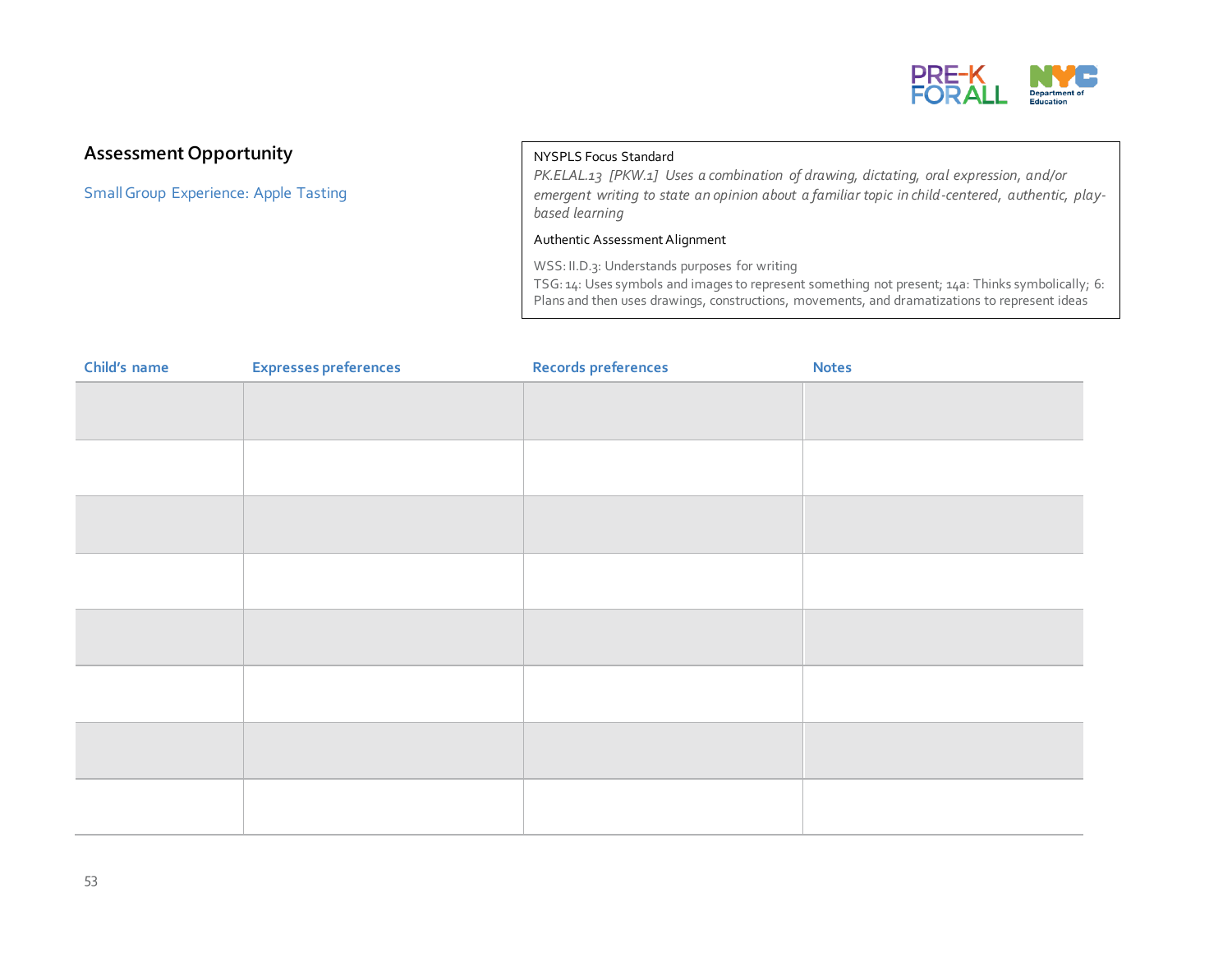## Assessment Opportunity

Small Group Experience: Apple Tasting

NYSPLS Focus Standard

*PK.ELAL.13 [PKW.1] Uses a combination of drawing, dictating, oral expression, and/or emergent writing to state an opinion about a familiar topic in child-centered, authentic, play-based learning*

Authentic Assessment Alignment

WSS: II.D.3: Understands purposes for writing
TSG: 14: Uses symbols and images to represent something not present; 14a: Thinks symbolically; 6: Plans and then uses drawings, constructions, movements, and dramatizations to represent ideas

| Child's name | Expresses preferences | Records preferences | Notes |
|---|---|---|---|
| | | | |
| | | | |
| | | | |
| | | | |
| | | | |
| | | | |
| | | | |
| | | | |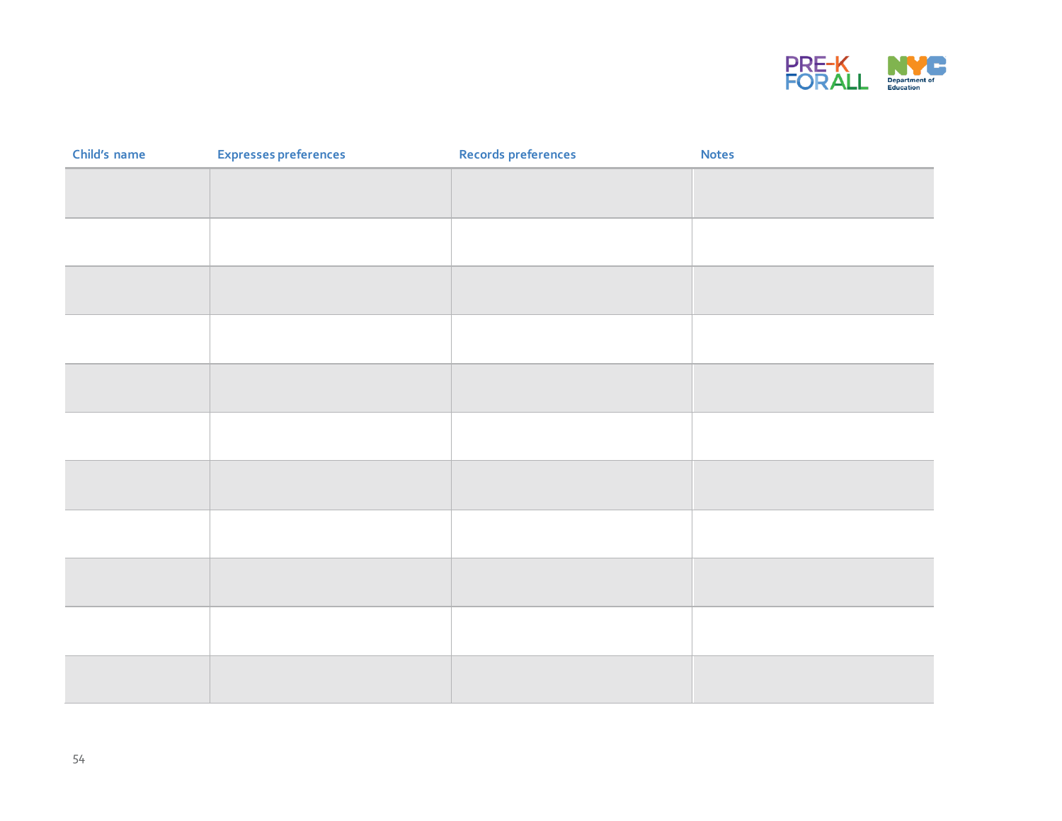| Child's name | Expresses preferences | Records preferences | Notes |
|---|---|---|---|
| | | | |
| | | | |
| | | | |
| | | | |
| | | | |
| | | | |
| | | | |
| | | | |
| | | | |
| | | | |
| | | | |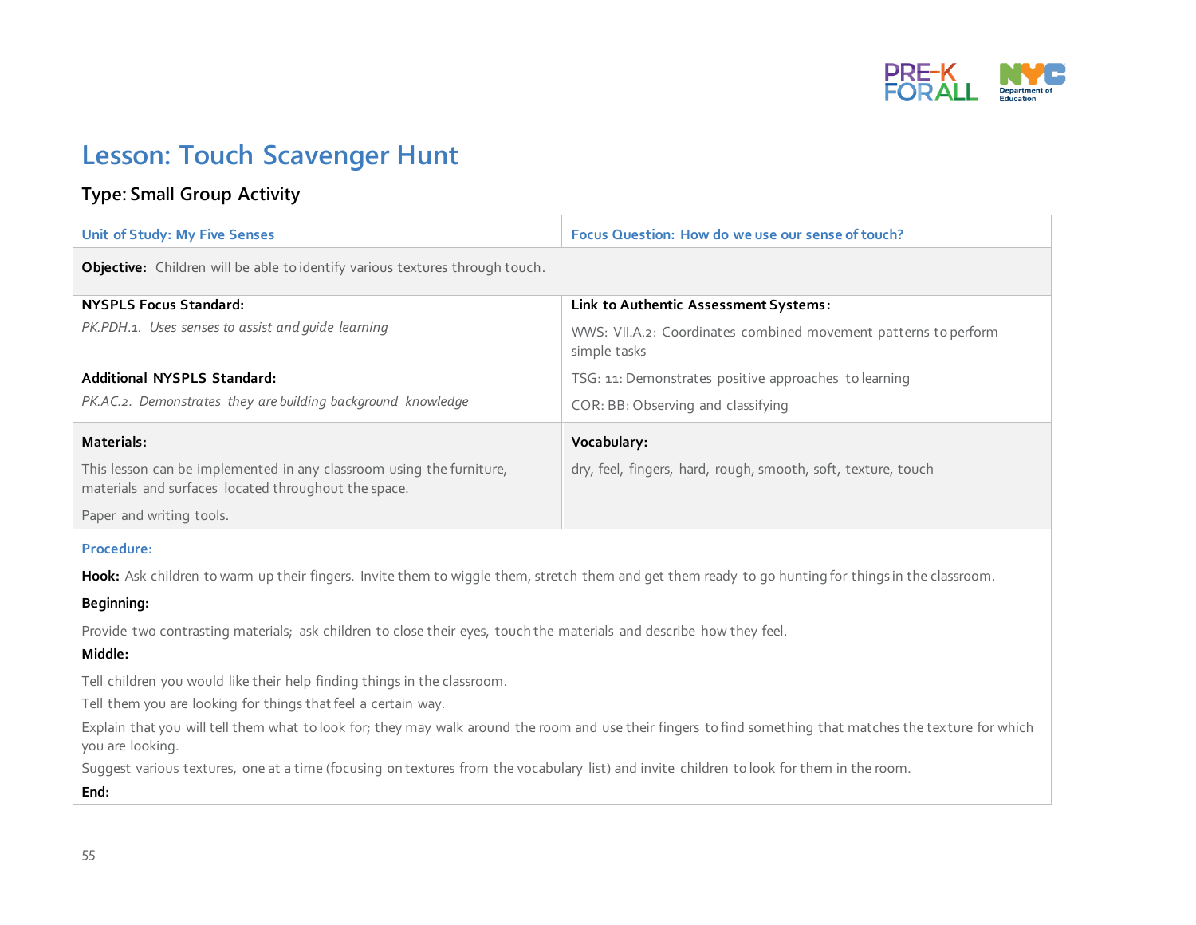# Lesson: Touch Scavenger Hunt

## Type: Small Group Activity

| Unit of Study: My Five Senses | Focus Question: How do we use our sense of touch? |
|---|---|
| **Objective:** Children will be able to identify various textures through touch. | |
| **NYSPLS Focus Standard:**<br>*PK.PDH.1. Uses senses to assist and guide learning*<br><br>**Additional NYSPLS Standard:**<br>*PK.AC.2. Demonstrates they are building background knowledge* | **Link to Authentic Assessment Systems:**<br>WWS: VII.A.2: Coordinates combined movement patterns to perform simple tasks<br>TSG: 11: Demonstrates positive approaches to learning<br>COR: BB: Observing and classifying |
| **Materials:**<br>This lesson can be implemented in any classroom using the furniture, materials and surfaces located throughout the space.<br>Paper and writing tools. | **Vocabulary:**<br>dry, feel, fingers, hard, rough, smooth, soft, texture, touch |

**Procedure:**

**Hook:** Ask children to warm up their fingers. Invite them to wiggle them, stretch them and get them ready to go hunting for things in the classroom.

**Beginning:**

Provide two contrasting materials; ask children to close their eyes, touch the materials and describe how they feel.

**Middle:**

Tell children you would like their help finding things in the classroom.

Tell them you are looking for things that feel a certain way.

Explain that you will tell them what to look for; they may walk around the room and use their fingers to find something that matches the texture for which you are looking.

Suggest various textures, one at a time (focusing on textures from the vocabulary list) and invite children to look for them in the room.

**End:**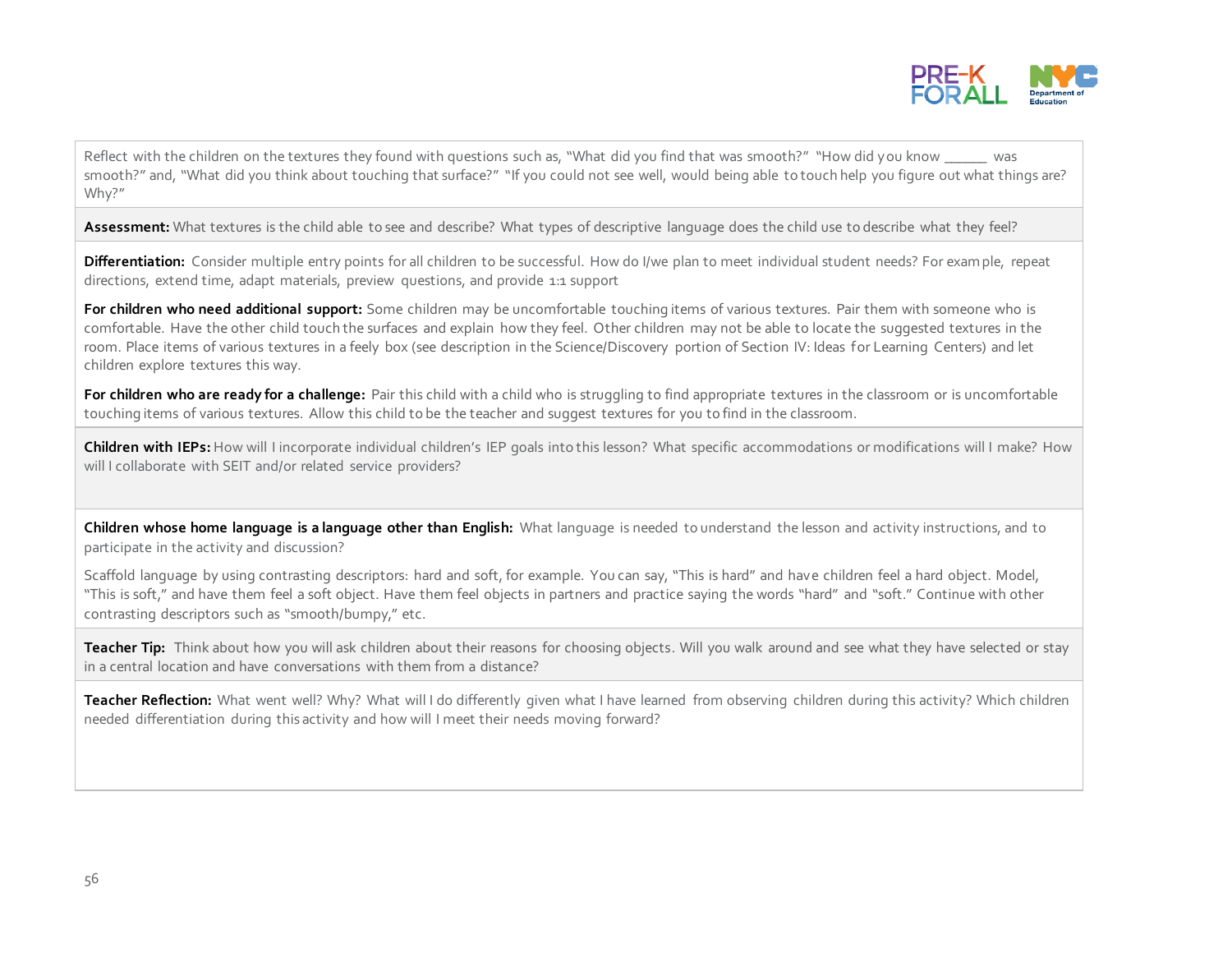Reflect with the children on the textures they found with questions such as, "What did you find that was smooth?" "How did you know ______ was smooth?" and, "What did you think about touching that surface?" "If you could not see well, would being able to touch help you figure out what things are? Why?"

**Assessment:** What textures is the child able to see and describe? What types of descriptive language does the child use to describe what they feel?

**Differentiation:** Consider multiple entry points for all children to be successful. How do I/we plan to meet individual student needs? For example, repeat directions, extend time, adapt materials, preview questions, and provide 1:1 support

**For children who need additional support:** Some children may be uncomfortable touching items of various textures. Pair them with someone who is comfortable. Have the other child touch the surfaces and explain how they feel. Other children may not be able to locate the suggested textures in the room. Place items of various textures in a feely box (see description in the Science/Discovery portion of Section IV: Ideas for Learning Centers) and let children explore textures this way.

**For children who are ready for a challenge:** Pair this child with a child who is struggling to find appropriate textures in the classroom or is uncomfortable touching items of various textures. Allow this child to be the teacher and suggest textures for you to find in the classroom.

**Children with IEPs:** How will I incorporate individual children's IEP goals into this lesson? What specific accommodations or modifications will I make? How will I collaborate with SEIT and/or related service providers?

**Children whose home language is a language other than English:** What language is needed to understand the lesson and activity instructions, and to participate in the activity and discussion?

Scaffold language by using contrasting descriptors: hard and soft, for example. You can say, "This is hard" and have children feel a hard object. Model, "This is soft," and have them feel a soft object. Have them feel objects in partners and practice saying the words "hard" and "soft." Continue with other contrasting descriptors such as "smooth/bumpy," etc.

**Teacher Tip:** Think about how you will ask children about their reasons for choosing objects. Will you walk around and see what they have selected or stay in a central location and have conversations with them from a distance?

**Teacher Reflection:** What went well? Why? What will I do differently given what I have learned from observing children during this activity? Which children needed differentiation during this activity and how will I meet their needs moving forward?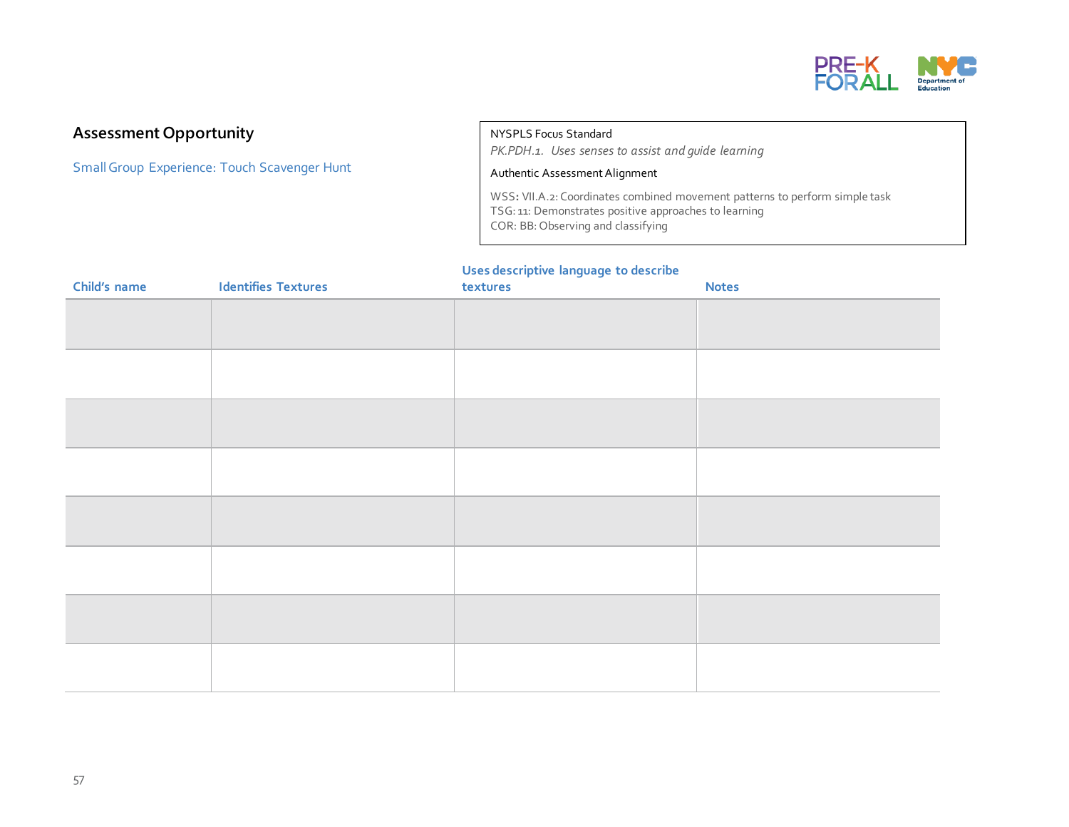## Assessment Opportunity

Small Group Experience: Touch Scavenger Hunt

NYSPLS Focus Standard

*PK.PDH.1. Uses senses to assist and guide learning*

Authentic Assessment Alignment

WSS: VII.A.2: Coordinates combined movement patterns to perform simple task
TSG: 11: Demonstrates positive approaches to learning
COR: BB: Observing and classifying

| Child's name | Identifies Textures | Uses descriptive language to describe textures | Notes |
|---|---|---|---|
| | | | |
| | | | |
| | | | |
| | | | |
| | | | |
| | | | |
| | | | |
| | | | |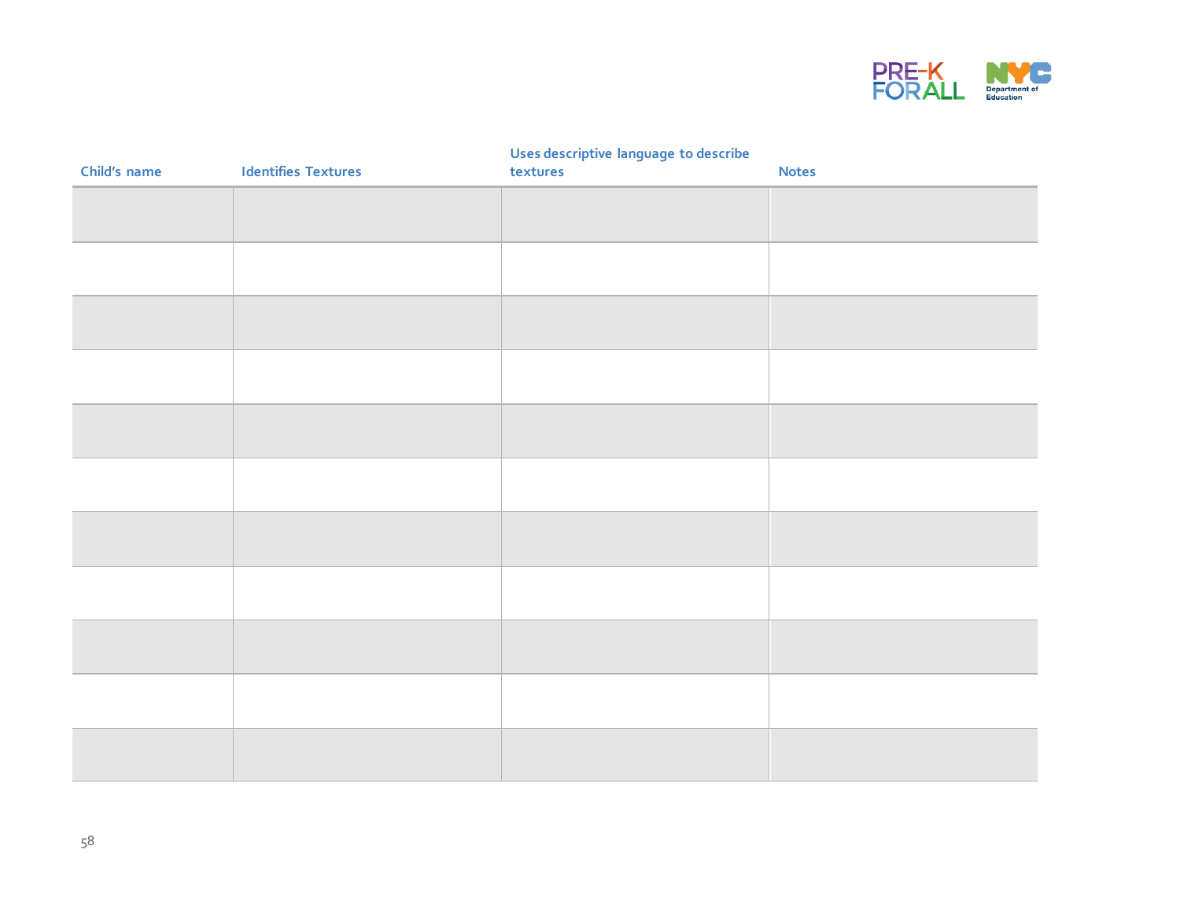| Child's name | Identifies Textures | Uses descriptive language to describe textures | Notes |
| --- | --- | --- | --- |
| | | | |
| | | | |
| | | | |
| | | | |
| | | | |
| | | | |
| | | | |
| | | | |
| | | | |
| | | | |
| | | | |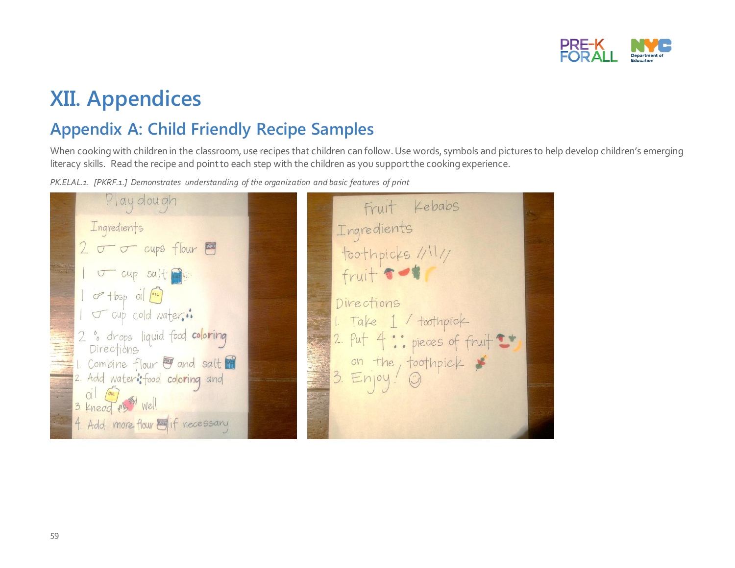# XII. Appendices

## Appendix A: Child Friendly Recipe Samples

When cooking with children in the classroom, use recipes that children can follow. Use words, symbols and pictures to help develop children's emerging literacy skills. Read the recipe and point to each step with the children as you support the cooking experience.

*PK.ELAL.1. [PKRF.1.] Demonstrates understanding of the organization and basic features of print*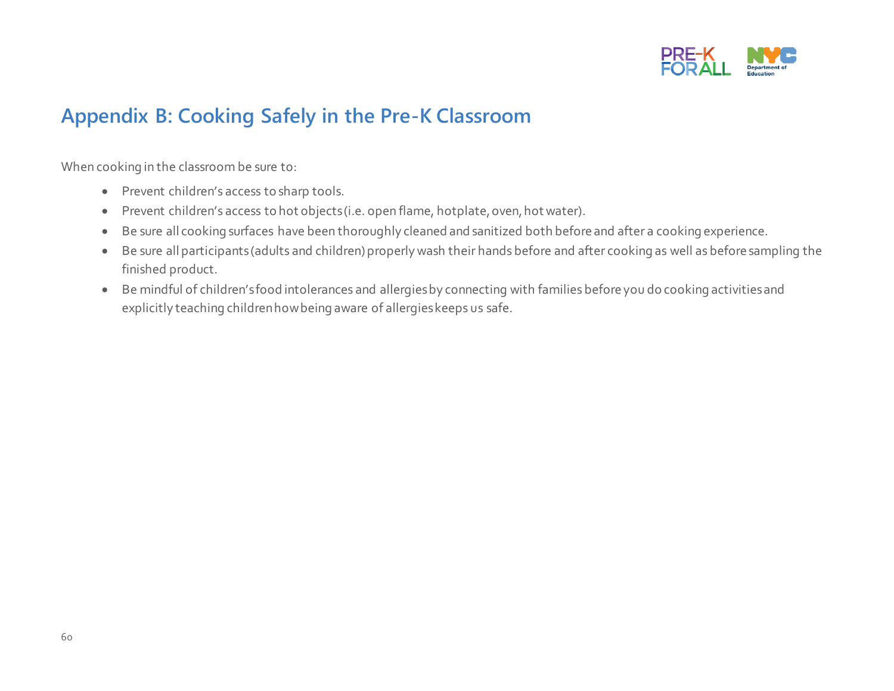## Appendix B: Cooking Safely in the Pre-K Classroom

When cooking in the classroom be sure to:

- Prevent children's access to sharp tools.
- Prevent children's access to hot objects (i.e. open flame, hotplate, oven, hot water).
- Be sure all cooking surfaces have been thoroughly cleaned and sanitized both before and after a cooking experience.
- Be sure all participants (adults and children) properly wash their hands before and after cooking as well as before sampling the finished product.
- Be mindful of children's food intolerances and allergies by connecting with families before you do cooking activities and explicitly teaching children how being aware of allergies keeps us safe.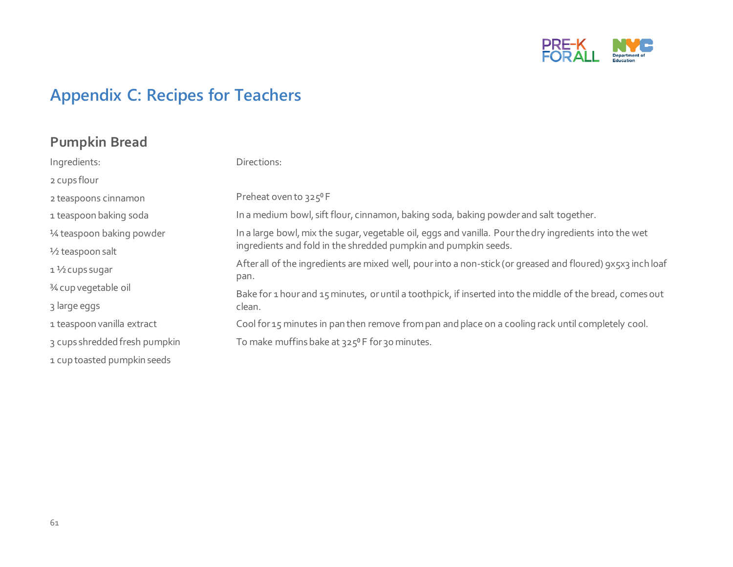# Appendix C: Recipes for Teachers

## Pumpkin Bread

Ingredients:

2 cups flour

2 teaspoons cinnamon

1 teaspoon baking soda

¼ teaspoon baking powder

½ teaspoon salt

1 ½ cups sugar

¾ cup vegetable oil

3 large eggs

1 teaspoon vanilla extract

3 cups shredded fresh pumpkin

1 cup toasted pumpkin seeds

Directions:

Preheat oven to 325⁰ F

In a medium bowl, sift flour, cinnamon, baking soda, baking powder and salt together.

In a large bowl, mix the sugar, vegetable oil, eggs and vanilla. Pour the dry ingredients into the wet ingredients and fold in the shredded pumpkin and pumpkin seeds.

After all of the ingredients are mixed well, pour into a non-stick (or greased and floured) 9x5x3 inch loaf pan.

Bake for 1 hour and 15 minutes, or until a toothpick, if inserted into the middle of the bread, comes out clean.

Cool for 15 minutes in pan then remove from pan and place on a cooling rack until completely cool.

To make muffins bake at 325⁰ F for 30 minutes.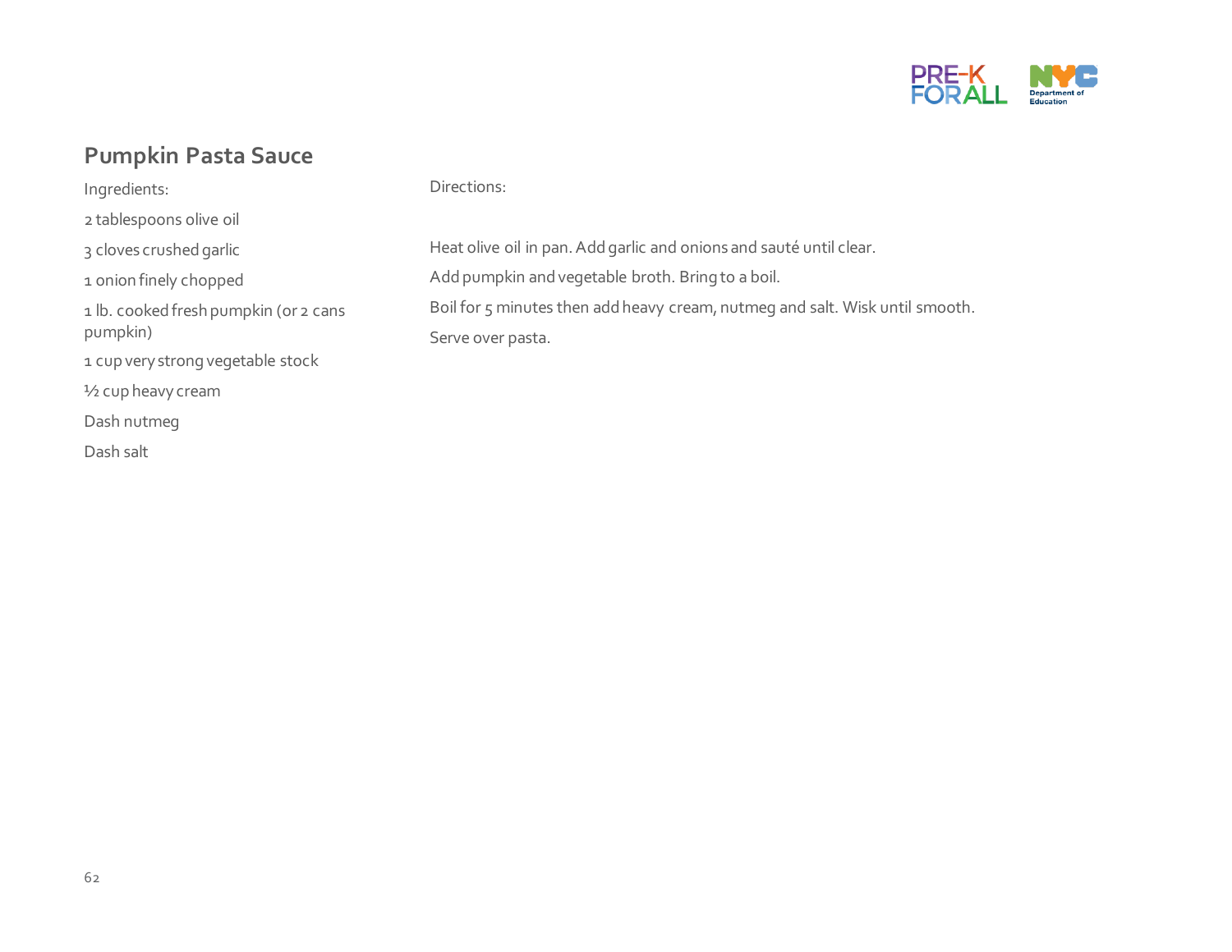## Pumpkin Pasta Sauce

Ingredients:

2 tablespoons olive oil

3 cloves crushed garlic

1 onion finely chopped

1 lb. cooked fresh pumpkin (or 2 cans pumpkin)

1 cup very strong vegetable stock

½ cup heavy cream

Dash nutmeg

Dash salt

Directions:

Heat olive oil in pan. Add garlic and onions and sauté until clear.

Add pumpkin and vegetable broth. Bring to a boil.

Boil for 5 minutes then add heavy cream, nutmeg and salt. Wisk until smooth.

Serve over pasta.